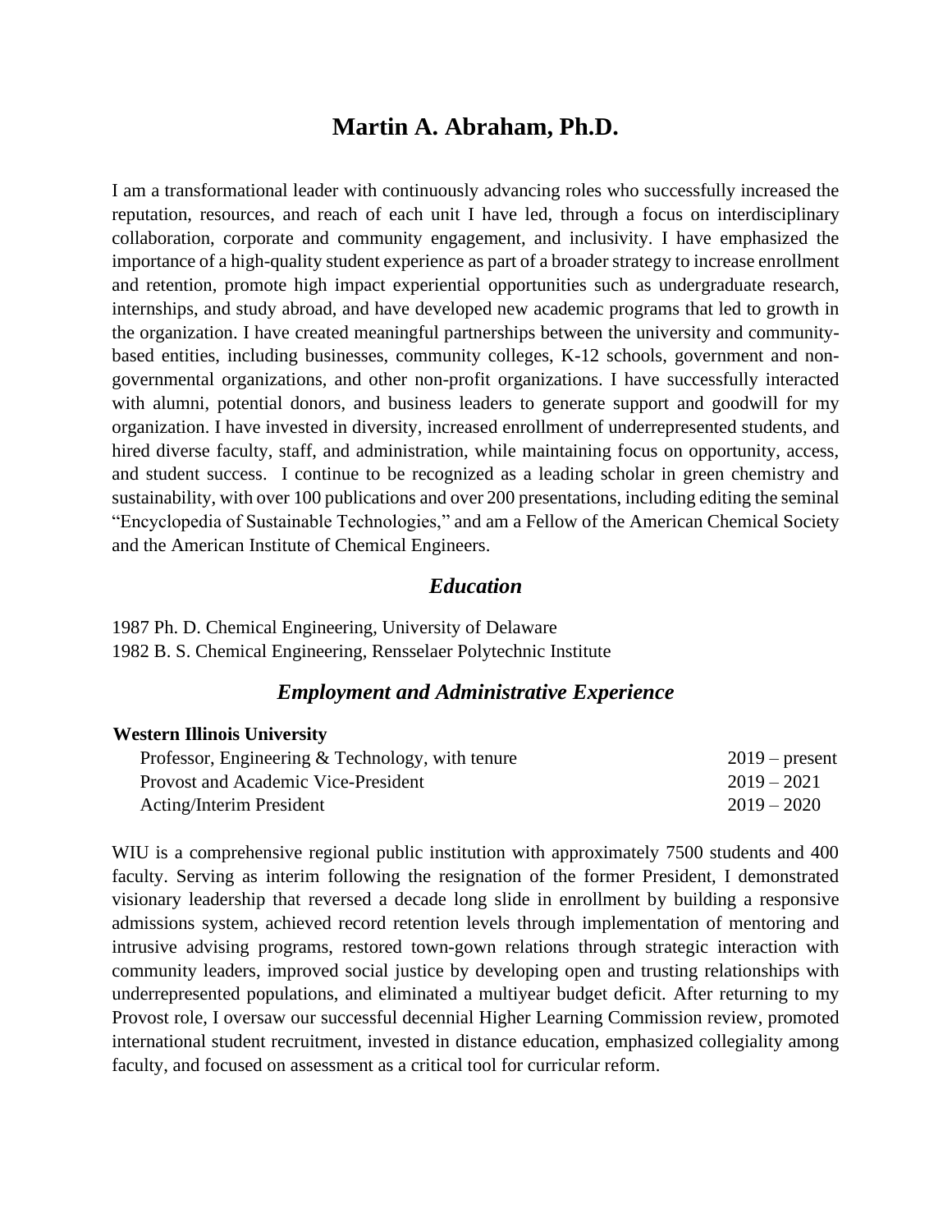# Martin A. Abraham, Ph.D.

I am a transformational leader with continuously advancing roles who successfully increased the reputation, resources, and reach of each unit I have led, through a focus on interdisciplinary collaboration, corporate and community engagement, and inclusivity. I have emphasized the importance of a high-quality student experience as part of a broader strategy to increase enrollment and retention, promote high impact experiential opportunities such as undergraduate research, internships, and study abroad, and have developed new academic programs that led to growth in the organization. I have created meaningful partnerships between the university and community-based entities, including businesses, community colleges, K-12 schools, government and non-governmental organizations, and other non-profit organizations. I have successfully interacted with alumni, potential donors, and business leaders to generate support and goodwill for my organization. I have invested in diversity, increased enrollment of underrepresented students, and hired diverse faculty, staff, and administration, while maintaining focus on opportunity, access, and student success. I continue to be recognized as a leading scholar in green chemistry and sustainability, with over 100 publications and over 200 presentations, including editing the seminal "Encyclopedia of Sustainable Technologies," and am a Fellow of the American Chemical Society and the American Institute of Chemical Engineers.

## *Education*

1987 Ph. D. Chemical Engineering, University of Delaware
1982 B. S. Chemical Engineering, Rensselaer Polytechnic Institute

## *Employment and Administrative Experience*

**Western Illinois University**

| | |
|---|---|
| Professor, Engineering & Technology, with tenure | 2019 – present |
| Provost and Academic Vice-President | 2019 – 2021 |
| Acting/Interim President | 2019 – 2020 |

WIU is a comprehensive regional public institution with approximately 7500 students and 400 faculty. Serving as interim following the resignation of the former President, I demonstrated visionary leadership that reversed a decade long slide in enrollment by building a responsive admissions system, achieved record retention levels through implementation of mentoring and intrusive advising programs, restored town-gown relations through strategic interaction with community leaders, improved social justice by developing open and trusting relationships with underrepresented populations, and eliminated a multiyear budget deficit. After returning to my Provost role, I oversaw our successful decennial Higher Learning Commission review, promoted international student recruitment, invested in distance education, emphasized collegiality among faculty, and focused on assessment as a critical tool for curricular reform.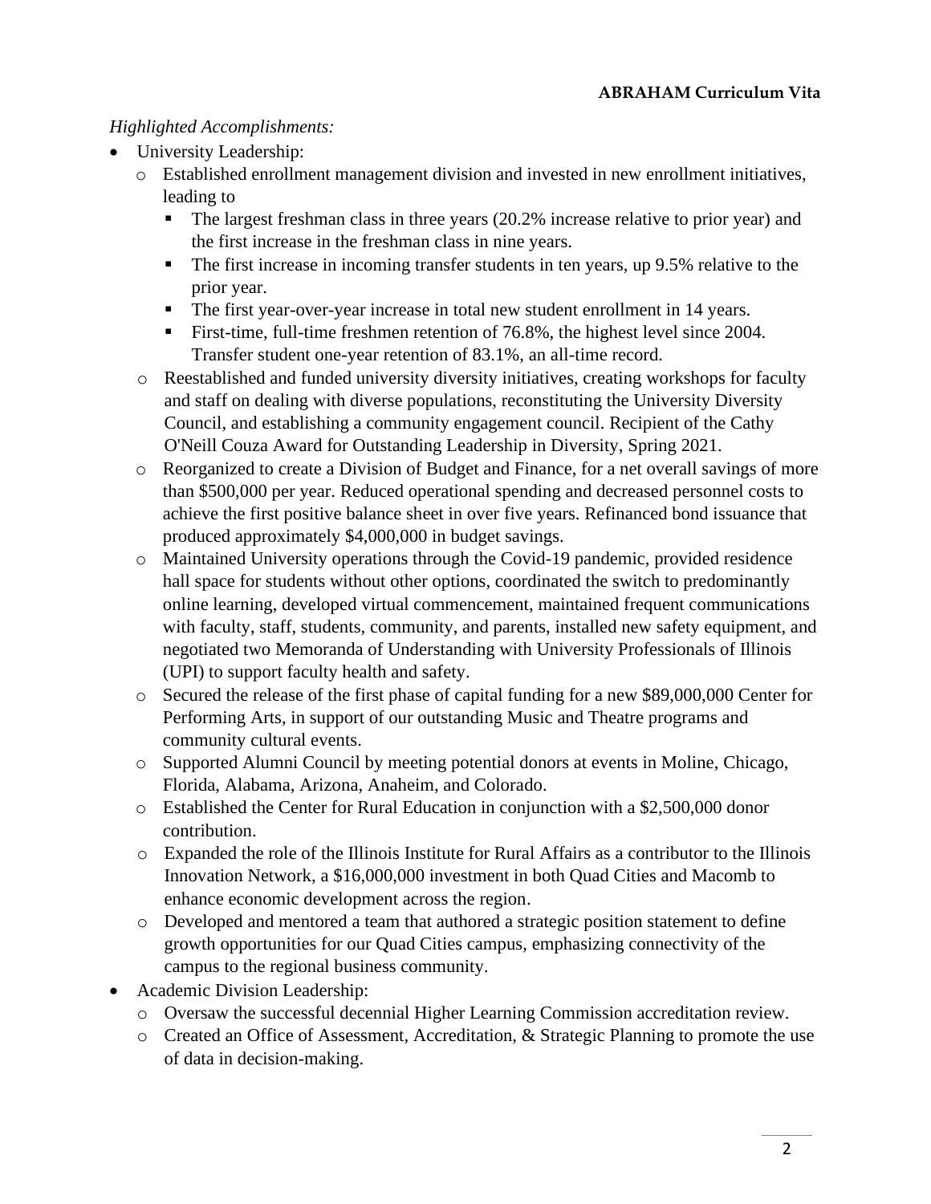*Highlighted Accomplishments:*

- University Leadership:
  - Established enrollment management division and invested in new enrollment initiatives, leading to
    - The largest freshman class in three years (20.2% increase relative to prior year) and the first increase in the freshman class in nine years.
    - The first increase in incoming transfer students in ten years, up 9.5% relative to the prior year.
    - The first year-over-year increase in total new student enrollment in 14 years.
    - First-time, full-time freshmen retention of 76.8%, the highest level since 2004. Transfer student one-year retention of 83.1%, an all-time record.
  - Reestablished and funded university diversity initiatives, creating workshops for faculty and staff on dealing with diverse populations, reconstituting the University Diversity Council, and establishing a community engagement council. Recipient of the Cathy O'Neill Couza Award for Outstanding Leadership in Diversity, Spring 2021.
  - Reorganized to create a Division of Budget and Finance, for a net overall savings of more than $500,000 per year. Reduced operational spending and decreased personnel costs to achieve the first positive balance sheet in over five years. Refinanced bond issuance that produced approximately $4,000,000 in budget savings.
  - Maintained University operations through the Covid-19 pandemic, provided residence hall space for students without other options, coordinated the switch to predominantly online learning, developed virtual commencement, maintained frequent communications with faculty, staff, students, community, and parents, installed new safety equipment, and negotiated two Memoranda of Understanding with University Professionals of Illinois (UPI) to support faculty health and safety.
  - Secured the release of the first phase of capital funding for a new $89,000,000 Center for Performing Arts, in support of our outstanding Music and Theatre programs and community cultural events.
  - Supported Alumni Council by meeting potential donors at events in Moline, Chicago, Florida, Alabama, Arizona, Anaheim, and Colorado.
  - Established the Center for Rural Education in conjunction with a $2,500,000 donor contribution.
  - Expanded the role of the Illinois Institute for Rural Affairs as a contributor to the Illinois Innovation Network, a $16,000,000 investment in both Quad Cities and Macomb to enhance economic development across the region.
  - Developed and mentored a team that authored a strategic position statement to define growth opportunities for our Quad Cities campus, emphasizing connectivity of the campus to the regional business community.
- Academic Division Leadership:
  - Oversaw the successful decennial Higher Learning Commission accreditation review.
  - Created an Office of Assessment, Accreditation, & Strategic Planning to promote the use of data in decision-making.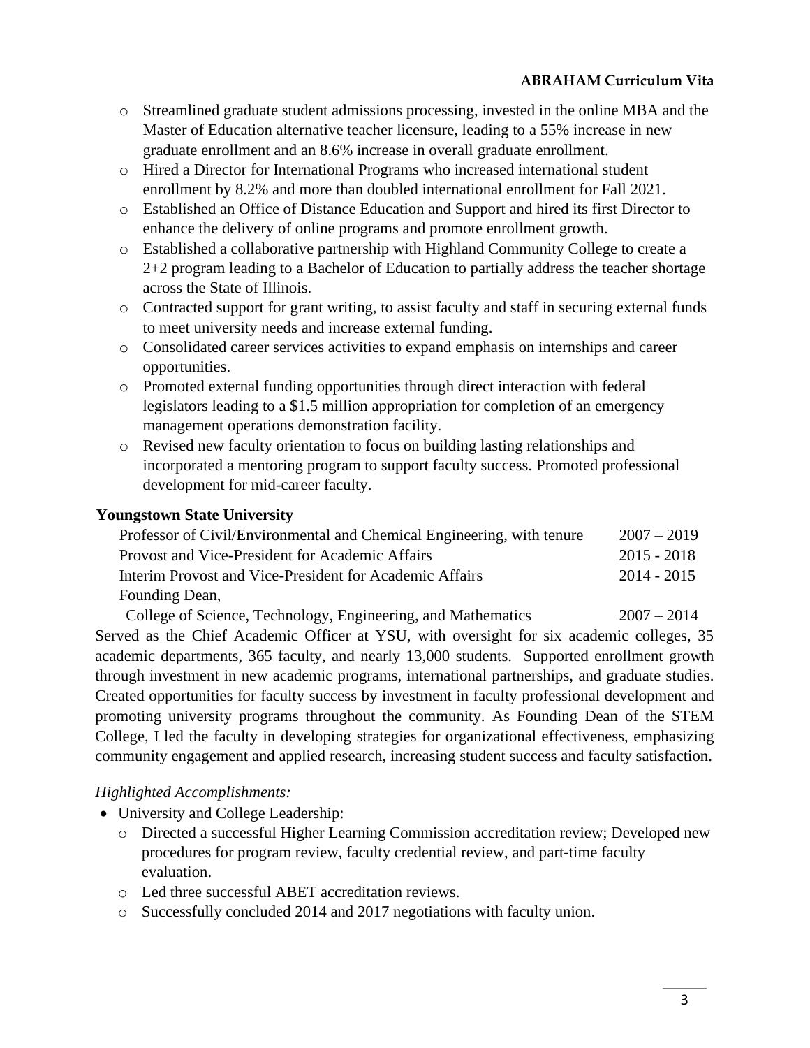- Streamlined graduate student admissions processing, invested in the online MBA and the Master of Education alternative teacher licensure, leading to a 55% increase in new graduate enrollment and an 8.6% increase in overall graduate enrollment.
- Hired a Director for International Programs who increased international student enrollment by 8.2% and more than doubled international enrollment for Fall 2021.
- Established an Office of Distance Education and Support and hired its first Director to enhance the delivery of online programs and promote enrollment growth.
- Established a collaborative partnership with Highland Community College to create a 2+2 program leading to a Bachelor of Education to partially address the teacher shortage across the State of Illinois.
- Contracted support for grant writing, to assist faculty and staff in securing external funds to meet university needs and increase external funding.
- Consolidated career services activities to expand emphasis on internships and career opportunities.
- Promoted external funding opportunities through direct interaction with federal legislators leading to a $1.5 million appropriation for completion of an emergency management operations demonstration facility.
- Revised new faculty orientation to focus on building lasting relationships and incorporated a mentoring program to support faculty success. Promoted professional development for mid-career faculty.

**Youngstown State University**

| | |
|---|---|
| Professor of Civil/Environmental and Chemical Engineering, with tenure | 2007 – 2019 |
| Provost and Vice-President for Academic Affairs | 2015 - 2018 |
| Interim Provost and Vice-President for Academic Affairs | 2014 - 2015 |
| Founding Dean, College of Science, Technology, Engineering, and Mathematics | 2007 – 2014 |

Served as the Chief Academic Officer at YSU, with oversight for six academic colleges, 35 academic departments, 365 faculty, and nearly 13,000 students. Supported enrollment growth through investment in new academic programs, international partnerships, and graduate studies. Created opportunities for faculty success by investment in faculty professional development and promoting university programs throughout the community. As Founding Dean of the STEM College, I led the faculty in developing strategies for organizational effectiveness, emphasizing community engagement and applied research, increasing student success and faculty satisfaction.

*Highlighted Accomplishments:*

- University and College Leadership:
  - Directed a successful Higher Learning Commission accreditation review; Developed new procedures for program review, faculty credential review, and part-time faculty evaluation.
  - Led three successful ABET accreditation reviews.
  - Successfully concluded 2014 and 2017 negotiations with faculty union.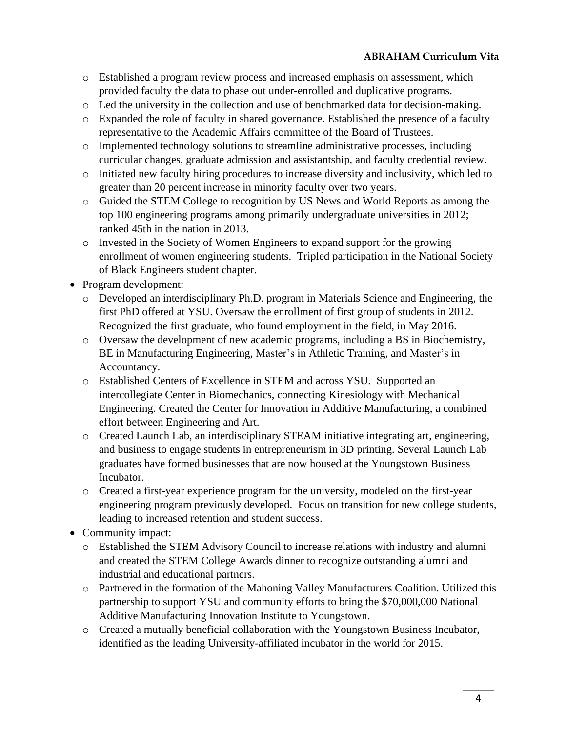- Established a program review process and increased emphasis on assessment, which provided faculty the data to phase out under-enrolled and duplicative programs.
  - Led the university in the collection and use of benchmarked data for decision-making.
  - Expanded the role of faculty in shared governance. Established the presence of a faculty representative to the Academic Affairs committee of the Board of Trustees.
  - Implemented technology solutions to streamline administrative processes, including curricular changes, graduate admission and assistantship, and faculty credential review.
  - Initiated new faculty hiring procedures to increase diversity and inclusivity, which led to greater than 20 percent increase in minority faculty over two years.
  - Guided the STEM College to recognition by US News and World Reports as among the top 100 engineering programs among primarily undergraduate universities in 2012; ranked 45th in the nation in 2013.
  - Invested in the Society of Women Engineers to expand support for the growing enrollment of women engineering students. Tripled participation in the National Society of Black Engineers student chapter.
- Program development:
  - Developed an interdisciplinary Ph.D. program in Materials Science and Engineering, the first PhD offered at YSU. Oversaw the enrollment of first group of students in 2012. Recognized the first graduate, who found employment in the field, in May 2016.
  - Oversaw the development of new academic programs, including a BS in Biochemistry, BE in Manufacturing Engineering, Master's in Athletic Training, and Master's in Accountancy.
  - Established Centers of Excellence in STEM and across YSU. Supported an intercollegiate Center in Biomechanics, connecting Kinesiology with Mechanical Engineering. Created the Center for Innovation in Additive Manufacturing, a combined effort between Engineering and Art.
  - Created Launch Lab, an interdisciplinary STEAM initiative integrating art, engineering, and business to engage students in entrepreneurism in 3D printing. Several Launch Lab graduates have formed businesses that are now housed at the Youngstown Business Incubator.
  - Created a first-year experience program for the university, modeled on the first-year engineering program previously developed. Focus on transition for new college students, leading to increased retention and student success.
- Community impact:
  - Established the STEM Advisory Council to increase relations with industry and alumni and created the STEM College Awards dinner to recognize outstanding alumni and industrial and educational partners.
  - Partnered in the formation of the Mahoning Valley Manufacturers Coalition. Utilized this partnership to support YSU and community efforts to bring the $70,000,000 National Additive Manufacturing Innovation Institute to Youngstown.
  - Created a mutually beneficial collaboration with the Youngstown Business Incubator, identified as the leading University-affiliated incubator in the world for 2015.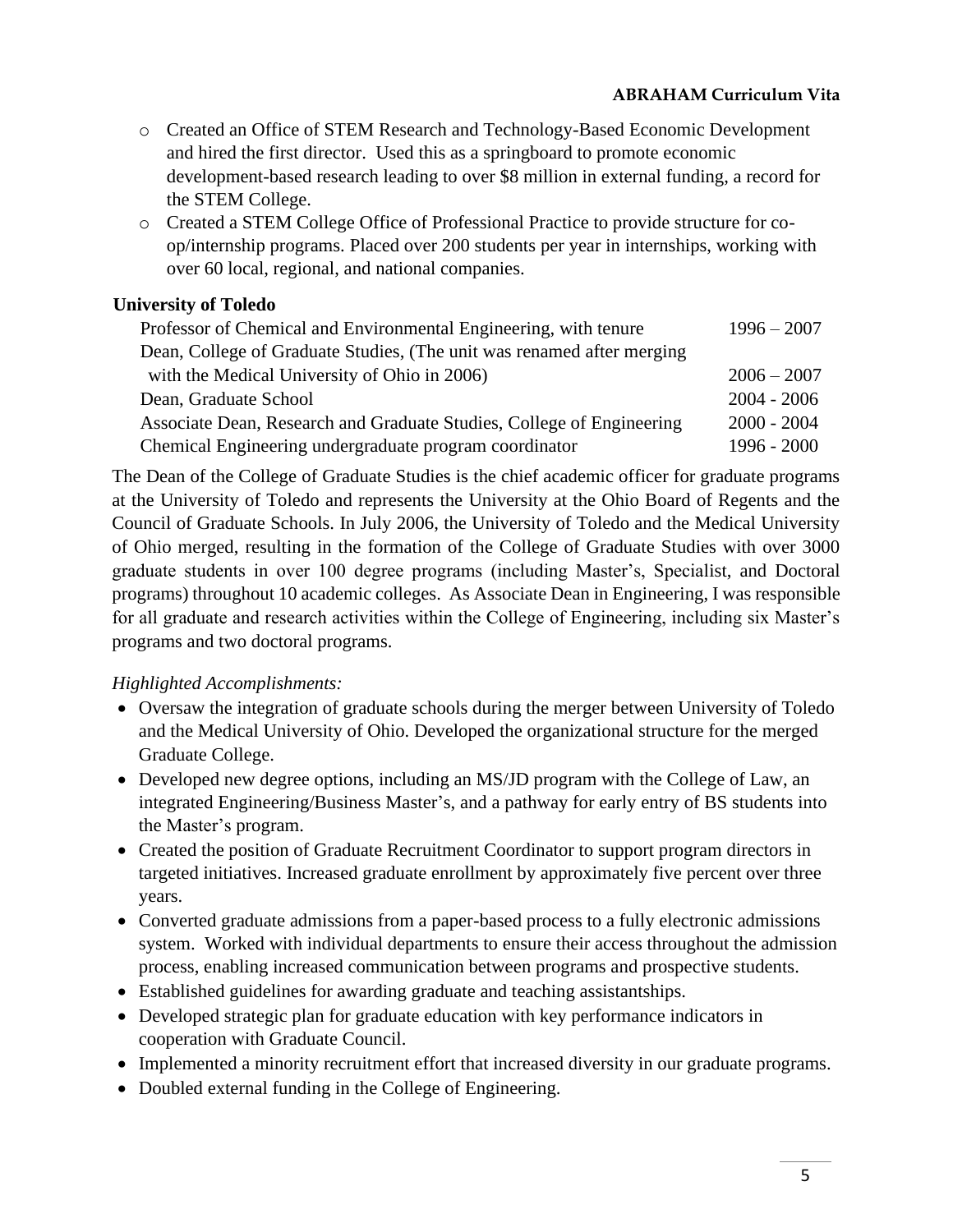- Created an Office of STEM Research and Technology-Based Economic Development and hired the first director. Used this as a springboard to promote economic development-based research leading to over $8 million in external funding, a record for the STEM College.
- Created a STEM College Office of Professional Practice to provide structure for co-op/internship programs. Placed over 200 students per year in internships, working with over 60 local, regional, and national companies.

**University of Toledo**

| | |
|---|---|
| Professor of Chemical and Environmental Engineering, with tenure | 1996 – 2007 |
| Dean, College of Graduate Studies, (The unit was renamed after merging with the Medical University of Ohio in 2006) | 2006 – 2007 |
| Dean, Graduate School | 2004 - 2006 |
| Associate Dean, Research and Graduate Studies, College of Engineering | 2000 - 2004 |
| Chemical Engineering undergraduate program coordinator | 1996 - 2000 |

The Dean of the College of Graduate Studies is the chief academic officer for graduate programs at the University of Toledo and represents the University at the Ohio Board of Regents and the Council of Graduate Schools. In July 2006, the University of Toledo and the Medical University of Ohio merged, resulting in the formation of the College of Graduate Studies with over 3000 graduate students in over 100 degree programs (including Master's, Specialist, and Doctoral programs) throughout 10 academic colleges. As Associate Dean in Engineering, I was responsible for all graduate and research activities within the College of Engineering, including six Master's programs and two doctoral programs.

*Highlighted Accomplishments:*

- Oversaw the integration of graduate schools during the merger between University of Toledo and the Medical University of Ohio. Developed the organizational structure for the merged Graduate College.
- Developed new degree options, including an MS/JD program with the College of Law, an integrated Engineering/Business Master's, and a pathway for early entry of BS students into the Master's program.
- Created the position of Graduate Recruitment Coordinator to support program directors in targeted initiatives. Increased graduate enrollment by approximately five percent over three years.
- Converted graduate admissions from a paper-based process to a fully electronic admissions system. Worked with individual departments to ensure their access throughout the admission process, enabling increased communication between programs and prospective students.
- Established guidelines for awarding graduate and teaching assistantships.
- Developed strategic plan for graduate education with key performance indicators in cooperation with Graduate Council.
- Implemented a minority recruitment effort that increased diversity in our graduate programs.
- Doubled external funding in the College of Engineering.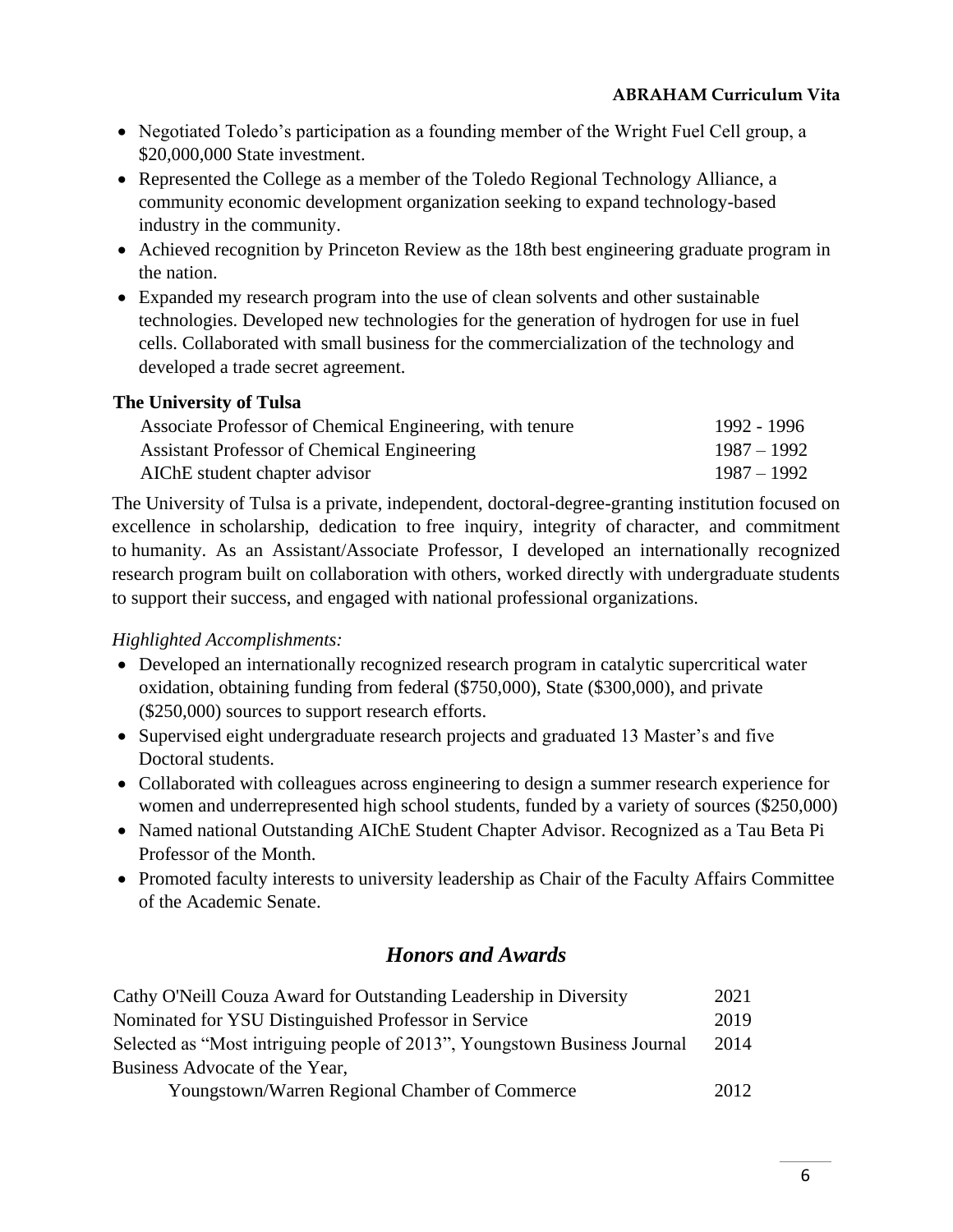- Negotiated Toledo's participation as a founding member of the Wright Fuel Cell group, a $20,000,000 State investment.
- Represented the College as a member of the Toledo Regional Technology Alliance, a community economic development organization seeking to expand technology-based industry in the community.
- Achieved recognition by Princeton Review as the 18th best engineering graduate program in the nation.
- Expanded my research program into the use of clean solvents and other sustainable technologies. Developed new technologies for the generation of hydrogen for use in fuel cells. Collaborated with small business for the commercialization of the technology and developed a trade secret agreement.

**The University of Tulsa**

| | |
|---|---|
| Associate Professor of Chemical Engineering, with tenure | 1992 - 1996 |
| Assistant Professor of Chemical Engineering | 1987 – 1992 |
| AIChE student chapter advisor | 1987 – 1992 |

The University of Tulsa is a private, independent, doctoral-degree-granting institution focused on excellence in scholarship, dedication to free inquiry, integrity of character, and commitment to humanity. As an Assistant/Associate Professor, I developed an internationally recognized research program built on collaboration with others, worked directly with undergraduate students to support their success, and engaged with national professional organizations.

*Highlighted Accomplishments:*

- Developed an internationally recognized research program in catalytic supercritical water oxidation, obtaining funding from federal ($750,000), State ($300,000), and private ($250,000) sources to support research efforts.
- Supervised eight undergraduate research projects and graduated 13 Master's and five Doctoral students.
- Collaborated with colleagues across engineering to design a summer research experience for women and underrepresented high school students, funded by a variety of sources ($250,000)
- Named national Outstanding AIChE Student Chapter Advisor. Recognized as a Tau Beta Pi Professor of the Month.
- Promoted faculty interests to university leadership as Chair of the Faculty Affairs Committee of the Academic Senate.

## *Honors and Awards*

| | |
|---|---|
| Cathy O'Neill Couza Award for Outstanding Leadership in Diversity | 2021 |
| Nominated for YSU Distinguished Professor in Service | 2019 |
| Selected as "Most intriguing people of 2013", Youngstown Business Journal | 2014 |
| Business Advocate of the Year, Youngstown/Warren Regional Chamber of Commerce | 2012 |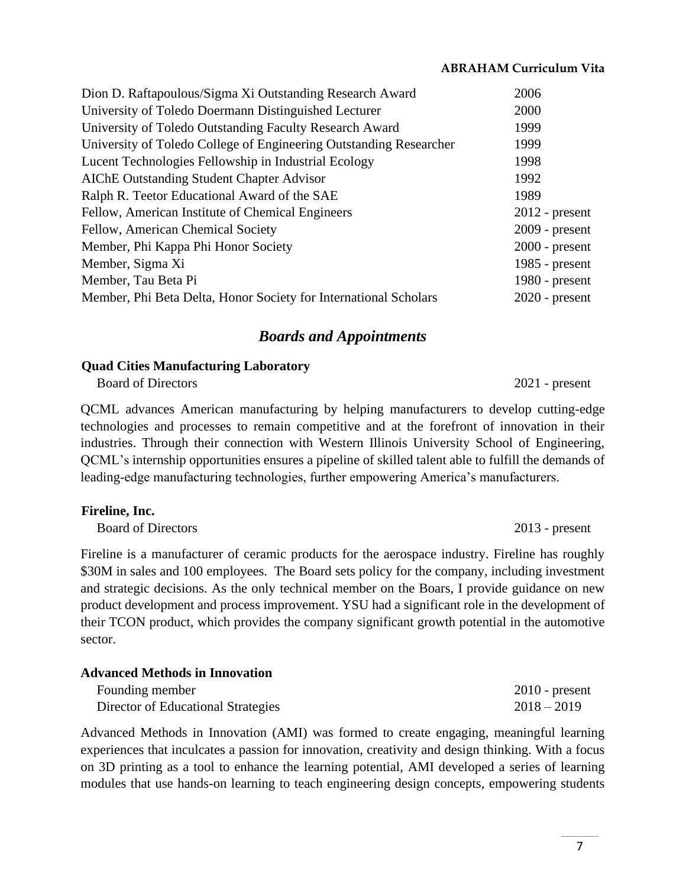| | |
|---|---|
| Dion D. Raftapoulous/Sigma Xi Outstanding Research Award | 2006 |
| University of Toledo Doermann Distinguished Lecturer | 2000 |
| University of Toledo Outstanding Faculty Research Award | 1999 |
| University of Toledo College of Engineering Outstanding Researcher | 1999 |
| Lucent Technologies Fellowship in Industrial Ecology | 1998 |
| AIChE Outstanding Student Chapter Advisor | 1992 |
| Ralph R. Teetor Educational Award of the SAE | 1989 |
| Fellow, American Institute of Chemical Engineers | 2012 - present |
| Fellow, American Chemical Society | 2009 - present |
| Member, Phi Kappa Phi Honor Society | 2000 - present |
| Member, Sigma Xi | 1985 - present |
| Member, Tau Beta Pi | 1980 - present |
| Member, Phi Beta Delta, Honor Society for International Scholars | 2020 - present |

## *Boards and Appointments*

**Quad Cities Manufacturing Laboratory**

Board of Directors — 2021 - present

QCML advances American manufacturing by helping manufacturers to develop cutting-edge technologies and processes to remain competitive and at the forefront of innovation in their industries. Through their connection with Western Illinois University School of Engineering, QCML's internship opportunities ensures a pipeline of skilled talent able to fulfill the demands of leading-edge manufacturing technologies, further empowering America's manufacturers.

**Fireline, Inc.**

Board of Directors — 2013 - present

Fireline is a manufacturer of ceramic products for the aerospace industry. Fireline has roughly \$30M in sales and 100 employees. The Board sets policy for the company, including investment and strategic decisions. As the only technical member on the Boars, I provide guidance on new product development and process improvement. YSU had a significant role in the development of their TCON product, which provides the company significant growth potential in the automotive sector.

**Advanced Methods in Innovation**

Founding member — 2010 - present

Director of Educational Strategies — 2018 – 2019

Advanced Methods in Innovation (AMI) was formed to create engaging, meaningful learning experiences that inculcates a passion for innovation, creativity and design thinking. With a focus on 3D printing as a tool to enhance the learning potential, AMI developed a series of learning modules that use hands-on learning to teach engineering design concepts, empowering students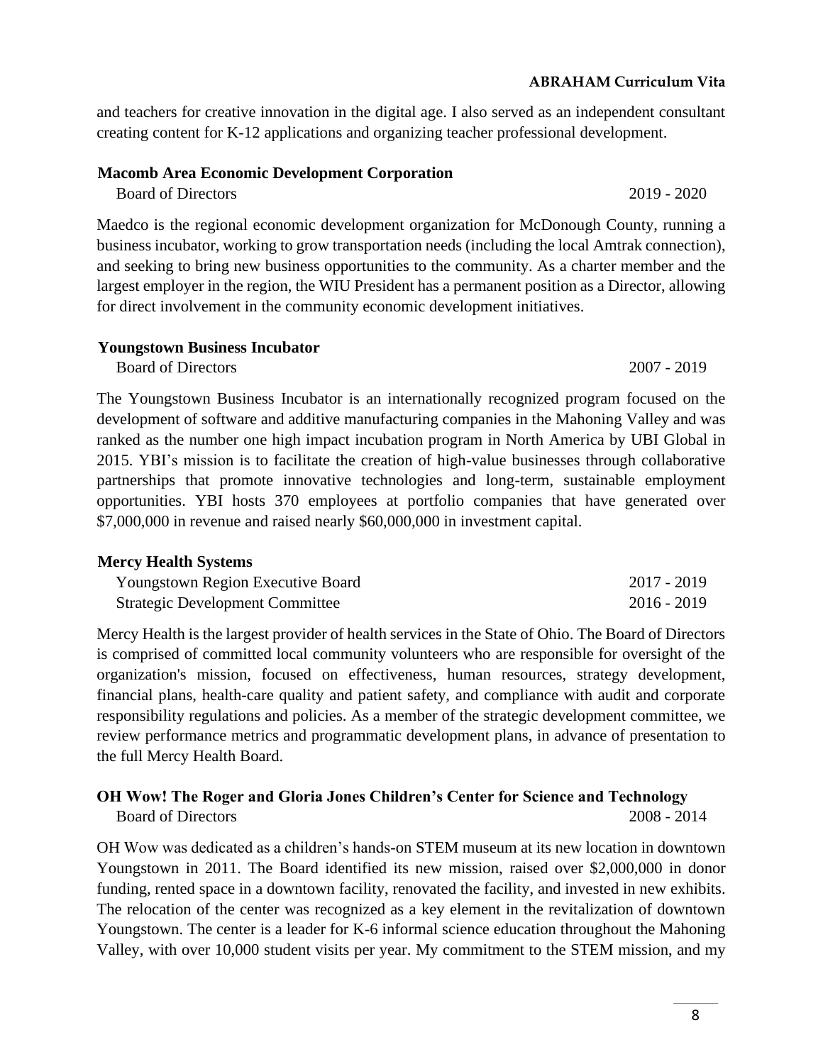and teachers for creative innovation in the digital age. I also served as an independent consultant creating content for K-12 applications and organizing teacher professional development.

**Macomb Area Economic Development Corporation**

Board of Directors 2019 - 2020

Maedco is the regional economic development organization for McDonough County, running a business incubator, working to grow transportation needs (including the local Amtrak connection), and seeking to bring new business opportunities to the community. As a charter member and the largest employer in the region, the WIU President has a permanent position as a Director, allowing for direct involvement in the community economic development initiatives.

**Youngstown Business Incubator**

Board of Directors 2007 - 2019

The Youngstown Business Incubator is an internationally recognized program focused on the development of software and additive manufacturing companies in the Mahoning Valley and was ranked as the number one high impact incubation program in North America by UBI Global in 2015. YBI's mission is to facilitate the creation of high-value businesses through collaborative partnerships that promote innovative technologies and long-term, sustainable employment opportunities. YBI hosts 370 employees at portfolio companies that have generated over $7,000,000 in revenue and raised nearly $60,000,000 in investment capital.

**Mercy Health Systems**

Youngstown Region Executive Board 2017 - 2019
Strategic Development Committee 2016 - 2019

Mercy Health is the largest provider of health services in the State of Ohio. The Board of Directors is comprised of committed local community volunteers who are responsible for oversight of the organization's mission, focused on effectiveness, human resources, strategy development, financial plans, health-care quality and patient safety, and compliance with audit and corporate responsibility regulations and policies. As a member of the strategic development committee, we review performance metrics and programmatic development plans, in advance of presentation to the full Mercy Health Board.

**OH Wow! The Roger and Gloria Jones Children's Center for Science and Technology**

Board of Directors 2008 - 2014

OH Wow was dedicated as a children's hands-on STEM museum at its new location in downtown Youngstown in 2011. The Board identified its new mission, raised over $2,000,000 in donor funding, rented space in a downtown facility, renovated the facility, and invested in new exhibits. The relocation of the center was recognized as a key element in the revitalization of downtown Youngstown. The center is a leader for K-6 informal science education throughout the Mahoning Valley, with over 10,000 student visits per year. My commitment to the STEM mission, and my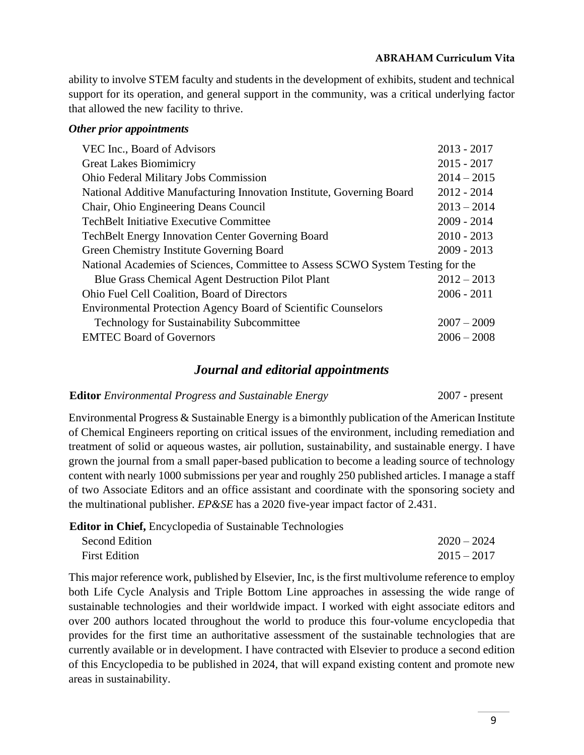ability to involve STEM faculty and students in the development of exhibits, student and technical support for its operation, and general support in the community, was a critical underlying factor that allowed the new facility to thrive.

***Other prior appointments***

| | |
|---|---|
| VEC Inc., Board of Advisors | 2013 - 2017 |
| Great Lakes Biomimicry | 2015 - 2017 |
| Ohio Federal Military Jobs Commission | 2014 – 2015 |
| National Additive Manufacturing Innovation Institute, Governing Board | 2012 - 2014 |
| Chair, Ohio Engineering Deans Council | 2013 – 2014 |
| TechBelt Initiative Executive Committee | 2009 - 2014 |
| TechBelt Energy Innovation Center Governing Board | 2010 - 2013 |
| Green Chemistry Institute Governing Board | 2009 - 2013 |
| National Academies of Sciences, Committee to Assess SCWO System Testing for the Blue Grass Chemical Agent Destruction Pilot Plant | 2012 – 2013 |
| Ohio Fuel Cell Coalition, Board of Directors | 2006 - 2011 |
| Environmental Protection Agency Board of Scientific Counselors Technology for Sustainability Subcommittee | 2007 – 2009 |
| EMTEC Board of Governors | 2006 – 2008 |

## *Journal and editorial appointments*

**Editor** *Environmental Progress and Sustainable Energy* 2007 - present

Environmental Progress & Sustainable Energy is a bimonthly publication of the American Institute of Chemical Engineers reporting on critical issues of the environment, including remediation and treatment of solid or aqueous wastes, air pollution, sustainability, and sustainable energy. I have grown the journal from a small paper-based publication to become a leading source of technology content with nearly 1000 submissions per year and roughly 250 published articles. I manage a staff of two Associate Editors and an office assistant and coordinate with the sponsoring society and the multinational publisher. *EP&SE* has a 2020 five-year impact factor of 2.431.

**Editor in Chief,** Encyclopedia of Sustainable Technologies

| | |
|---|---|
| Second Edition | 2020 – 2024 |
| First Edition | 2015 – 2017 |

This major reference work, published by Elsevier, Inc, is the first multivolume reference to employ both Life Cycle Analysis and Triple Bottom Line approaches in assessing the wide range of sustainable technologies and their worldwide impact. I worked with eight associate editors and over 200 authors located throughout the world to produce this four-volume encyclopedia that provides for the first time an authoritative assessment of the sustainable technologies that are currently available or in development. I have contracted with Elsevier to produce a second edition of this Encyclopedia to be published in 2024, that will expand existing content and promote new areas in sustainability.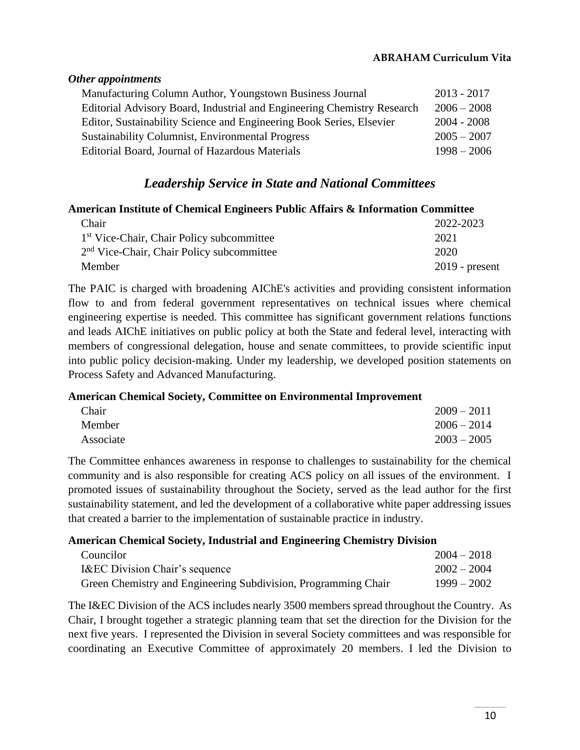### *Other appointments*

| | |
|---|---|
| Manufacturing Column Author, Youngstown Business Journal | 2013 - 2017 |
| Editorial Advisory Board, Industrial and Engineering Chemistry Research | 2006 – 2008 |
| Editor, Sustainability Science and Engineering Book Series, Elsevier | 2004 - 2008 |
| Sustainability Columnist, Environmental Progress | 2005 – 2007 |
| Editorial Board, Journal of Hazardous Materials | 1998 – 2006 |

## *Leadership Service in State and National Committees*

**American Institute of Chemical Engineers Public Affairs & Information Committee**

| | |
|---|---|
| Chair | 2022-2023 |
| 1st Vice-Chair, Chair Policy subcommittee | 2021 |
| 2nd Vice-Chair, Chair Policy subcommittee | 2020 |
| Member | 2019 - present |

The PAIC is charged with broadening AIChE's activities and providing consistent information flow to and from federal government representatives on technical issues where chemical engineering expertise is needed. This committee has significant government relations functions and leads AIChE initiatives on public policy at both the State and federal level, interacting with members of congressional delegation, house and senate committees, to provide scientific input into public policy decision-making. Under my leadership, we developed position statements on Process Safety and Advanced Manufacturing.

**American Chemical Society, Committee on Environmental Improvement**

| | |
|---|---|
| Chair | 2009 – 2011 |
| Member | 2006 – 2014 |
| Associate | 2003 – 2005 |

The Committee enhances awareness in response to challenges to sustainability for the chemical community and is also responsible for creating ACS policy on all issues of the environment. I promoted issues of sustainability throughout the Society, served as the lead author for the first sustainability statement, and led the development of a collaborative white paper addressing issues that created a barrier to the implementation of sustainable practice in industry.

**American Chemical Society, Industrial and Engineering Chemistry Division**

| | |
|---|---|
| Councilor | 2004 – 2018 |
| I&EC Division Chair's sequence | 2002 – 2004 |
| Green Chemistry and Engineering Subdivision, Programming Chair | 1999 – 2002 |

The I&EC Division of the ACS includes nearly 3500 members spread throughout the Country. As Chair, I brought together a strategic planning team that set the direction for the Division for the next five years. I represented the Division in several Society committees and was responsible for coordinating an Executive Committee of approximately 20 members. I led the Division to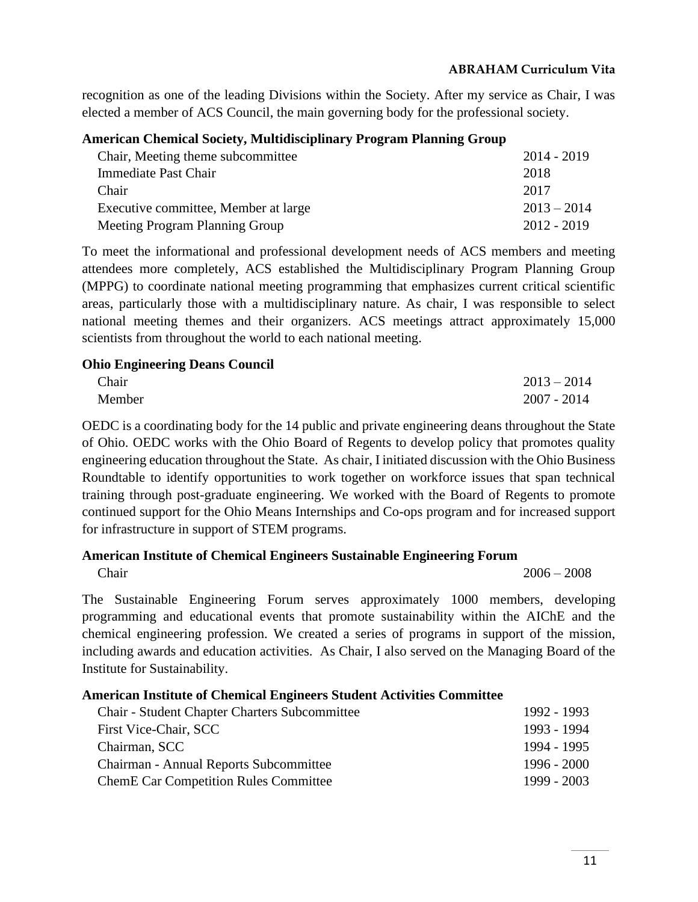recognition as one of the leading Divisions within the Society. After my service as Chair, I was elected a member of ACS Council, the main governing body for the professional society.

**American Chemical Society, Multidisciplinary Program Planning Group**

| | |
|---|---|
| Chair, Meeting theme subcommittee | 2014 - 2019 |
| Immediate Past Chair | 2018 |
| Chair | 2017 |
| Executive committee, Member at large | 2013 – 2014 |
| Meeting Program Planning Group | 2012 - 2019 |

To meet the informational and professional development needs of ACS members and meeting attendees more completely, ACS established the Multidisciplinary Program Planning Group (MPPG) to coordinate national meeting programming that emphasizes current critical scientific areas, particularly those with a multidisciplinary nature. As chair, I was responsible to select national meeting themes and their organizers. ACS meetings attract approximately 15,000 scientists from throughout the world to each national meeting.

**Ohio Engineering Deans Council**

| | |
|---|---|
| Chair | 2013 – 2014 |
| Member | 2007 - 2014 |

OEDC is a coordinating body for the 14 public and private engineering deans throughout the State of Ohio. OEDC works with the Ohio Board of Regents to develop policy that promotes quality engineering education throughout the State. As chair, I initiated discussion with the Ohio Business Roundtable to identify opportunities to work together on workforce issues that span technical training through post-graduate engineering. We worked with the Board of Regents to promote continued support for the Ohio Means Internships and Co-ops program and for increased support for infrastructure in support of STEM programs.

**American Institute of Chemical Engineers Sustainable Engineering Forum**

| | |
|---|---|
| Chair | 2006 – 2008 |

The Sustainable Engineering Forum serves approximately 1000 members, developing programming and educational events that promote sustainability within the AIChE and the chemical engineering profession. We created a series of programs in support of the mission, including awards and education activities. As Chair, I also served on the Managing Board of the Institute for Sustainability.

**American Institute of Chemical Engineers Student Activities Committee**

| | |
|---|---|
| Chair - Student Chapter Charters Subcommittee | 1992 - 1993 |
| First Vice-Chair, SCC | 1993 - 1994 |
| Chairman, SCC | 1994 - 1995 |
| Chairman - Annual Reports Subcommittee | 1996 - 2000 |
| ChemE Car Competition Rules Committee | 1999 - 2003 |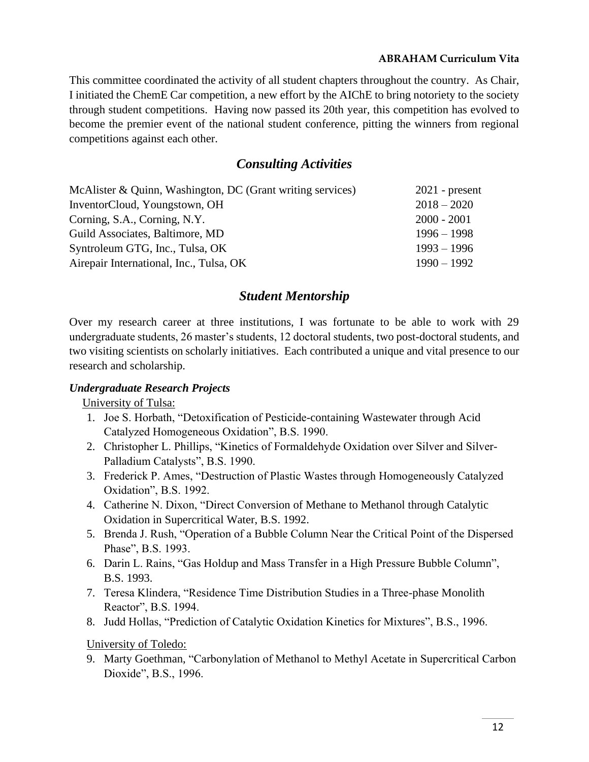This committee coordinated the activity of all student chapters throughout the country. As Chair, I initiated the ChemE Car competition, a new effort by the AIChE to bring notoriety to the society through student competitions. Having now passed its 20th year, this competition has evolved to become the premier event of the national student conference, pitting the winners from regional competitions against each other.

## Consulting Activities

| | |
|---|---|
| McAlister & Quinn, Washington, DC (Grant writing services) | 2021 - present |
| InventorCloud, Youngstown, OH | 2018 – 2020 |
| Corning, S.A., Corning, N.Y. | 2000 - 2001 |
| Guild Associates, Baltimore, MD | 1996 – 1998 |
| Syntroleum GTG, Inc., Tulsa, OK | 1993 – 1996 |
| Airepair International, Inc., Tulsa, OK | 1990 – 1992 |

## Student Mentorship

Over my research career at three institutions, I was fortunate to be able to work with 29 undergraduate students, 26 master's students, 12 doctoral students, two post-doctoral students, and two visiting scientists on scholarly initiatives. Each contributed a unique and vital presence to our research and scholarship.

### *Undergraduate Research Projects*

University of Tulsa:

1. Joe S. Horbath, "Detoxification of Pesticide-containing Wastewater through Acid Catalyzed Homogeneous Oxidation", B.S. 1990.
2. Christopher L. Phillips, "Kinetics of Formaldehyde Oxidation over Silver and Silver-Palladium Catalysts", B.S. 1990.
3. Frederick P. Ames, "Destruction of Plastic Wastes through Homogeneously Catalyzed Oxidation", B.S. 1992.
4. Catherine N. Dixon, "Direct Conversion of Methane to Methanol through Catalytic Oxidation in Supercritical Water, B.S. 1992.
5. Brenda J. Rush, "Operation of a Bubble Column Near the Critical Point of the Dispersed Phase", B.S. 1993.
6. Darin L. Rains, "Gas Holdup and Mass Transfer in a High Pressure Bubble Column", B.S. 1993.
7. Teresa Klindera, "Residence Time Distribution Studies in a Three-phase Monolith Reactor", B.S. 1994.
8. Judd Hollas, "Prediction of Catalytic Oxidation Kinetics for Mixtures", B.S., 1996.

University of Toledo:

9. Marty Goethman, "Carbonylation of Methanol to Methyl Acetate in Supercritical Carbon Dioxide", B.S., 1996.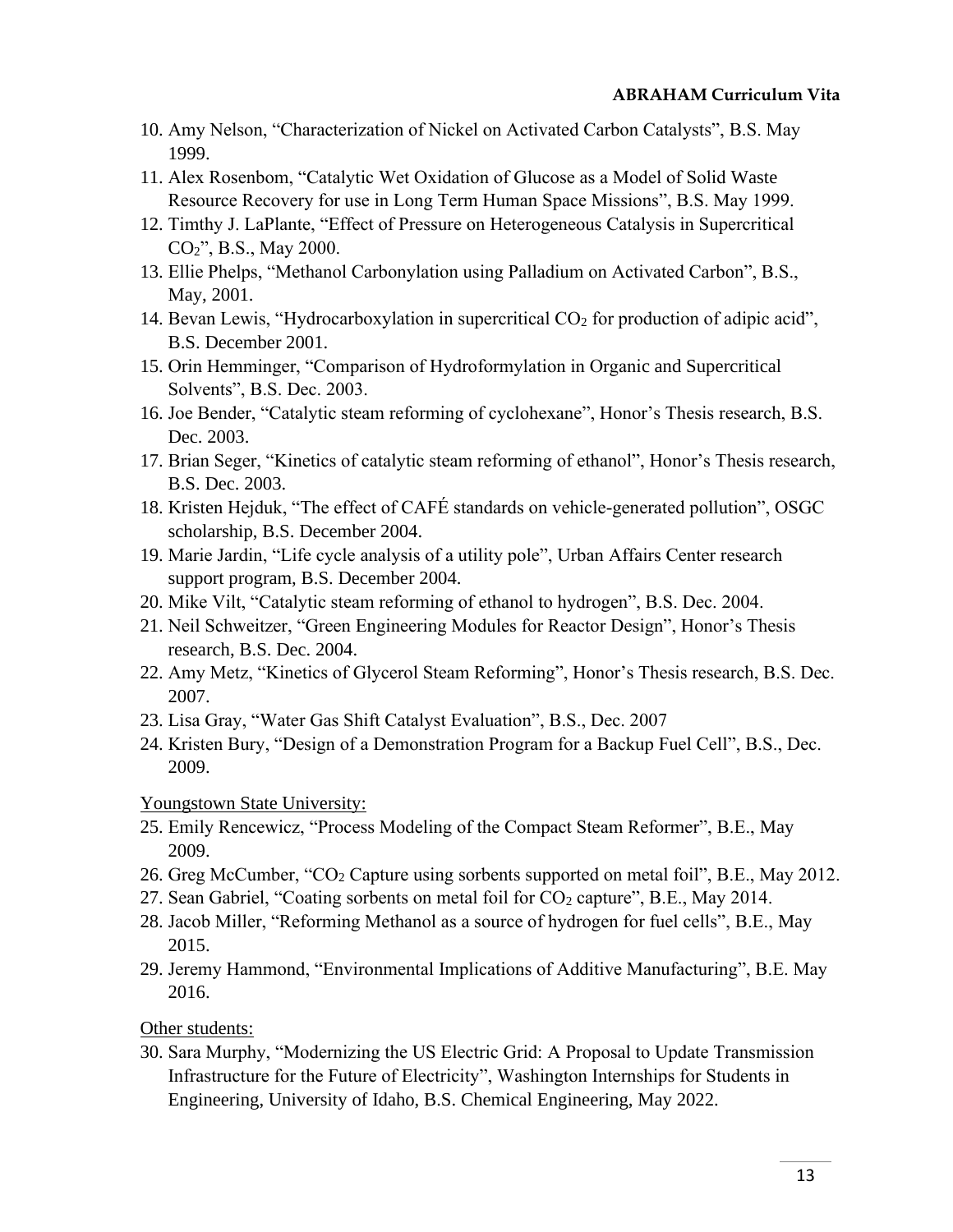10. Amy Nelson, “Characterization of Nickel on Activated Carbon Catalysts”, B.S. May 1999.
11. Alex Rosenbom, “Catalytic Wet Oxidation of Glucose as a Model of Solid Waste Resource Recovery for use in Long Term Human Space Missions”, B.S. May 1999.
12. Timthy J. LaPlante, “Effect of Pressure on Heterogeneous Catalysis in Supercritical $CO_2$”, B.S., May 2000.
13. Ellie Phelps, “Methanol Carbonylation using Palladium on Activated Carbon”, B.S., May, 2001.
14. Bevan Lewis, “Hydrocarboxylation in supercritical $CO_2$ for production of adipic acid”, B.S. December 2001.
15. Orin Hemminger, “Comparison of Hydroformylation in Organic and Supercritical Solvents”, B.S. Dec. 2003.
16. Joe Bender, “Catalytic steam reforming of cyclohexane”, Honor’s Thesis research, B.S. Dec. 2003.
17. Brian Seger, “Kinetics of catalytic steam reforming of ethanol”, Honor’s Thesis research, B.S. Dec. 2003.
18. Kristen Hejduk, “The effect of CAFÉ standards on vehicle-generated pollution”, OSGC scholarship, B.S. December 2004.
19. Marie Jardin, “Life cycle analysis of a utility pole”, Urban Affairs Center research support program, B.S. December 2004.
20. Mike Vilt, “Catalytic steam reforming of ethanol to hydrogen”, B.S. Dec. 2004.
21. Neil Schweitzer, “Green Engineering Modules for Reactor Design”, Honor’s Thesis research, B.S. Dec. 2004.
22. Amy Metz, “Kinetics of Glycerol Steam Reforming”, Honor’s Thesis research, B.S. Dec. 2007.
23. Lisa Gray, “Water Gas Shift Catalyst Evaluation”, B.S., Dec. 2007
24. Kristen Bury, “Design of a Demonstration Program for a Backup Fuel Cell”, B.S., Dec. 2009.

Youngstown State University:

25. Emily Rencewicz, “Process Modeling of the Compact Steam Reformer”, B.E., May 2009.
26. Greg McCumber, “$CO_2$ Capture using sorbents supported on metal foil”, B.E., May 2012.
27. Sean Gabriel, “Coating sorbents on metal foil for $CO_2$ capture”, B.E., May 2014.
28. Jacob Miller, “Reforming Methanol as a source of hydrogen for fuel cells”, B.E., May 2015.
29. Jeremy Hammond, “Environmental Implications of Additive Manufacturing”, B.E. May 2016.

Other students:

30. Sara Murphy, “Modernizing the US Electric Grid: A Proposal to Update Transmission Infrastructure for the Future of Electricity”, Washington Internships for Students in Engineering, University of Idaho, B.S. Chemical Engineering, May 2022.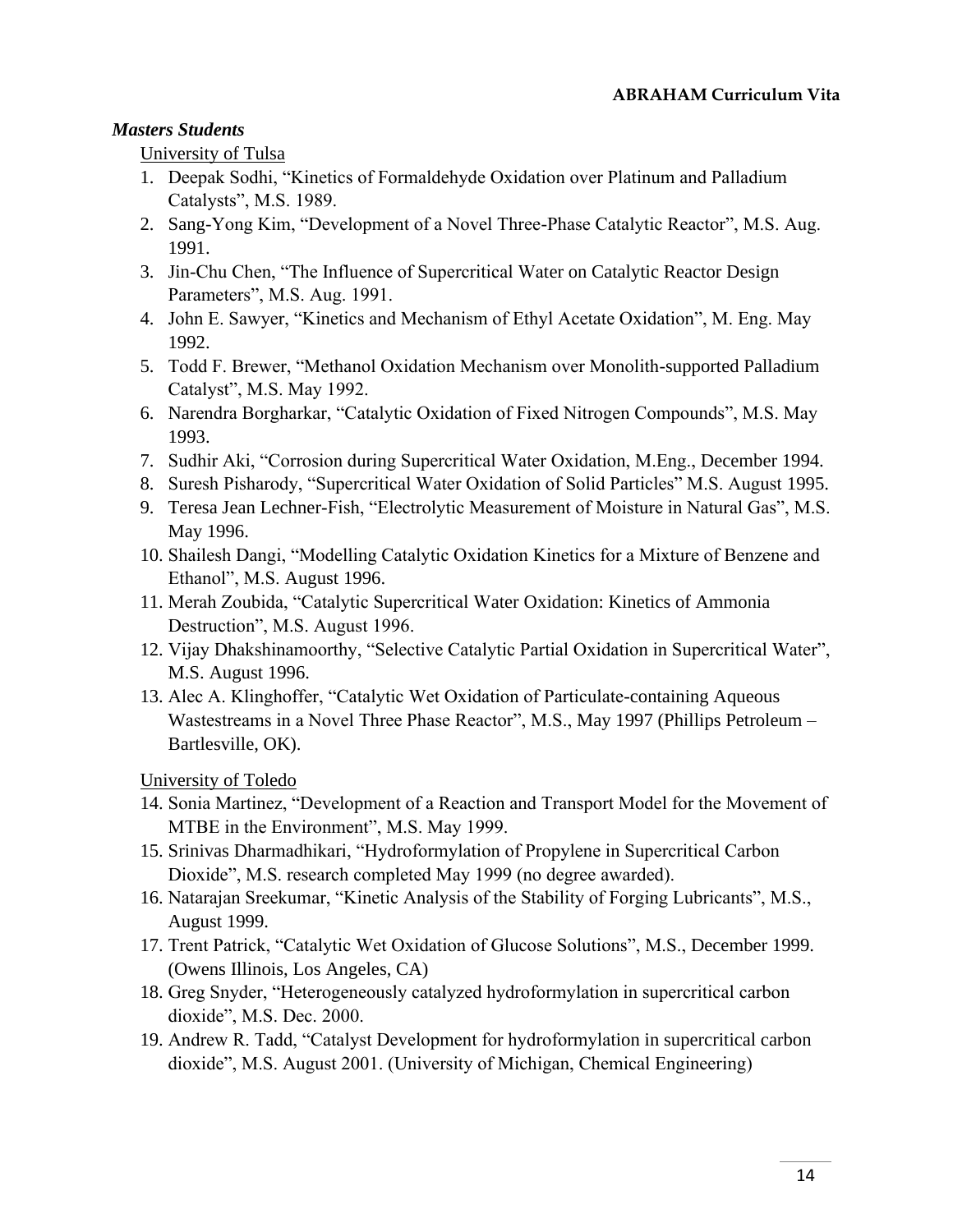### *Masters Students*

University of Tulsa

1. Deepak Sodhi, “Kinetics of Formaldehyde Oxidation over Platinum and Palladium Catalysts”, M.S. 1989.
2. Sang-Yong Kim, “Development of a Novel Three-Phase Catalytic Reactor”, M.S. Aug. 1991.
3. Jin-Chu Chen, “The Influence of Supercritical Water on Catalytic Reactor Design Parameters”, M.S. Aug. 1991.
4. John E. Sawyer, “Kinetics and Mechanism of Ethyl Acetate Oxidation”, M. Eng. May 1992.
5. Todd F. Brewer, “Methanol Oxidation Mechanism over Monolith-supported Palladium Catalyst”, M.S. May 1992.
6. Narendra Borgharkar, “Catalytic Oxidation of Fixed Nitrogen Compounds”, M.S. May 1993.
7. Sudhir Aki, “Corrosion during Supercritical Water Oxidation, M.Eng., December 1994.
8. Suresh Pisharody, “Supercritical Water Oxidation of Solid Particles” M.S. August 1995.
9. Teresa Jean Lechner-Fish, “Electrolytic Measurement of Moisture in Natural Gas”, M.S. May 1996.
10. Shailesh Dangi, “Modelling Catalytic Oxidation Kinetics for a Mixture of Benzene and Ethanol”, M.S. August 1996.
11. Merah Zoubida, “Catalytic Supercritical Water Oxidation: Kinetics of Ammonia Destruction”, M.S. August 1996.
12. Vijay Dhakshinamoorthy, “Selective Catalytic Partial Oxidation in Supercritical Water”, M.S. August 1996.
13. Alec A. Klinghoffer, “Catalytic Wet Oxidation of Particulate-containing Aqueous Wastestreams in a Novel Three Phase Reactor”, M.S., May 1997 (Phillips Petroleum – Bartlesville, OK).

University of Toledo

14. Sonia Martinez, “Development of a Reaction and Transport Model for the Movement of MTBE in the Environment”, M.S. May 1999.
15. Srinivas Dharmadhikari, “Hydroformylation of Propylene in Supercritical Carbon Dioxide”, M.S. research completed May 1999 (no degree awarded).
16. Natarajan Sreekumar, “Kinetic Analysis of the Stability of Forging Lubricants”, M.S., August 1999.
17. Trent Patrick, “Catalytic Wet Oxidation of Glucose Solutions”, M.S., December 1999. (Owens Illinois, Los Angeles, CA)
18. Greg Snyder, “Heterogeneously catalyzed hydroformylation in supercritical carbon dioxide”, M.S. Dec. 2000.
19. Andrew R. Tadd, “Catalyst Development for hydroformylation in supercritical carbon dioxide”, M.S. August 2001. (University of Michigan, Chemical Engineering)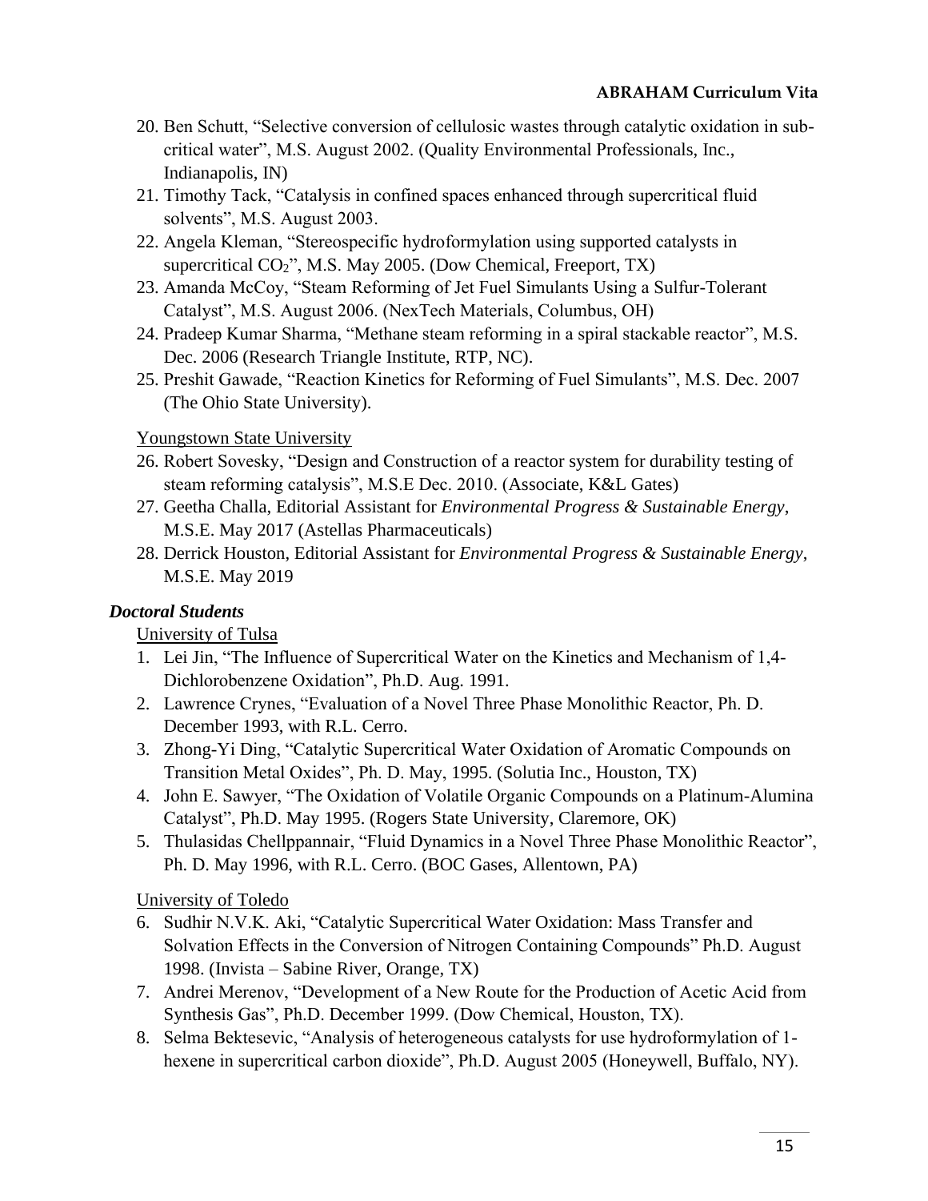20. Ben Schutt, "Selective conversion of cellulosic wastes through catalytic oxidation in sub-critical water", M.S. August 2002. (Quality Environmental Professionals, Inc., Indianapolis, IN)
21. Timothy Tack, "Catalysis in confined spaces enhanced through supercritical fluid solvents", M.S. August 2003.
22. Angela Kleman, "Stereospecific hydroformylation using supported catalysts in supercritical $CO_2$", M.S. May 2005. (Dow Chemical, Freeport, TX)
23. Amanda McCoy, "Steam Reforming of Jet Fuel Simulants Using a Sulfur-Tolerant Catalyst", M.S. August 2006. (NexTech Materials, Columbus, OH)
24. Pradeep Kumar Sharma, "Methane steam reforming in a spiral stackable reactor", M.S. Dec. 2006 (Research Triangle Institute, RTP, NC).
25. Preshit Gawade, "Reaction Kinetics for Reforming of Fuel Simulants", M.S. Dec. 2007 (The Ohio State University).

<u>Youngstown State University</u>

26. Robert Sovesky, "Design and Construction of a reactor system for durability testing of steam reforming catalysis", M.S.E Dec. 2010. (Associate, K&L Gates)
27. Geetha Challa, Editorial Assistant for *Environmental Progress & Sustainable Energy*, M.S.E. May 2017 (Astellas Pharmaceuticals)
28. Derrick Houston, Editorial Assistant for *Environmental Progress & Sustainable Energy*, M.S.E. May 2019

### *Doctoral Students*

<u>University of Tulsa</u>

1. Lei Jin, "The Influence of Supercritical Water on the Kinetics and Mechanism of 1,4-Dichlorobenzene Oxidation", Ph.D. Aug. 1991.
2. Lawrence Crynes, "Evaluation of a Novel Three Phase Monolithic Reactor, Ph. D. December 1993, with R.L. Cerro.
3. Zhong-Yi Ding, "Catalytic Supercritical Water Oxidation of Aromatic Compounds on Transition Metal Oxides", Ph. D. May, 1995. (Solutia Inc., Houston, TX)
4. John E. Sawyer, "The Oxidation of Volatile Organic Compounds on a Platinum-Alumina Catalyst", Ph.D. May 1995. (Rogers State University, Claremore, OK)
5. Thulasidas Chellppannair, "Fluid Dynamics in a Novel Three Phase Monolithic Reactor", Ph. D. May 1996, with R.L. Cerro. (BOC Gases, Allentown, PA)

<u>University of Toledo</u>

6. Sudhir N.V.K. Aki, "Catalytic Supercritical Water Oxidation: Mass Transfer and Solvation Effects in the Conversion of Nitrogen Containing Compounds" Ph.D. August 1998. (Invista – Sabine River, Orange, TX)
7. Andrei Merenov, "Development of a New Route for the Production of Acetic Acid from Synthesis Gas", Ph.D. December 1999. (Dow Chemical, Houston, TX).
8. Selma Bektesevic, "Analysis of heterogeneous catalysts for use hydroformylation of 1-hexene in supercritical carbon dioxide", Ph.D. August 2005 (Honeywell, Buffalo, NY).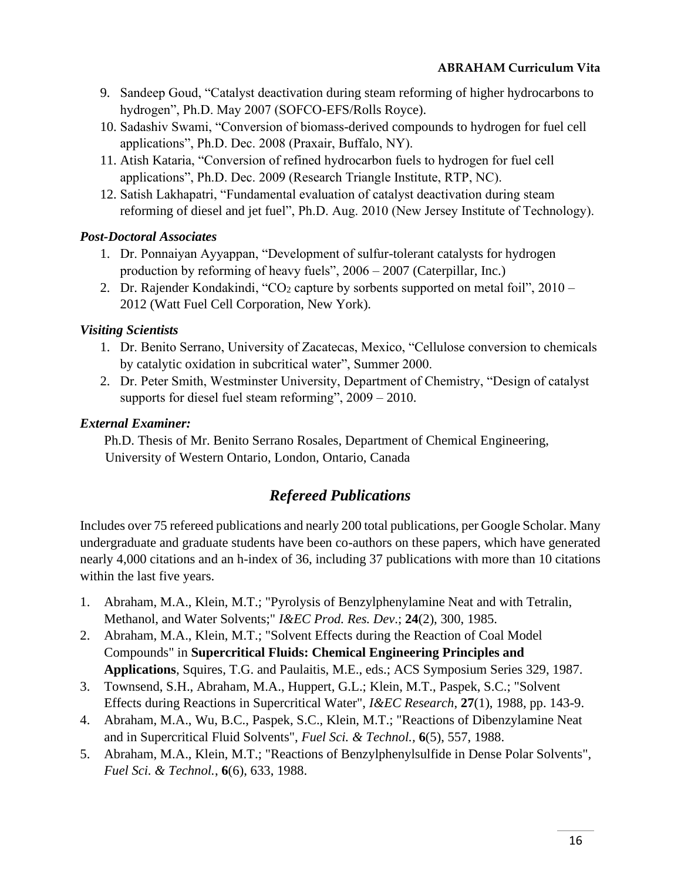9. Sandeep Goud, "Catalyst deactivation during steam reforming of higher hydrocarbons to hydrogen", Ph.D. May 2007 (SOFCO-EFS/Rolls Royce).
10. Sadashiv Swami, "Conversion of biomass-derived compounds to hydrogen for fuel cell applications", Ph.D. Dec. 2008 (Praxair, Buffalo, NY).
11. Atish Kataria, "Conversion of refined hydrocarbon fuels to hydrogen for fuel cell applications", Ph.D. Dec. 2009 (Research Triangle Institute, RTP, NC).
12. Satish Lakhapatri, "Fundamental evaluation of catalyst deactivation during steam reforming of diesel and jet fuel", Ph.D. Aug. 2010 (New Jersey Institute of Technology).

### *Post-Doctoral Associates*

1. Dr. Ponnaiyan Ayyappan, "Development of sulfur-tolerant catalysts for hydrogen production by reforming of heavy fuels", 2006 – 2007 (Caterpillar, Inc.)
2. Dr. Rajender Kondakindi, "$CO_2$ capture by sorbents supported on metal foil", 2010 – 2012 (Watt Fuel Cell Corporation, New York).

### *Visiting Scientists*

1. Dr. Benito Serrano, University of Zacatecas, Mexico, "Cellulose conversion to chemicals by catalytic oxidation in subcritical water", Summer 2000.
2. Dr. Peter Smith, Westminster University, Department of Chemistry, "Design of catalyst supports for diesel fuel steam reforming", 2009 – 2010.

### *External Examiner:*

Ph.D. Thesis of Mr. Benito Serrano Rosales, Department of Chemical Engineering, University of Western Ontario, London, Ontario, Canada

## *Refereed Publications*

Includes over 75 refereed publications and nearly 200 total publications, per Google Scholar. Many undergraduate and graduate students have been co-authors on these papers, which have generated nearly 4,000 citations and an h-index of 36, including 37 publications with more than 10 citations within the last five years.

1. Abraham, M.A., Klein, M.T.; "Pyrolysis of Benzylphenylamine Neat and with Tetralin, Methanol, and Water Solvents;" *I&EC Prod. Res. Dev*.; **24**(2), 300, 1985.
2. Abraham, M.A., Klein, M.T.; "Solvent Effects during the Reaction of Coal Model Compounds" in **Supercritical Fluids: Chemical Engineering Principles and Applications**, Squires, T.G. and Paulaitis, M.E., eds.; ACS Symposium Series 329, 1987.
3. Townsend, S.H., Abraham, M.A., Huppert, G.L.; Klein, M.T., Paspek, S.C.; "Solvent Effects during Reactions in Supercritical Water", *I&EC Research*, **27**(1), 1988, pp. 143-9.
4. Abraham, M.A., Wu, B.C., Paspek, S.C., Klein, M.T.; "Reactions of Dibenzylamine Neat and in Supercritical Fluid Solvents", *Fuel Sci. & Technol.*, **6**(5), 557, 1988.
5. Abraham, M.A., Klein, M.T.; "Reactions of Benzylphenylsulfide in Dense Polar Solvents", *Fuel Sci. & Technol.*, **6**(6), 633, 1988.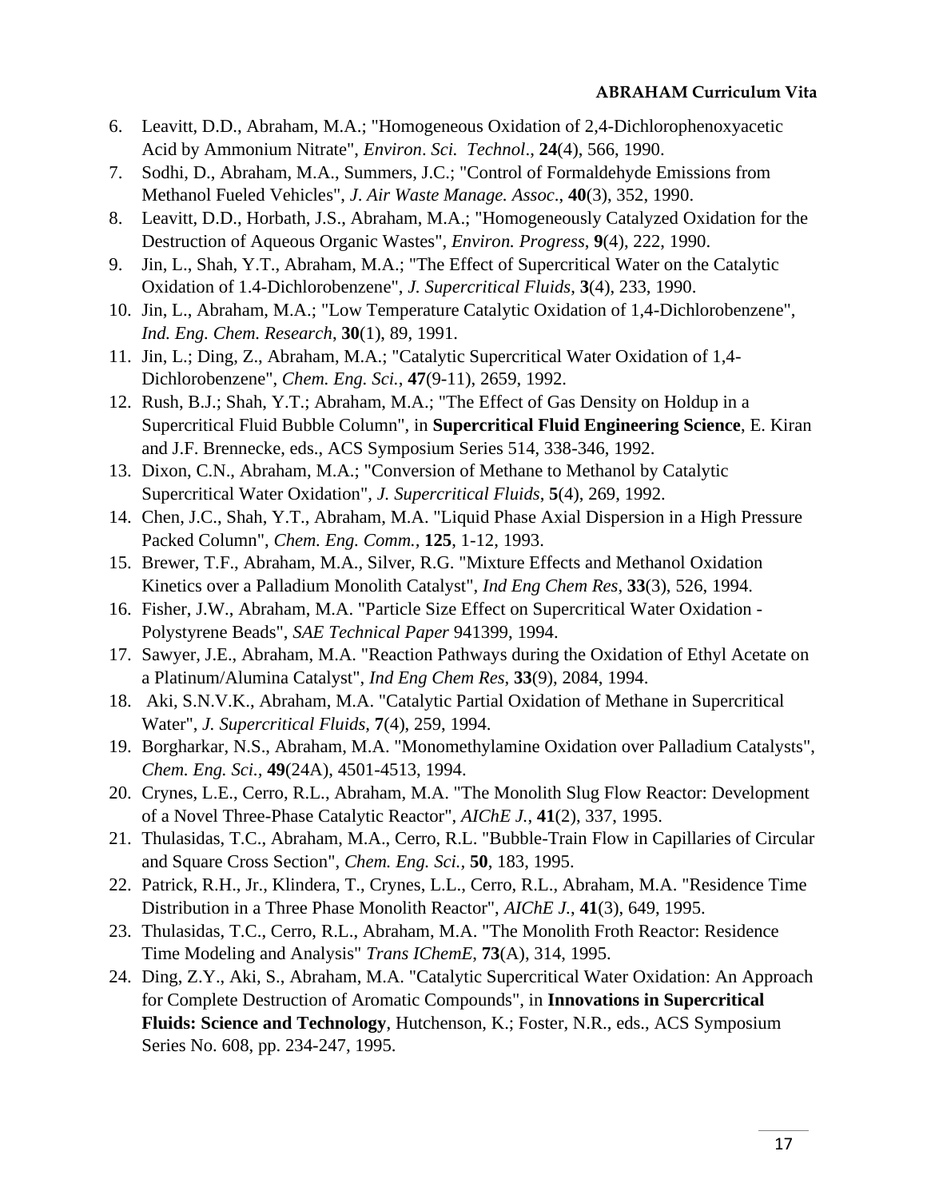6. Leavitt, D.D., Abraham, M.A.; "Homogeneous Oxidation of 2,4-Dichlorophenoxyacetic Acid by Ammonium Nitrate", *Environ. Sci. Technol*., **24**(4), 566, 1990.
7. Sodhi, D., Abraham, M.A., Summers, J.C.; "Control of Formaldehyde Emissions from Methanol Fueled Vehicles", *J. Air Waste Manage. Assoc*., **40**(3), 352, 1990.
8. Leavitt, D.D., Horbath, J.S., Abraham, M.A.; "Homogeneously Catalyzed Oxidation for the Destruction of Aqueous Organic Wastes", *Environ. Progress*, **9**(4), 222, 1990.
9. Jin, L., Shah, Y.T., Abraham, M.A.; "The Effect of Supercritical Water on the Catalytic Oxidation of 1.4-Dichlorobenzene", *J. Supercritical Fluids*, **3**(4), 233, 1990.
10. Jin, L., Abraham, M.A.; "Low Temperature Catalytic Oxidation of 1,4-Dichlorobenzene", *Ind. Eng. Chem. Research*, **30**(1), 89, 1991.
11. Jin, L.; Ding, Z., Abraham, M.A.; "Catalytic Supercritical Water Oxidation of 1,4-Dichlorobenzene", *Chem. Eng. Sci.*, **47**(9-11), 2659, 1992.
12. Rush, B.J.; Shah, Y.T.; Abraham, M.A.; "The Effect of Gas Density on Holdup in a Supercritical Fluid Bubble Column", in **Supercritical Fluid Engineering Science**, E. Kiran and J.F. Brennecke, eds., ACS Symposium Series 514, 338-346, 1992.
13. Dixon, C.N., Abraham, M.A.; "Conversion of Methane to Methanol by Catalytic Supercritical Water Oxidation", *J. Supercritical Fluids*, **5**(4), 269, 1992.
14. Chen, J.C., Shah, Y.T., Abraham, M.A. "Liquid Phase Axial Dispersion in a High Pressure Packed Column", *Chem. Eng. Comm.*, **125**, 1-12, 1993.
15. Brewer, T.F., Abraham, M.A., Silver, R.G. "Mixture Effects and Methanol Oxidation Kinetics over a Palladium Monolith Catalyst", *Ind Eng Chem Res*, **33**(3), 526, 1994.
16. Fisher, J.W., Abraham, M.A. "Particle Size Effect on Supercritical Water Oxidation - Polystyrene Beads", *SAE Technical Paper* 941399, 1994.
17. Sawyer, J.E., Abraham, M.A. "Reaction Pathways during the Oxidation of Ethyl Acetate on a Platinum/Alumina Catalyst", *Ind Eng Chem Res*, **33**(9), 2084, 1994.
18. Aki, S.N.V.K., Abraham, M.A. "Catalytic Partial Oxidation of Methane in Supercritical Water", *J. Supercritical Fluids*, **7**(4), 259, 1994.
19. Borgharkar, N.S., Abraham, M.A. "Monomethylamine Oxidation over Palladium Catalysts", *Chem. Eng. Sci.*, **49**(24A), 4501-4513, 1994.
20. Crynes, L.E., Cerro, R.L., Abraham, M.A. "The Monolith Slug Flow Reactor: Development of a Novel Three-Phase Catalytic Reactor", *AIChE J.*, **41**(2), 337, 1995.
21. Thulasidas, T.C., Abraham, M.A., Cerro, R.L. "Bubble-Train Flow in Capillaries of Circular and Square Cross Section", *Chem. Eng. Sci.*, **50**, 183, 1995.
22. Patrick, R.H., Jr., Klindera, T., Crynes, L.L., Cerro, R.L., Abraham, M.A. "Residence Time Distribution in a Three Phase Monolith Reactor", *AIChE J.*, **41**(3), 649, 1995.
23. Thulasidas, T.C., Cerro, R.L., Abraham, M.A. "The Monolith Froth Reactor: Residence Time Modeling and Analysis" *Trans IChemE*, **73**(A), 314, 1995.
24. Ding, Z.Y., Aki, S., Abraham, M.A. "Catalytic Supercritical Water Oxidation: An Approach for Complete Destruction of Aromatic Compounds", in **Innovations in Supercritical Fluids: Science and Technology**, Hutchenson, K.; Foster, N.R., eds., ACS Symposium Series No. 608, pp. 234-247, 1995.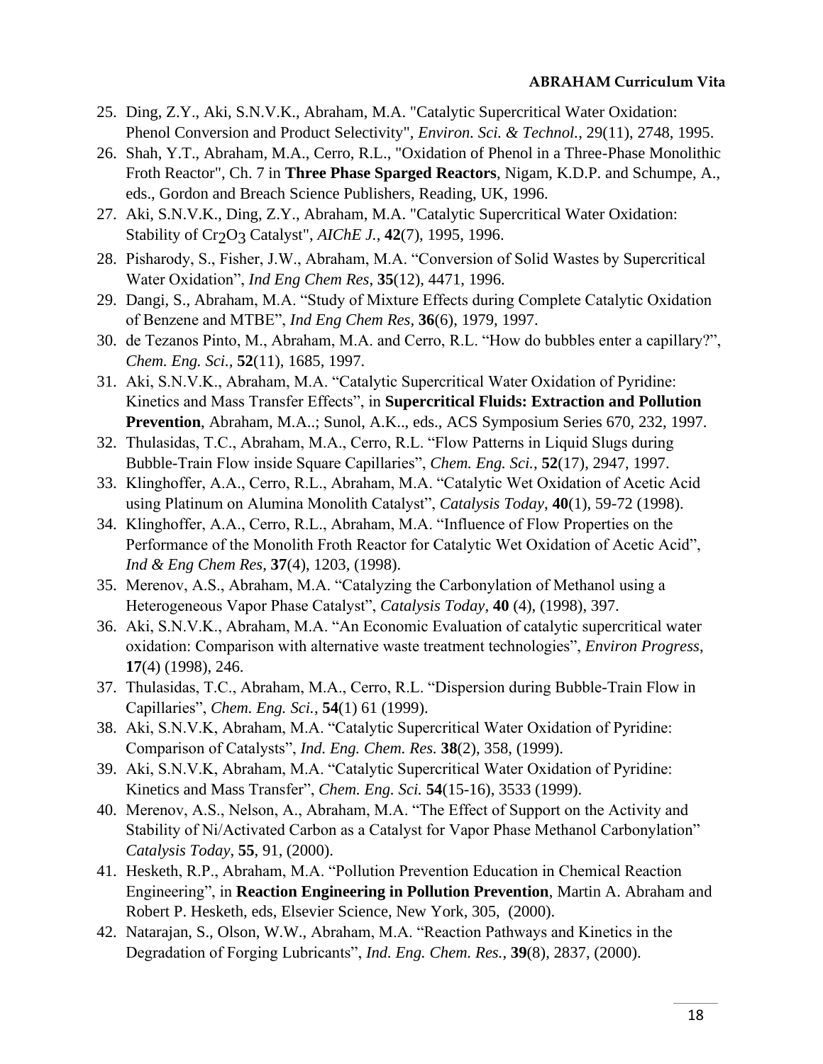25. Ding, Z.Y., Aki, S.N.V.K., Abraham, M.A. "Catalytic Supercritical Water Oxidation: Phenol Conversion and Product Selectivity", *Environ. Sci. & Technol.*, 29(11), 2748, 1995.
26. Shah, Y.T., Abraham, M.A., Cerro, R.L., "Oxidation of Phenol in a Three-Phase Monolithic Froth Reactor", Ch. 7 in **Three Phase Sparged Reactors**, Nigam, K.D.P. and Schumpe, A., eds., Gordon and Breach Science Publishers, Reading, UK, 1996.
27. Aki, S.N.V.K., Ding, Z.Y., Abraham, M.A. "Catalytic Supercritical Water Oxidation: Stability of $Cr_2O_3$ Catalyst", *AIChE J.*, **42**(7), 1995, 1996.
28. Pisharody, S., Fisher, J.W., Abraham, M.A. "Conversion of Solid Wastes by Supercritical Water Oxidation", *Ind Eng Chem Res*, **35**(12), 4471, 1996.
29. Dangi, S., Abraham, M.A. "Study of Mixture Effects during Complete Catalytic Oxidation of Benzene and MTBE", *Ind Eng Chem Res*, **36**(6), 1979, 1997.
30. de Tezanos Pinto, M., Abraham, M.A. and Cerro, R.L. "How do bubbles enter a capillary?", *Chem. Eng. Sci.*, **52**(11), 1685, 1997.
31. Aki, S.N.V.K., Abraham, M.A. "Catalytic Supercritical Water Oxidation of Pyridine: Kinetics and Mass Transfer Effects", in **Supercritical Fluids: Extraction and Pollution Prevention**, Abraham, M.A..; Sunol, A.K.., eds., ACS Symposium Series 670, 232, 1997.
32. Thulasidas, T.C., Abraham, M.A., Cerro, R.L. "Flow Patterns in Liquid Slugs during Bubble-Train Flow inside Square Capillaries", *Chem. Eng. Sci.*, **52**(17), 2947, 1997.
33. Klinghoffer, A.A., Cerro, R.L., Abraham, M.A. "Catalytic Wet Oxidation of Acetic Acid using Platinum on Alumina Monolith Catalyst", *Catalysis Today*, **40**(1), 59-72 (1998).
34. Klinghoffer, A.A., Cerro, R.L., Abraham, M.A. "Influence of Flow Properties on the Performance of the Monolith Froth Reactor for Catalytic Wet Oxidation of Acetic Acid", *Ind & Eng Chem Res*, **37**(4), 1203, (1998).
35. Merenov, A.S., Abraham, M.A. "Catalyzing the Carbonylation of Methanol using a Heterogeneous Vapor Phase Catalyst", *Catalysis Today*, **40** (4), (1998), 397.
36. Aki, S.N.V.K., Abraham, M.A. "An Economic Evaluation of catalytic supercritical water oxidation: Comparison with alternative waste treatment technologies", *Environ Progress*, **17**(4) (1998), 246.
37. Thulasidas, T.C., Abraham, M.A., Cerro, R.L. "Dispersion during Bubble-Train Flow in Capillaries", *Chem. Eng. Sci.*, **54**(1) 61 (1999).
38. Aki, S.N.V.K, Abraham, M.A. "Catalytic Supercritical Water Oxidation of Pyridine: Comparison of Catalysts", *Ind. Eng. Chem. Res.* **38**(2), 358, (1999).
39. Aki, S.N.V.K, Abraham, M.A. "Catalytic Supercritical Water Oxidation of Pyridine: Kinetics and Mass Transfer", *Chem. Eng. Sci.* **54**(15-16), 3533 (1999).
40. Merenov, A.S., Nelson, A., Abraham, M.A. "The Effect of Support on the Activity and Stability of Ni/Activated Carbon as a Catalyst for Vapor Phase Methanol Carbonylation" *Catalysis Today*, **55**, 91, (2000).
41. Hesketh, R.P., Abraham, M.A. "Pollution Prevention Education in Chemical Reaction Engineering", in **Reaction Engineering in Pollution Prevention**, Martin A. Abraham and Robert P. Hesketh, eds, Elsevier Science, New York, 305, (2000).
42. Natarajan, S., Olson, W.W., Abraham, M.A. "Reaction Pathways and Kinetics in the Degradation of Forging Lubricants", *Ind. Eng. Chem. Res.*, **39**(8), 2837, (2000).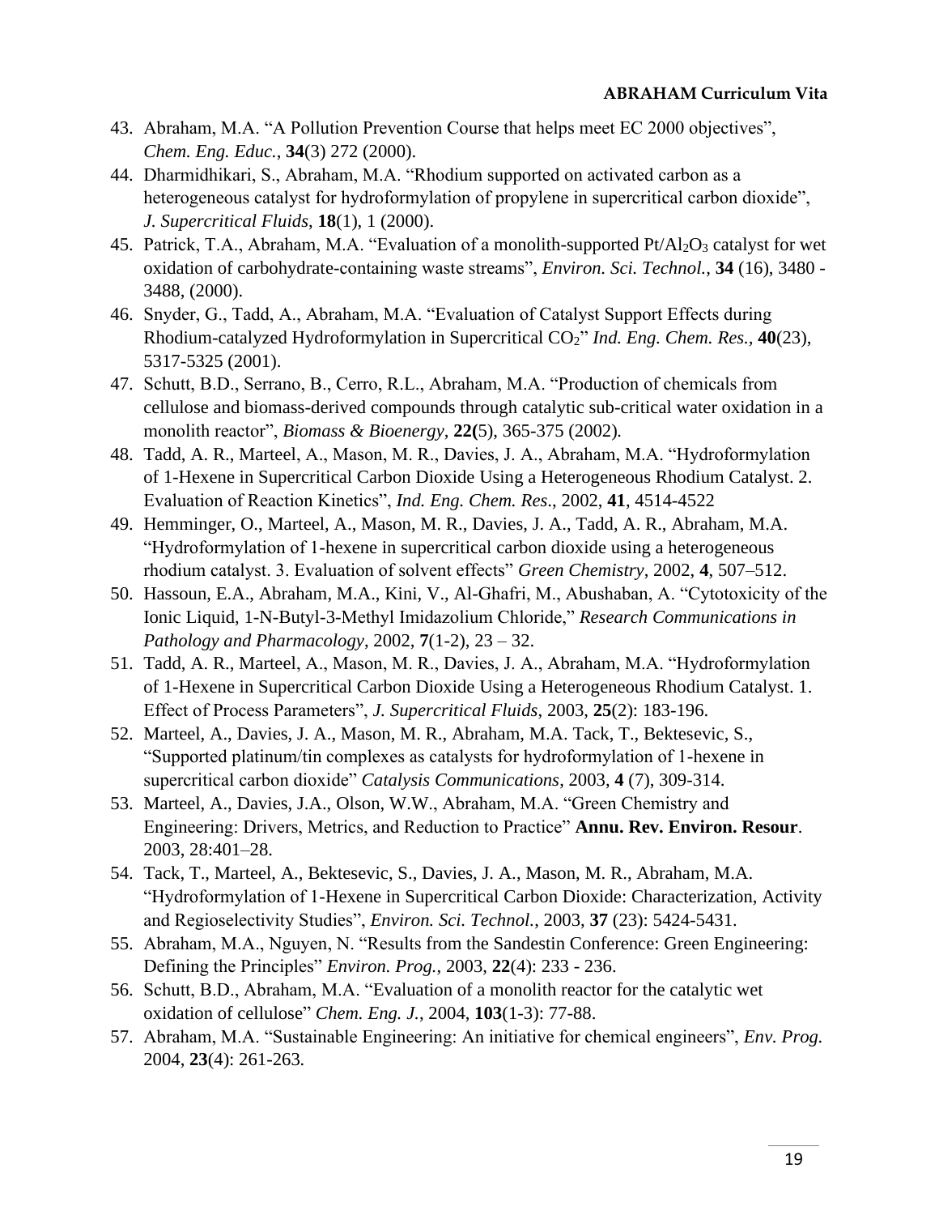43. Abraham, M.A. "A Pollution Prevention Course that helps meet EC 2000 objectives", *Chem. Eng. Educ.*, **34**(3) 272 (2000).
44. Dharmidhikari, S., Abraham, M.A. "Rhodium supported on activated carbon as a heterogeneous catalyst for hydroformylation of propylene in supercritical carbon dioxide", *J. Supercritical Fluids*, **18**(1), 1 (2000).
45. Patrick, T.A., Abraham, M.A. "Evaluation of a monolith-supported $Pt/Al_2O_3$ catalyst for wet oxidation of carbohydrate-containing waste streams", *Environ. Sci. Technol.,* **34** (16), 3480 - 3488, (2000).
46. Snyder, G., Tadd, A., Abraham, M.A. "Evaluation of Catalyst Support Effects during Rhodium-catalyzed Hydroformylation in Supercritical $CO_2$" *Ind. Eng. Chem. Res.,* **40**(23), 5317-5325 (2001).
47. Schutt, B.D., Serrano, B., Cerro, R.L., Abraham, M.A. "Production of chemicals from cellulose and biomass-derived compounds through catalytic sub-critical water oxidation in a monolith reactor", *Biomass & Bioenergy*, **22(**5), 365-375 (2002).
48. Tadd, A. R., Marteel, A., Mason, M. R., Davies, J. A., Abraham, M.A. "Hydroformylation of 1-Hexene in Supercritical Carbon Dioxide Using a Heterogeneous Rhodium Catalyst. 2. Evaluation of Reaction Kinetics", *Ind. Eng. Chem. Res*., 2002, **41**, 4514-4522
49. Hemminger, O., Marteel, A., Mason, M. R., Davies, J. A., Tadd, A. R., Abraham, M.A. "Hydroformylation of 1-hexene in supercritical carbon dioxide using a heterogeneous rhodium catalyst. 3. Evaluation of solvent effects" *Green Chemistry*, 2002, **4**, 507–512.
50. Hassoun, E.A., Abraham, M.A., Kini, V., Al-Ghafri, M., Abushaban, A. "Cytotoxicity of the Ionic Liquid, 1-N-Butyl-3-Methyl Imidazolium Chloride," *Research Communications in Pathology and Pharmacology*, 2002, **7**(1-2), 23 – 32.
51. Tadd, A. R., Marteel, A., Mason, M. R., Davies, J. A., Abraham, M.A. "Hydroformylation of 1-Hexene in Supercritical Carbon Dioxide Using a Heterogeneous Rhodium Catalyst. 1. Effect of Process Parameters", *J. Supercritical Fluids*, 2003, **25**(2): 183-196.
52. Marteel, A., Davies, J. A., Mason, M. R., Abraham, M.A. Tack, T., Bektesevic, S., "Supported platinum/tin complexes as catalysts for hydroformylation of 1-hexene in supercritical carbon dioxide" *Catalysis Communications*, 2003, **4** (7), 309-314.
53. Marteel, A., Davies, J.A., Olson, W.W., Abraham, M.A. "Green Chemistry and Engineering: Drivers, Metrics, and Reduction to Practice" **Annu. Rev. Environ. Resour**. 2003, 28:401–28.
54. Tack, T., Marteel, A., Bektesevic, S., Davies, J. A., Mason, M. R., Abraham, M.A. "Hydroformylation of 1-Hexene in Supercritical Carbon Dioxide: Characterization, Activity and Regioselectivity Studies", *Environ. Sci. Technol.*, 2003, **37** (23): 5424-5431.
55. Abraham, M.A., Nguyen, N. "Results from the Sandestin Conference: Green Engineering: Defining the Principles" *Environ. Prog.*, 2003, **22**(4): 233 - 236.
56. Schutt, B.D., Abraham, M.A. "Evaluation of a monolith reactor for the catalytic wet oxidation of cellulose" *Chem. Eng. J.*, 2004, **103**(1-3): 77-88.
57. Abraham, M.A. "Sustainable Engineering: An initiative for chemical engineers", *Env. Prog.* 2004, **23**(4): 261-263.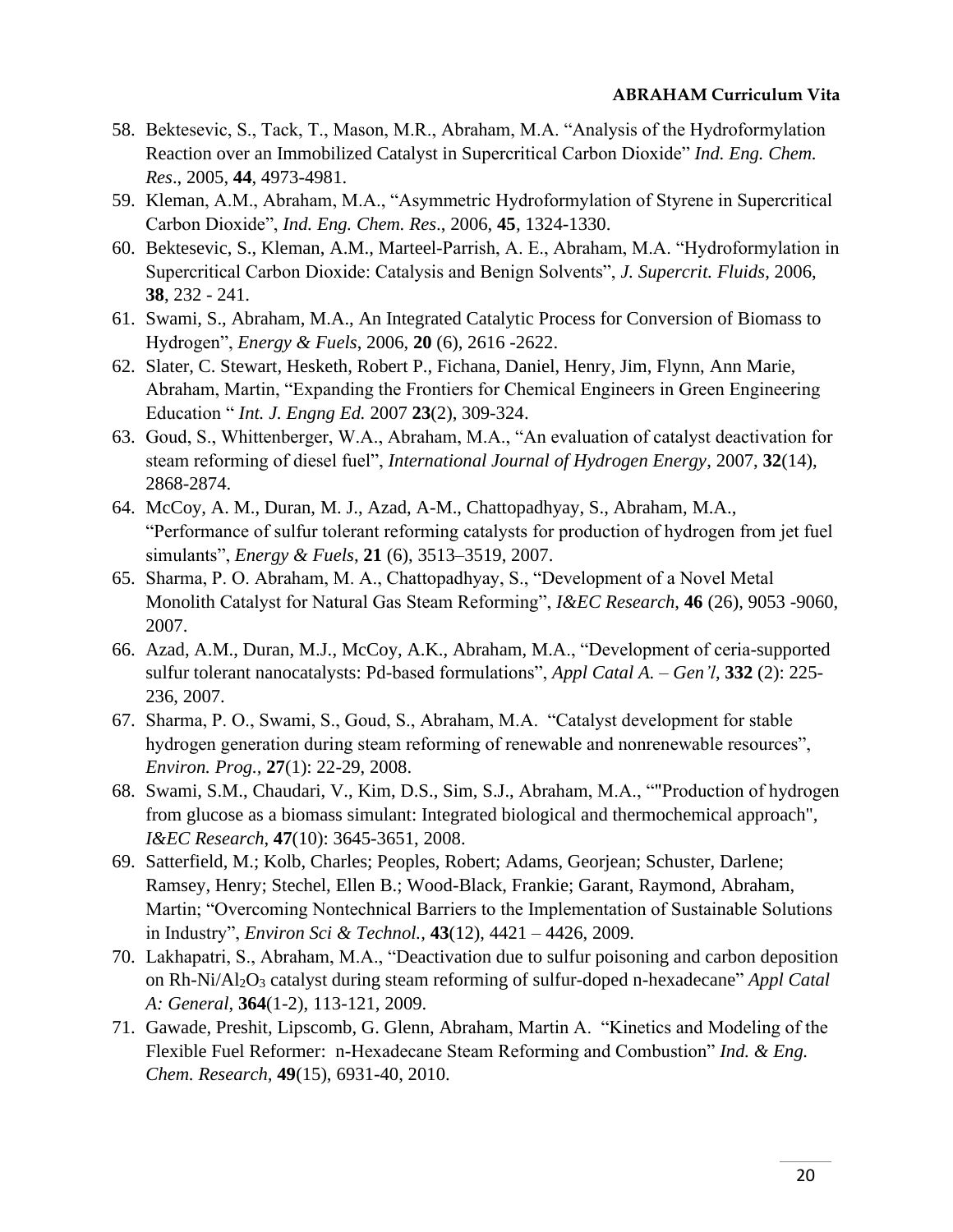58. Bektesevic, S., Tack, T., Mason, M.R., Abraham, M.A. "Analysis of the Hydroformylation Reaction over an Immobilized Catalyst in Supercritical Carbon Dioxide" *Ind. Eng. Chem. Res*., 2005, **44**, 4973-4981.
59. Kleman, A.M., Abraham, M.A., "Asymmetric Hydroformylation of Styrene in Supercritical Carbon Dioxide", *Ind. Eng. Chem. Res*., 2006, **45**, 1324-1330.
60. Bektesevic, S., Kleman, A.M., Marteel-Parrish, A. E., Abraham, M.A. "Hydroformylation in Supercritical Carbon Dioxide: Catalysis and Benign Solvents", *J. Supercrit. Fluids*, 2006, **38**, 232 - 241.
61. Swami, S., Abraham, M.A., An Integrated Catalytic Process for Conversion of Biomass to Hydrogen", *Energy & Fuels*, 2006, **20** (6), 2616 -2622.
62. Slater, C. Stewart, Hesketh, Robert P., Fichana, Daniel, Henry, Jim, Flynn, Ann Marie, Abraham, Martin, "Expanding the Frontiers for Chemical Engineers in Green Engineering Education " *Int. J. Engng Ed.* 2007 **23**(2), 309-324.
63. Goud, S., Whittenberger, W.A., Abraham, M.A., "An evaluation of catalyst deactivation for steam reforming of diesel fuel", *International Journal of Hydrogen Energy*, 2007, **32**(14), 2868-2874.
64. McCoy, A. M., Duran, M. J., Azad, A-M., Chattopadhyay, S., Abraham, M.A., "Performance of sulfur tolerant reforming catalysts for production of hydrogen from jet fuel simulants", *Energy & Fuels*, **21** (6), 3513–3519, 2007.
65. Sharma, P. O. Abraham, M. A., Chattopadhyay, S., "Development of a Novel Metal Monolith Catalyst for Natural Gas Steam Reforming", *I&EC Research*, **46** (26), 9053 -9060, 2007.
66. Azad, A.M., Duran, M.J., McCoy, A.K., Abraham, M.A., "Development of ceria-supported sulfur tolerant nanocatalysts: Pd-based formulations", *Appl Catal A. – Gen'l*, **332** (2): 225-236, 2007.
67. Sharma, P. O., Swami, S., Goud, S., Abraham, M.A. "Catalyst development for stable hydrogen generation during steam reforming of renewable and nonrenewable resources", *Environ. Prog.,* **27**(1): 22-29, 2008.
68. Swami, S.M., Chaudari, V., Kim, D.S., Sim, S.J., Abraham, M.A., ""Production of hydrogen from glucose as a biomass simulant: Integrated biological and thermochemical approach", *I&EC Research*, **47**(10): 3645-3651, 2008.
69. Satterfield, M.; Kolb, Charles; Peoples, Robert; Adams, Georjean; Schuster, Darlene; Ramsey, Henry; Stechel, Ellen B.; Wood-Black, Frankie; Garant, Raymond, Abraham, Martin; "Overcoming Nontechnical Barriers to the Implementation of Sustainable Solutions in Industry", *Environ Sci & Technol.*, **43**(12), 4421 – 4426, 2009.
70. Lakhapatri, S., Abraham, M.A., "Deactivation due to sulfur poisoning and carbon deposition on Rh-Ni/$Al_2O_3$ catalyst during steam reforming of sulfur-doped n-hexadecane" *Appl Catal A: General*, **364**(1-2), 113-121, 2009.
71. Gawade, Preshit, Lipscomb, G. Glenn, Abraham, Martin A. "Kinetics and Modeling of the Flexible Fuel Reformer: n-Hexadecane Steam Reforming and Combustion" *Ind. & Eng. Chem. Research,* **49**(15), 6931-40, 2010.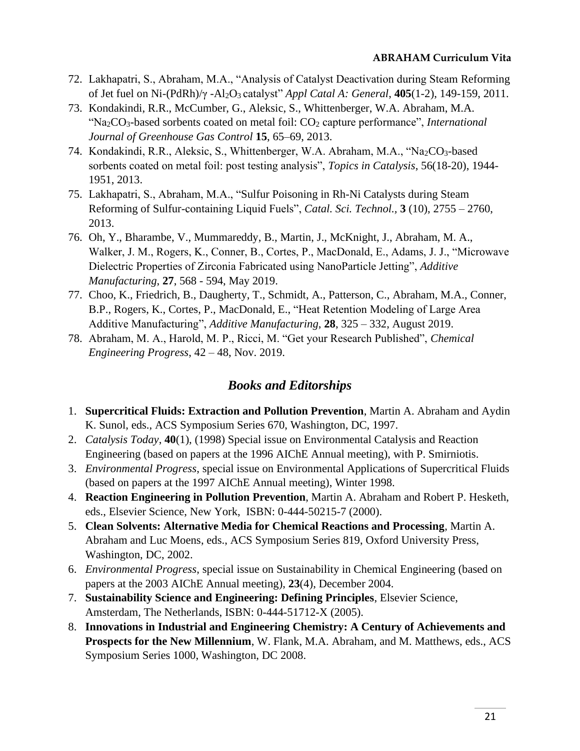72. Lakhapatri, S., Abraham, M.A., "Analysis of Catalyst Deactivation during Steam Reforming of Jet fuel on Ni-(PdRh)/γ -$Al_2O_3$ catalyst" *Appl Catal A: General*, **405**(1-2), 149-159, 2011.
73. Kondakindi, R.R., McCumber, G., Aleksic, S., Whittenberger, W.A. Abraham, M.A. "$Na_2CO_3$-based sorbents coated on metal foil: $CO_2$ capture performance", *International Journal of Greenhouse Gas Control* **15**, 65–69, 2013.
74. Kondakindi, R.R., Aleksic, S., Whittenberger, W.A. Abraham, M.A., "$Na_2CO_3$-based sorbents coated on metal foil: post testing analysis", *Topics in Catalysis*, 56(18-20), 1944-1951, 2013.
75. Lakhapatri, S., Abraham, M.A., "Sulfur Poisoning in Rh-Ni Catalysts during Steam Reforming of Sulfur-containing Liquid Fuels", *Catal. Sci. Technol.,* **3** (10), 2755 – 2760, 2013.
76. Oh, Y., Bharambe, V., Mummareddy, B., Martin, J., McKnight, J., Abraham, M. A., Walker, J. M., Rogers, K., Conner, B., Cortes, P., MacDonald, E., Adams, J. J., "Microwave Dielectric Properties of Zirconia Fabricated using NanoParticle Jetting", *Additive Manufacturing*, **27**, 568 - 594, May 2019.
77. Choo, K., Friedrich, B., Daugherty, T., Schmidt, A., Patterson, C., Abraham, M.A., Conner, B.P., Rogers, K., Cortes, P., MacDonald, E., "Heat Retention Modeling of Large Area Additive Manufacturing", *Additive Manufacturing*, **28**, 325 – 332, August 2019.
78. Abraham, M. A., Harold, M. P., Ricci, M. "Get your Research Published", *Chemical Engineering Progress*, 42 – 48, Nov. 2019.

## *Books and Editorships*

1. **Supercritical Fluids: Extraction and Pollution Prevention**, Martin A. Abraham and Aydin K. Sunol, eds., ACS Symposium Series 670, Washington, DC, 1997.
2. *Catalysis Today*, **40**(1), (1998) Special issue on Environmental Catalysis and Reaction Engineering (based on papers at the 1996 AIChE Annual meeting), with P. Smirniotis.
3. *Environmental Progress*, special issue on Environmental Applications of Supercritical Fluids (based on papers at the 1997 AIChE Annual meeting), Winter 1998.
4. **Reaction Engineering in Pollution Prevention**, Martin A. Abraham and Robert P. Hesketh, eds., Elsevier Science, New York, ISBN: 0-444-50215-7 (2000).
5. **Clean Solvents: Alternative Media for Chemical Reactions and Processing**, Martin A. Abraham and Luc Moens, eds., ACS Symposium Series 819, Oxford University Press, Washington, DC, 2002.
6. *Environmental Progress*, special issue on Sustainability in Chemical Engineering (based on papers at the 2003 AIChE Annual meeting), **23**(4), December 2004.
7. **Sustainability Science and Engineering: Defining Principles**, Elsevier Science, Amsterdam, The Netherlands, ISBN: 0-444-51712-X (2005).
8. **Innovations in Industrial and Engineering Chemistry: A Century of Achievements and Prospects for the New Millennium**, W. Flank, M.A. Abraham, and M. Matthews, eds., ACS Symposium Series 1000, Washington, DC 2008.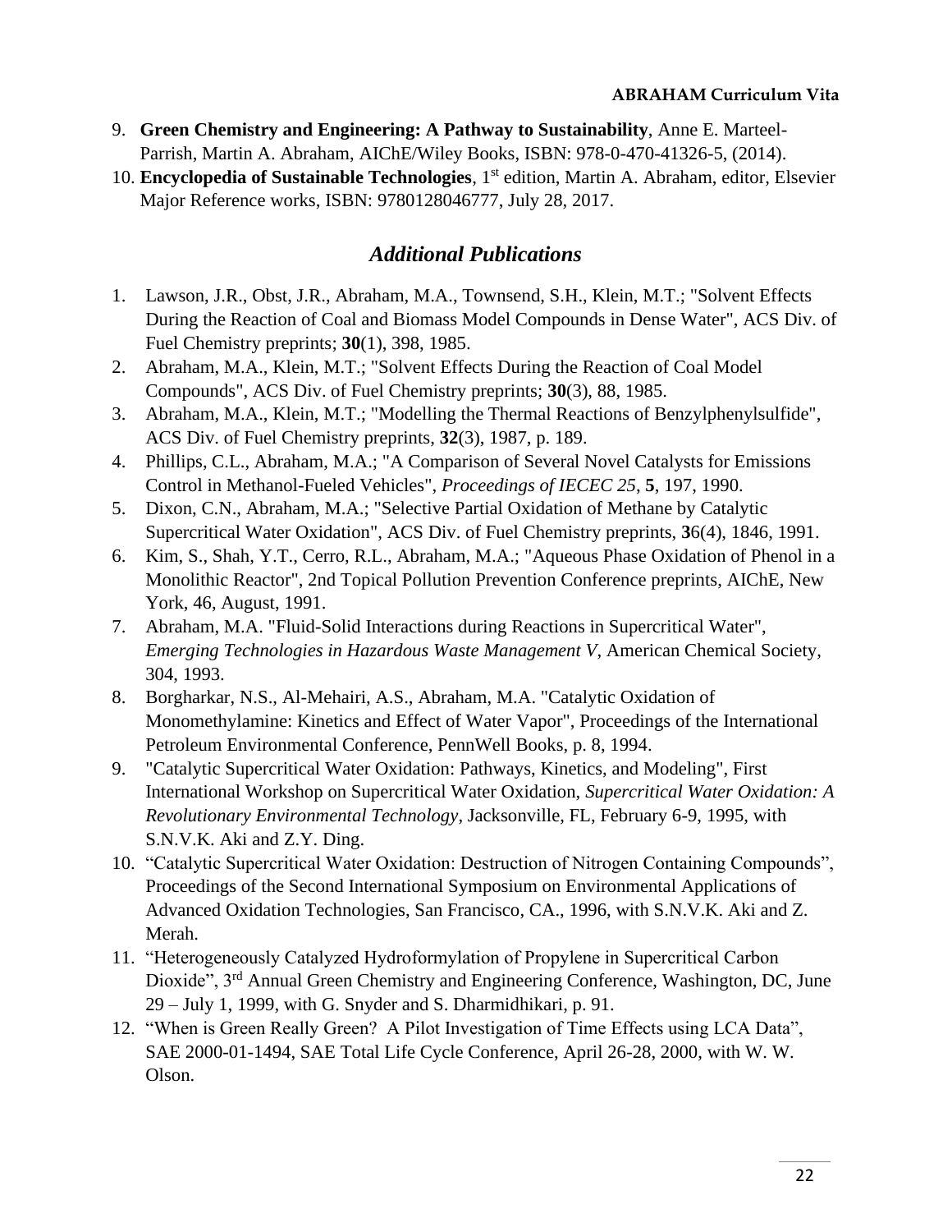9. **Green Chemistry and Engineering: A Pathway to Sustainability**, Anne E. Marteel-Parrish, Martin A. Abraham, AIChE/Wiley Books, ISBN: 978-0-470-41326-5, (2014).
10. **Encyclopedia of Sustainable Technologies**, 1st edition, Martin A. Abraham, editor, Elsevier Major Reference works, ISBN: 9780128046777, July 28, 2017.

## *Additional Publications*

1. Lawson, J.R., Obst, J.R., Abraham, M.A., Townsend, S.H., Klein, M.T.; "Solvent Effects During the Reaction of Coal and Biomass Model Compounds in Dense Water", ACS Div. of Fuel Chemistry preprints; **30**(1), 398, 1985.
2. Abraham, M.A., Klein, M.T.; "Solvent Effects During the Reaction of Coal Model Compounds", ACS Div. of Fuel Chemistry preprints; **30**(3), 88, 1985.
3. Abraham, M.A., Klein, M.T.; "Modelling the Thermal Reactions of Benzylphenylsulfide", ACS Div. of Fuel Chemistry preprints, **32**(3), 1987, p. 189.
4. Phillips, C.L., Abraham, M.A.; "A Comparison of Several Novel Catalysts for Emissions Control in Methanol-Fueled Vehicles", *Proceedings of IECEC 25*, **5**, 197, 1990.
5. Dixon, C.N., Abraham, M.A.; "Selective Partial Oxidation of Methane by Catalytic Supercritical Water Oxidation", ACS Div. of Fuel Chemistry preprints, **3**6(4), 1846, 1991.
6. Kim, S., Shah, Y.T., Cerro, R.L., Abraham, M.A.; "Aqueous Phase Oxidation of Phenol in a Monolithic Reactor", 2nd Topical Pollution Prevention Conference preprints, AIChE, New York, 46, August, 1991.
7. Abraham, M.A. "Fluid-Solid Interactions during Reactions in Supercritical Water", *Emerging Technologies in Hazardous Waste Management V*, American Chemical Society, 304, 1993.
8. Borgharkar, N.S., Al-Mehairi, A.S., Abraham, M.A. "Catalytic Oxidation of Monomethylamine: Kinetics and Effect of Water Vapor", Proceedings of the International Petroleum Environmental Conference, PennWell Books, p. 8, 1994.
9. "Catalytic Supercritical Water Oxidation: Pathways, Kinetics, and Modeling", First International Workshop on Supercritical Water Oxidation, *Supercritical Water Oxidation: A Revolutionary Environmental Technology*, Jacksonville, FL, February 6-9, 1995, with S.N.V.K. Aki and Z.Y. Ding.
10. "Catalytic Supercritical Water Oxidation: Destruction of Nitrogen Containing Compounds", Proceedings of the Second International Symposium on Environmental Applications of Advanced Oxidation Technologies, San Francisco, CA., 1996, with S.N.V.K. Aki and Z. Merah.
11. "Heterogeneously Catalyzed Hydroformylation of Propylene in Supercritical Carbon Dioxide", 3rd Annual Green Chemistry and Engineering Conference, Washington, DC, June 29 – July 1, 1999, with G. Snyder and S. Dharmidhikari, p. 91.
12. "When is Green Really Green? A Pilot Investigation of Time Effects using LCA Data", SAE 2000-01-1494, SAE Total Life Cycle Conference, April 26-28, 2000, with W. W. Olson.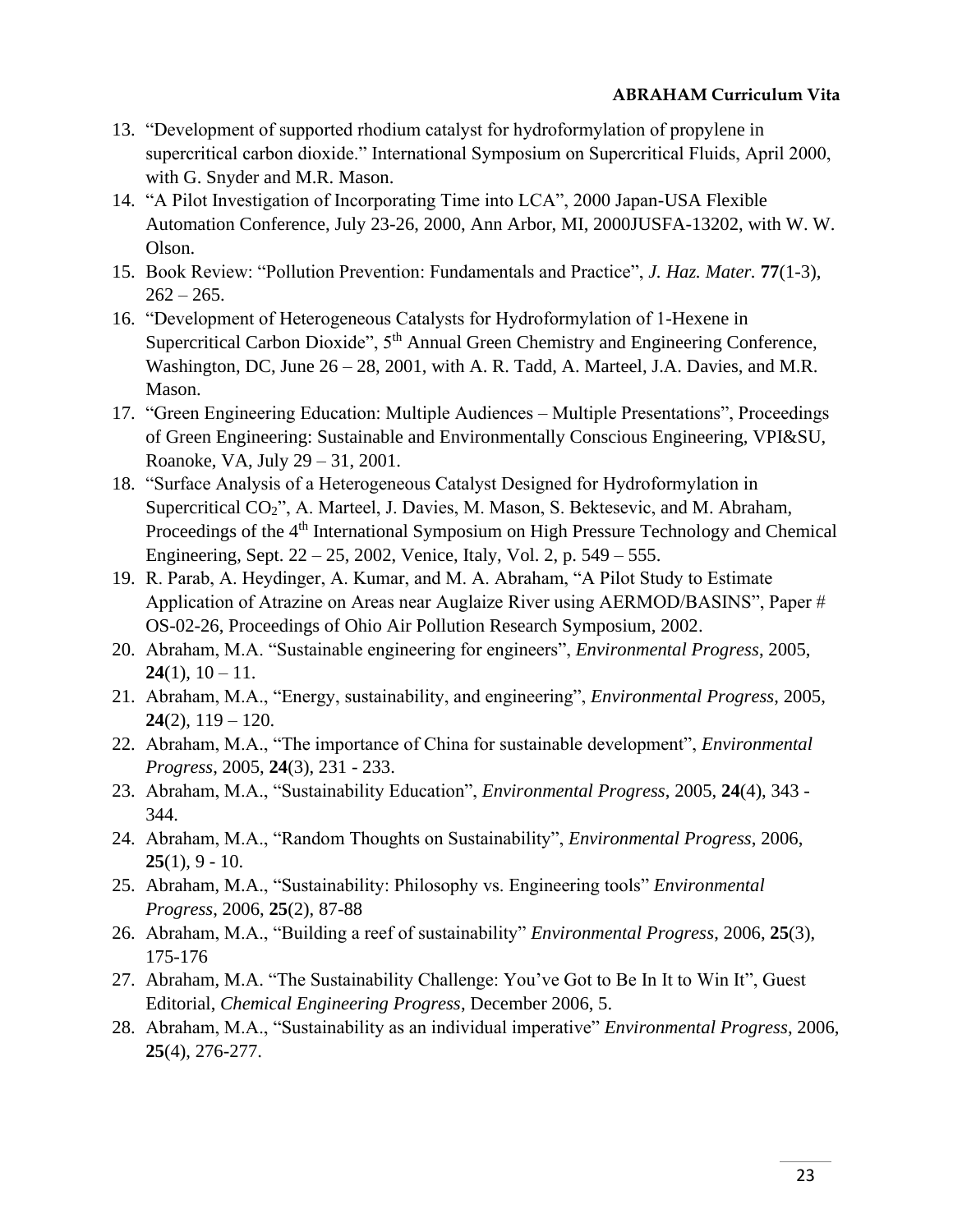13. "Development of supported rhodium catalyst for hydroformylation of propylene in supercritical carbon dioxide." International Symposium on Supercritical Fluids, April 2000, with G. Snyder and M.R. Mason.
14. "A Pilot Investigation of Incorporating Time into LCA", 2000 Japan-USA Flexible Automation Conference, July 23-26, 2000, Ann Arbor, MI, 2000JUSFA-13202, with W. W. Olson.
15. Book Review: "Pollution Prevention: Fundamentals and Practice", *J. Haz. Mater.* **77**(1-3), 262 – 265.
16. "Development of Heterogeneous Catalysts for Hydroformylation of 1-Hexene in Supercritical Carbon Dioxide", 5th Annual Green Chemistry and Engineering Conference, Washington, DC, June 26 – 28, 2001, with A. R. Tadd, A. Marteel, J.A. Davies, and M.R. Mason.
17. "Green Engineering Education: Multiple Audiences – Multiple Presentations", Proceedings of Green Engineering: Sustainable and Environmentally Conscious Engineering, VPI&SU, Roanoke, VA, July 29 – 31, 2001.
18. "Surface Analysis of a Heterogeneous Catalyst Designed for Hydroformylation in Supercritical $CO_2$", A. Marteel, J. Davies, M. Mason, S. Bektesevic, and M. Abraham, Proceedings of the 4th International Symposium on High Pressure Technology and Chemical Engineering, Sept. 22 – 25, 2002, Venice, Italy, Vol. 2, p. 549 – 555.
19. R. Parab, A. Heydinger, A. Kumar, and M. A. Abraham, "A Pilot Study to Estimate Application of Atrazine on Areas near Auglaize River using AERMOD/BASINS", Paper # OS-02-26, Proceedings of Ohio Air Pollution Research Symposium, 2002.
20. Abraham, M.A. "Sustainable engineering for engineers", *Environmental Progress*, 2005, **24**(1), 10 – 11.
21. Abraham, M.A., "Energy, sustainability, and engineering", *Environmental Progress*, 2005, **24**(2), 119 – 120.
22. Abraham, M.A., "The importance of China for sustainable development", *Environmental Progress*, 2005, **24**(3), 231 - 233.
23. Abraham, M.A., "Sustainability Education", *Environmental Progress*, 2005, **24**(4), 343 - 344.
24. Abraham, M.A., "Random Thoughts on Sustainability", *Environmental Progress*, 2006, **25**(1), 9 - 10.
25. Abraham, M.A., "Sustainability: Philosophy vs. Engineering tools" *Environmental Progress*, 2006, **25**(2), 87-88
26. Abraham, M.A., "Building a reef of sustainability" *Environmental Progress*, 2006, **25**(3), 175-176
27. Abraham, M.A. "The Sustainability Challenge: You've Got to Be In It to Win It", Guest Editorial, *Chemical Engineering Progress*, December 2006, 5.
28. Abraham, M.A., "Sustainability as an individual imperative" *Environmental Progress*, 2006, **25**(4), 276-277.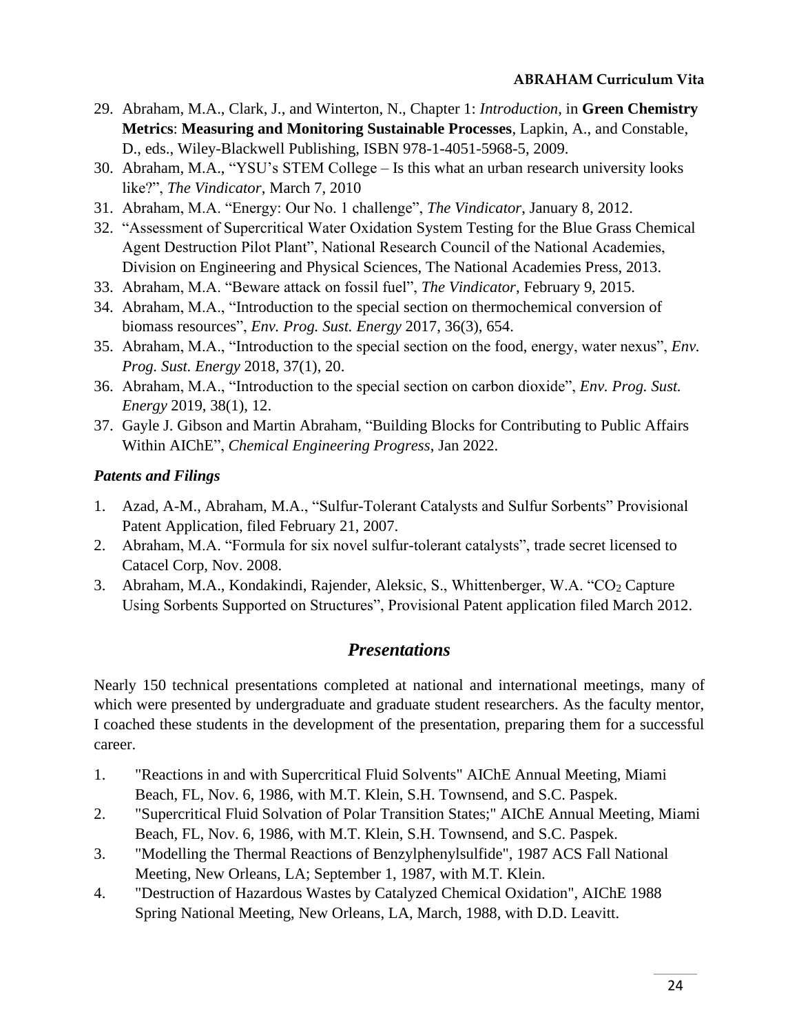29. Abraham, M.A., Clark, J., and Winterton, N., Chapter 1: *Introduction*, in **Green Chemistry Metrics**: **Measuring and Monitoring Sustainable Processes**, Lapkin, A., and Constable, D., eds., Wiley-Blackwell Publishing, ISBN 978-1-4051-5968-5, 2009.
30. Abraham, M.A., "YSU's STEM College – Is this what an urban research university looks like?", *The Vindicator*, March 7, 2010
31. Abraham, M.A. "Energy: Our No. 1 challenge", *The Vindicator*, January 8, 2012.
32. "Assessment of Supercritical Water Oxidation System Testing for the Blue Grass Chemical Agent Destruction Pilot Plant", National Research Council of the National Academies, Division on Engineering and Physical Sciences, The National Academies Press, 2013.
33. Abraham, M.A. "Beware attack on fossil fuel", *The Vindicator*, February 9, 2015.
34. Abraham, M.A., "Introduction to the special section on thermochemical conversion of biomass resources", *Env. Prog. Sust. Energy* 2017, 36(3), 654.
35. Abraham, M.A., "Introduction to the special section on the food, energy, water nexus", *Env. Prog. Sust. Energy* 2018, 37(1), 20.
36. Abraham, M.A., "Introduction to the special section on carbon dioxide", *Env. Prog. Sust. Energy* 2019, 38(1), 12.
37. Gayle J. Gibson and Martin Abraham, "Building Blocks for Contributing to Public Affairs Within AIChE", *Chemical Engineering Progress*, Jan 2022.

### *Patents and Filings*

1. Azad, A-M., Abraham, M.A., "Sulfur-Tolerant Catalysts and Sulfur Sorbents" Provisional Patent Application, filed February 21, 2007.
2. Abraham, M.A. "Formula for six novel sulfur-tolerant catalysts", trade secret licensed to Catacel Corp, Nov. 2008.
3. Abraham, M.A., Kondakindi, Rajender, Aleksic, S., Whittenberger, W.A. "$CO_2$ Capture Using Sorbents Supported on Structures", Provisional Patent application filed March 2012.

## *Presentations*

Nearly 150 technical presentations completed at national and international meetings, many of which were presented by undergraduate and graduate student researchers. As the faculty mentor, I coached these students in the development of the presentation, preparing them for a successful career.

1. "Reactions in and with Supercritical Fluid Solvents" AIChE Annual Meeting, Miami Beach, FL, Nov. 6, 1986, with M.T. Klein, S.H. Townsend, and S.C. Paspek.
2. "Supercritical Fluid Solvation of Polar Transition States;" AIChE Annual Meeting, Miami Beach, FL, Nov. 6, 1986, with M.T. Klein, S.H. Townsend, and S.C. Paspek.
3. "Modelling the Thermal Reactions of Benzylphenylsulfide", 1987 ACS Fall National Meeting, New Orleans, LA; September 1, 1987, with M.T. Klein.
4. "Destruction of Hazardous Wastes by Catalyzed Chemical Oxidation", AIChE 1988 Spring National Meeting, New Orleans, LA, March, 1988, with D.D. Leavitt.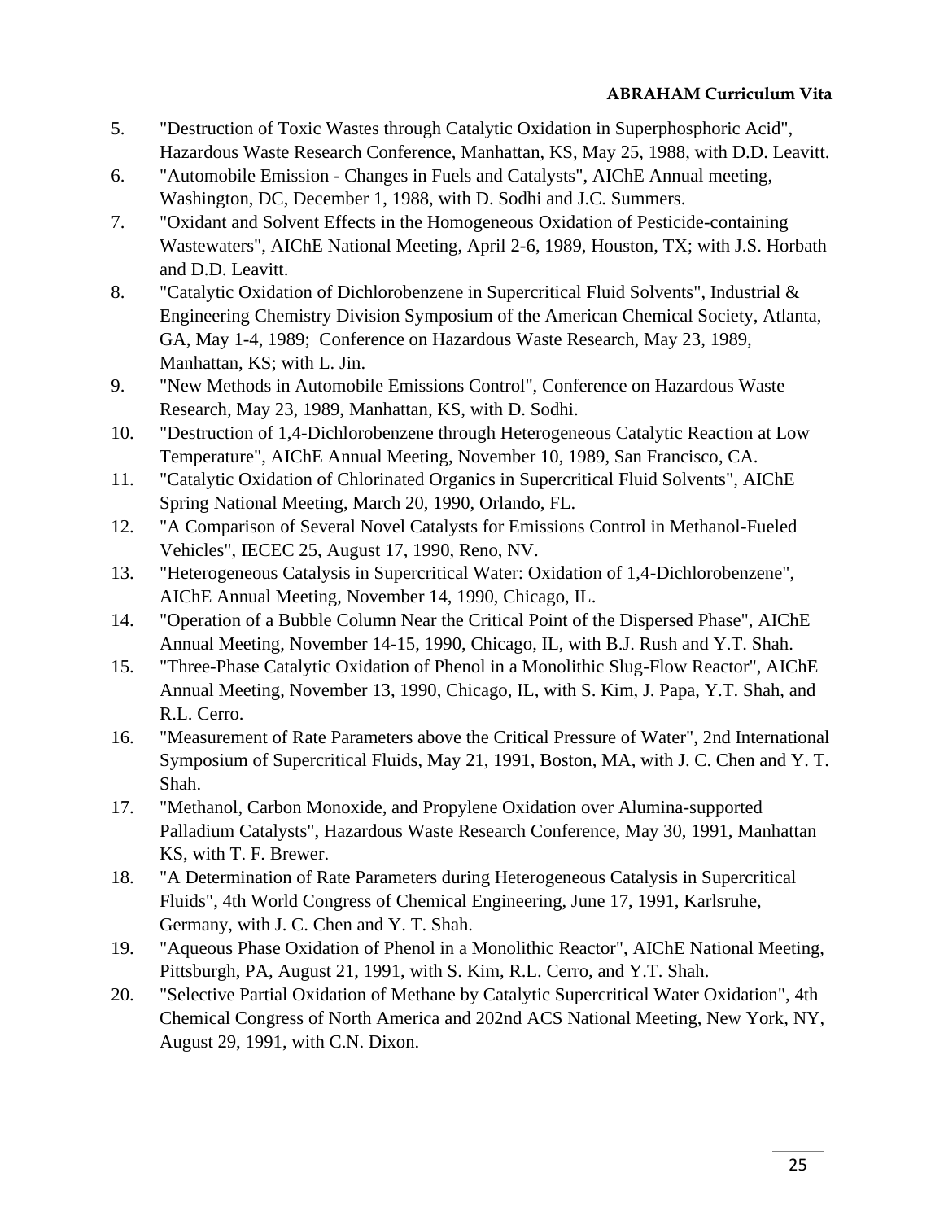5. "Destruction of Toxic Wastes through Catalytic Oxidation in Superphosphoric Acid", Hazardous Waste Research Conference, Manhattan, KS, May 25, 1988, with D.D. Leavitt.
6. "Automobile Emission - Changes in Fuels and Catalysts", AIChE Annual meeting, Washington, DC, December 1, 1988, with D. Sodhi and J.C. Summers.
7. "Oxidant and Solvent Effects in the Homogeneous Oxidation of Pesticide-containing Wastewaters", AIChE National Meeting, April 2-6, 1989, Houston, TX; with J.S. Horbath and D.D. Leavitt.
8. "Catalytic Oxidation of Dichlorobenzene in Supercritical Fluid Solvents", Industrial & Engineering Chemistry Division Symposium of the American Chemical Society, Atlanta, GA, May 1-4, 1989; Conference on Hazardous Waste Research, May 23, 1989, Manhattan, KS; with L. Jin.
9. "New Methods in Automobile Emissions Control", Conference on Hazardous Waste Research, May 23, 1989, Manhattan, KS, with D. Sodhi.
10. "Destruction of 1,4-Dichlorobenzene through Heterogeneous Catalytic Reaction at Low Temperature", AIChE Annual Meeting, November 10, 1989, San Francisco, CA.
11. "Catalytic Oxidation of Chlorinated Organics in Supercritical Fluid Solvents", AIChE Spring National Meeting, March 20, 1990, Orlando, FL.
12. "A Comparison of Several Novel Catalysts for Emissions Control in Methanol-Fueled Vehicles", IECEC 25, August 17, 1990, Reno, NV.
13. "Heterogeneous Catalysis in Supercritical Water: Oxidation of 1,4-Dichlorobenzene", AIChE Annual Meeting, November 14, 1990, Chicago, IL.
14. "Operation of a Bubble Column Near the Critical Point of the Dispersed Phase", AIChE Annual Meeting, November 14-15, 1990, Chicago, IL, with B.J. Rush and Y.T. Shah.
15. "Three-Phase Catalytic Oxidation of Phenol in a Monolithic Slug-Flow Reactor", AIChE Annual Meeting, November 13, 1990, Chicago, IL, with S. Kim, J. Papa, Y.T. Shah, and R.L. Cerro.
16. "Measurement of Rate Parameters above the Critical Pressure of Water", 2nd International Symposium of Supercritical Fluids, May 21, 1991, Boston, MA, with J. C. Chen and Y. T. Shah.
17. "Methanol, Carbon Monoxide, and Propylene Oxidation over Alumina-supported Palladium Catalysts", Hazardous Waste Research Conference, May 30, 1991, Manhattan KS, with T. F. Brewer.
18. "A Determination of Rate Parameters during Heterogeneous Catalysis in Supercritical Fluids", 4th World Congress of Chemical Engineering, June 17, 1991, Karlsruhe, Germany, with J. C. Chen and Y. T. Shah.
19. "Aqueous Phase Oxidation of Phenol in a Monolithic Reactor", AIChE National Meeting, Pittsburgh, PA, August 21, 1991, with S. Kim, R.L. Cerro, and Y.T. Shah.
20. "Selective Partial Oxidation of Methane by Catalytic Supercritical Water Oxidation", 4th Chemical Congress of North America and 202nd ACS National Meeting, New York, NY, August 29, 1991, with C.N. Dixon.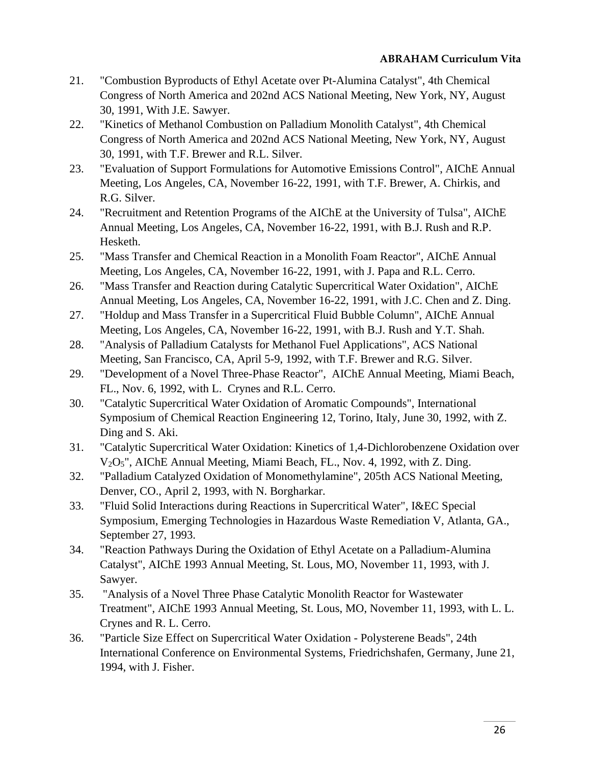21. "Combustion Byproducts of Ethyl Acetate over Pt-Alumina Catalyst", 4th Chemical Congress of North America and 202nd ACS National Meeting, New York, NY, August 30, 1991, With J.E. Sawyer.
22. "Kinetics of Methanol Combustion on Palladium Monolith Catalyst", 4th Chemical Congress of North America and 202nd ACS National Meeting, New York, NY, August 30, 1991, with T.F. Brewer and R.L. Silver.
23. "Evaluation of Support Formulations for Automotive Emissions Control", AIChE Annual Meeting, Los Angeles, CA, November 16-22, 1991, with T.F. Brewer, A. Chirkis, and R.G. Silver.
24. "Recruitment and Retention Programs of the AIChE at the University of Tulsa", AIChE Annual Meeting, Los Angeles, CA, November 16-22, 1991, with B.J. Rush and R.P. Hesketh.
25. "Mass Transfer and Chemical Reaction in a Monolith Foam Reactor", AIChE Annual Meeting, Los Angeles, CA, November 16-22, 1991, with J. Papa and R.L. Cerro.
26. "Mass Transfer and Reaction during Catalytic Supercritical Water Oxidation", AIChE Annual Meeting, Los Angeles, CA, November 16-22, 1991, with J.C. Chen and Z. Ding.
27. "Holdup and Mass Transfer in a Supercritical Fluid Bubble Column", AIChE Annual Meeting, Los Angeles, CA, November 16-22, 1991, with B.J. Rush and Y.T. Shah.
28. "Analysis of Palladium Catalysts for Methanol Fuel Applications", ACS National Meeting, San Francisco, CA, April 5-9, 1992, with T.F. Brewer and R.G. Silver.
29. "Development of a Novel Three-Phase Reactor", AIChE Annual Meeting, Miami Beach, FL., Nov. 6, 1992, with L. Crynes and R.L. Cerro.
30. "Catalytic Supercritical Water Oxidation of Aromatic Compounds", International Symposium of Chemical Reaction Engineering 12, Torino, Italy, June 30, 1992, with Z. Ding and S. Aki.
31. "Catalytic Supercritical Water Oxidation: Kinetics of 1,4-Dichlorobenzene Oxidation over $V_2O_5$", AIChE Annual Meeting, Miami Beach, FL., Nov. 4, 1992, with Z. Ding.
32. "Palladium Catalyzed Oxidation of Monomethylamine", 205th ACS National Meeting, Denver, CO., April 2, 1993, with N. Borgharkar.
33. "Fluid Solid Interactions during Reactions in Supercritical Water", I&EC Special Symposium, Emerging Technologies in Hazardous Waste Remediation V, Atlanta, GA., September 27, 1993.
34. "Reaction Pathways During the Oxidation of Ethyl Acetate on a Palladium-Alumina Catalyst", AIChE 1993 Annual Meeting, St. Lous, MO, November 11, 1993, with J. Sawyer.
35. "Analysis of a Novel Three Phase Catalytic Monolith Reactor for Wastewater Treatment", AIChE 1993 Annual Meeting, St. Lous, MO, November 11, 1993, with L. L. Crynes and R. L. Cerro.
36. "Particle Size Effect on Supercritical Water Oxidation - Polysterene Beads", 24th International Conference on Environmental Systems, Friedrichshafen, Germany, June 21, 1994, with J. Fisher.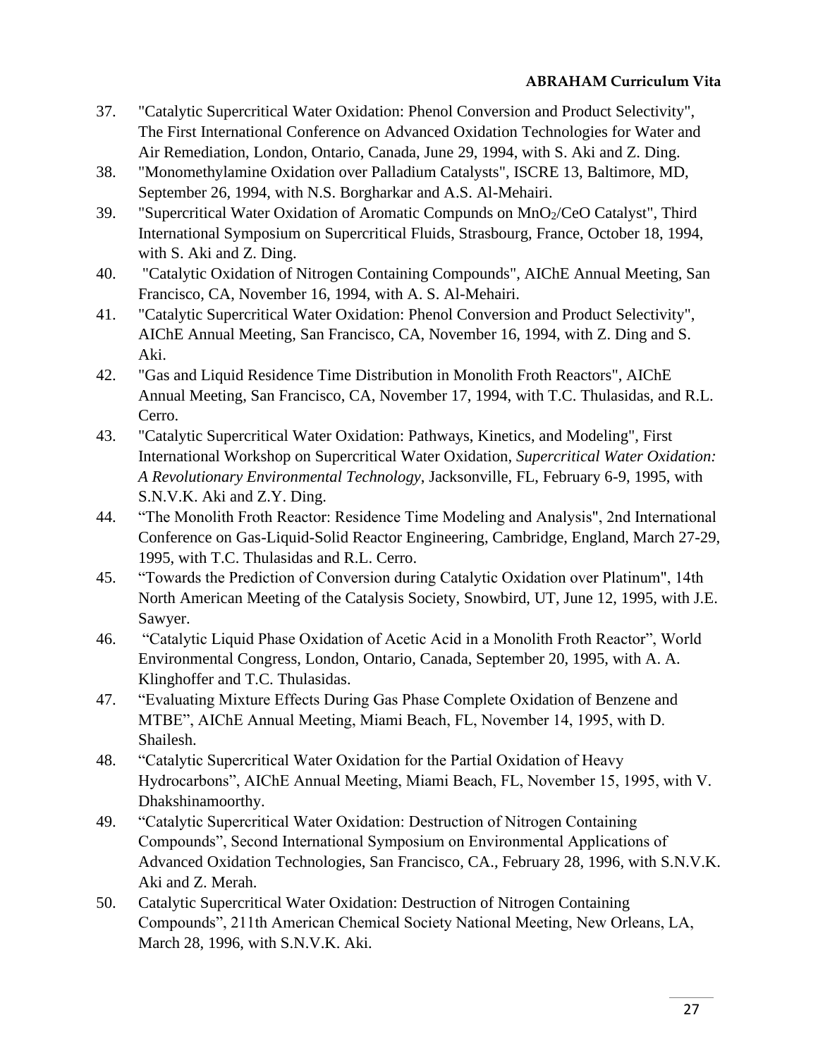37. "Catalytic Supercritical Water Oxidation: Phenol Conversion and Product Selectivity", The First International Conference on Advanced Oxidation Technologies for Water and Air Remediation, London, Ontario, Canada, June 29, 1994, with S. Aki and Z. Ding.
38. "Monomethylamine Oxidation over Palladium Catalysts", ISCRE 13, Baltimore, MD, September 26, 1994, with N.S. Borgharkar and A.S. Al-Mehairi.
39. "Supercritical Water Oxidation of Aromatic Compunds on $MnO_2$/CeO Catalyst", Third International Symposium on Supercritical Fluids, Strasbourg, France, October 18, 1994, with S. Aki and Z. Ding.
40. "Catalytic Oxidation of Nitrogen Containing Compounds", AIChE Annual Meeting, San Francisco, CA, November 16, 1994, with A. S. Al-Mehairi.
41. "Catalytic Supercritical Water Oxidation: Phenol Conversion and Product Selectivity", AIChE Annual Meeting, San Francisco, CA, November 16, 1994, with Z. Ding and S. Aki.
42. "Gas and Liquid Residence Time Distribution in Monolith Froth Reactors", AIChE Annual Meeting, San Francisco, CA, November 17, 1994, with T.C. Thulasidas, and R.L. Cerro.
43. "Catalytic Supercritical Water Oxidation: Pathways, Kinetics, and Modeling", First International Workshop on Supercritical Water Oxidation, *Supercritical Water Oxidation: A Revolutionary Environmental Technology*, Jacksonville, FL, February 6-9, 1995, with S.N.V.K. Aki and Z.Y. Ding.
44. "The Monolith Froth Reactor: Residence Time Modeling and Analysis", 2nd International Conference on Gas-Liquid-Solid Reactor Engineering, Cambridge, England, March 27-29, 1995, with T.C. Thulasidas and R.L. Cerro.
45. "Towards the Prediction of Conversion during Catalytic Oxidation over Platinum", 14th North American Meeting of the Catalysis Society, Snowbird, UT, June 12, 1995, with J.E. Sawyer.
46. "Catalytic Liquid Phase Oxidation of Acetic Acid in a Monolith Froth Reactor", World Environmental Congress, London, Ontario, Canada, September 20, 1995, with A. A. Klinghoffer and T.C. Thulasidas.
47. "Evaluating Mixture Effects During Gas Phase Complete Oxidation of Benzene and MTBE", AIChE Annual Meeting, Miami Beach, FL, November 14, 1995, with D. Shailesh.
48. "Catalytic Supercritical Water Oxidation for the Partial Oxidation of Heavy Hydrocarbons", AIChE Annual Meeting, Miami Beach, FL, November 15, 1995, with V. Dhakshinamoorthy.
49. "Catalytic Supercritical Water Oxidation: Destruction of Nitrogen Containing Compounds", Second International Symposium on Environmental Applications of Advanced Oxidation Technologies, San Francisco, CA., February 28, 1996, with S.N.V.K. Aki and Z. Merah.
50. Catalytic Supercritical Water Oxidation: Destruction of Nitrogen Containing Compounds", 211th American Chemical Society National Meeting, New Orleans, LA, March 28, 1996, with S.N.V.K. Aki.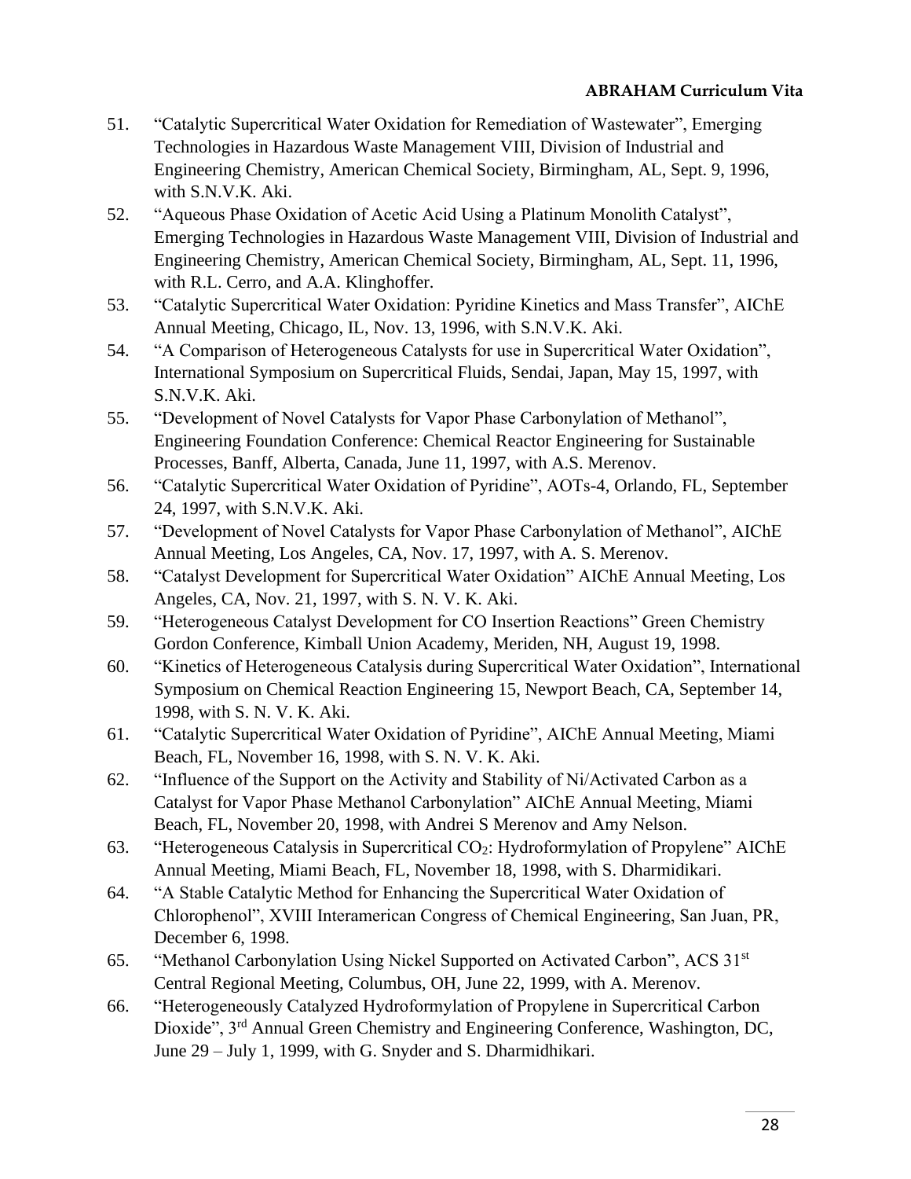51. "Catalytic Supercritical Water Oxidation for Remediation of Wastewater", Emerging Technologies in Hazardous Waste Management VIII, Division of Industrial and Engineering Chemistry, American Chemical Society, Birmingham, AL, Sept. 9, 1996, with S.N.V.K. Aki.
52. "Aqueous Phase Oxidation of Acetic Acid Using a Platinum Monolith Catalyst", Emerging Technologies in Hazardous Waste Management VIII, Division of Industrial and Engineering Chemistry, American Chemical Society, Birmingham, AL, Sept. 11, 1996, with R.L. Cerro, and A.A. Klinghoffer.
53. "Catalytic Supercritical Water Oxidation: Pyridine Kinetics and Mass Transfer", AIChE Annual Meeting, Chicago, IL, Nov. 13, 1996, with S.N.V.K. Aki.
54. "A Comparison of Heterogeneous Catalysts for use in Supercritical Water Oxidation", International Symposium on Supercritical Fluids, Sendai, Japan, May 15, 1997, with S.N.V.K. Aki.
55. "Development of Novel Catalysts for Vapor Phase Carbonylation of Methanol", Engineering Foundation Conference: Chemical Reactor Engineering for Sustainable Processes, Banff, Alberta, Canada, June 11, 1997, with A.S. Merenov.
56. "Catalytic Supercritical Water Oxidation of Pyridine", AOTs-4, Orlando, FL, September 24, 1997, with S.N.V.K. Aki.
57. "Development of Novel Catalysts for Vapor Phase Carbonylation of Methanol", AIChE Annual Meeting, Los Angeles, CA, Nov. 17, 1997, with A. S. Merenov.
58. "Catalyst Development for Supercritical Water Oxidation" AIChE Annual Meeting, Los Angeles, CA, Nov. 21, 1997, with S. N. V. K. Aki.
59. "Heterogeneous Catalyst Development for CO Insertion Reactions" Green Chemistry Gordon Conference, Kimball Union Academy, Meriden, NH, August 19, 1998.
60. "Kinetics of Heterogeneous Catalysis during Supercritical Water Oxidation", International Symposium on Chemical Reaction Engineering 15, Newport Beach, CA, September 14, 1998, with S. N. V. K. Aki.
61. "Catalytic Supercritical Water Oxidation of Pyridine", AIChE Annual Meeting, Miami Beach, FL, November 16, 1998, with S. N. V. K. Aki.
62. "Influence of the Support on the Activity and Stability of Ni/Activated Carbon as a Catalyst for Vapor Phase Methanol Carbonylation" AIChE Annual Meeting, Miami Beach, FL, November 20, 1998, with Andrei S Merenov and Amy Nelson.
63. "Heterogeneous Catalysis in Supercritical $CO_2$: Hydroformylation of Propylene" AIChE Annual Meeting, Miami Beach, FL, November 18, 1998, with S. Dharmidikari.
64. "A Stable Catalytic Method for Enhancing the Supercritical Water Oxidation of Chlorophenol", XVIII Interamerican Congress of Chemical Engineering, San Juan, PR, December 6, 1998.
65. "Methanol Carbonylation Using Nickel Supported on Activated Carbon", ACS 31st Central Regional Meeting, Columbus, OH, June 22, 1999, with A. Merenov.
66. "Heterogeneously Catalyzed Hydroformylation of Propylene in Supercritical Carbon Dioxide", 3rd Annual Green Chemistry and Engineering Conference, Washington, DC, June 29 – July 1, 1999, with G. Snyder and S. Dharmidhikari.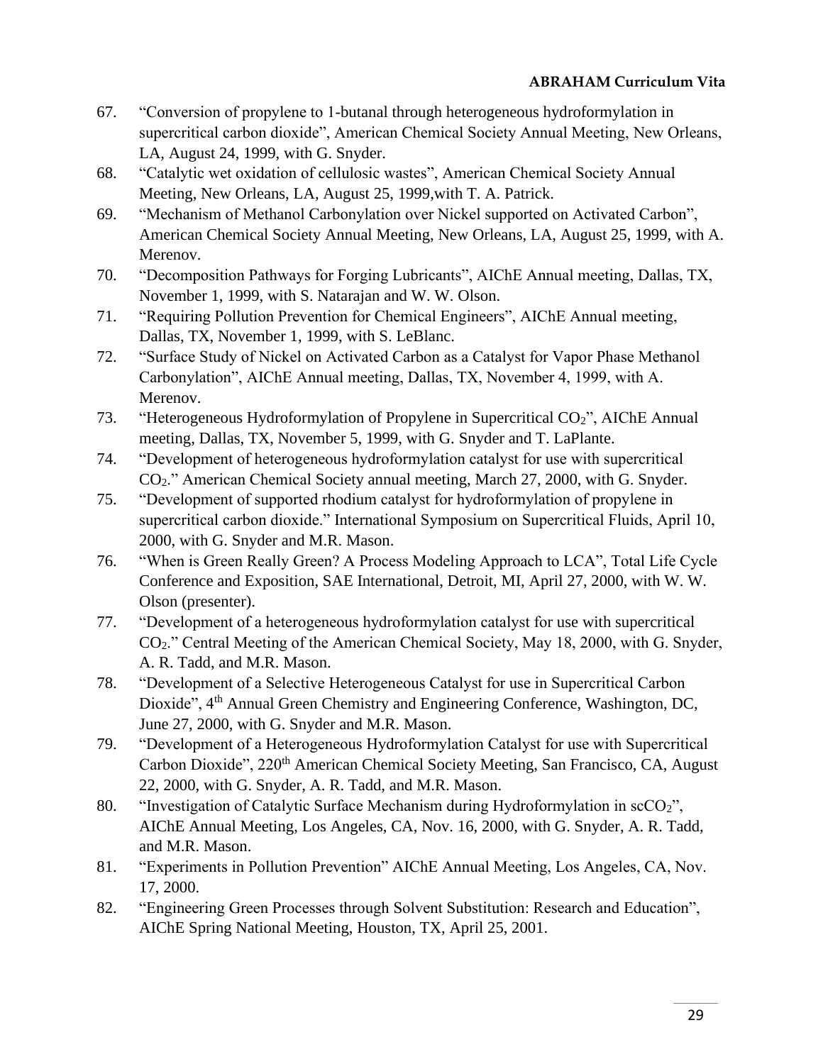67. "Conversion of propylene to 1-butanal through heterogeneous hydroformylation in supercritical carbon dioxide", American Chemical Society Annual Meeting, New Orleans, LA, August 24, 1999, with G. Snyder.
68. "Catalytic wet oxidation of cellulosic wastes", American Chemical Society Annual Meeting, New Orleans, LA, August 25, 1999,with T. A. Patrick.
69. "Mechanism of Methanol Carbonylation over Nickel supported on Activated Carbon", American Chemical Society Annual Meeting, New Orleans, LA, August 25, 1999, with A. Merenov.
70. "Decomposition Pathways for Forging Lubricants", AIChE Annual meeting, Dallas, TX, November 1, 1999, with S. Natarajan and W. W. Olson.
71. "Requiring Pollution Prevention for Chemical Engineers", AIChE Annual meeting, Dallas, TX, November 1, 1999, with S. LeBlanc.
72. "Surface Study of Nickel on Activated Carbon as a Catalyst for Vapor Phase Methanol Carbonylation", AIChE Annual meeting, Dallas, TX, November 4, 1999, with A. Merenov.
73. "Heterogeneous Hydroformylation of Propylene in Supercritical $CO_2$", AIChE Annual meeting, Dallas, TX, November 5, 1999, with G. Snyder and T. LaPlante.
74. "Development of heterogeneous hydroformylation catalyst for use with supercritical $CO_2$." American Chemical Society annual meeting, March 27, 2000, with G. Snyder.
75. "Development of supported rhodium catalyst for hydroformylation of propylene in supercritical carbon dioxide." International Symposium on Supercritical Fluids, April 10, 2000, with G. Snyder and M.R. Mason.
76. "When is Green Really Green? A Process Modeling Approach to LCA", Total Life Cycle Conference and Exposition, SAE International, Detroit, MI, April 27, 2000, with W. W. Olson (presenter).
77. "Development of a heterogeneous hydroformylation catalyst for use with supercritical $CO_2$." Central Meeting of the American Chemical Society, May 18, 2000, with G. Snyder, A. R. Tadd, and M.R. Mason.
78. "Development of a Selective Heterogeneous Catalyst for use in Supercritical Carbon Dioxide", 4th Annual Green Chemistry and Engineering Conference, Washington, DC, June 27, 2000, with G. Snyder and M.R. Mason.
79. "Development of a Heterogeneous Hydroformylation Catalyst for use with Supercritical Carbon Dioxide", 220th American Chemical Society Meeting, San Francisco, CA, August 22, 2000, with G. Snyder, A. R. Tadd, and M.R. Mason.
80. "Investigation of Catalytic Surface Mechanism during Hydroformylation in $scCO_2$", AIChE Annual Meeting, Los Angeles, CA, Nov. 16, 2000, with G. Snyder, A. R. Tadd, and M.R. Mason.
81. "Experiments in Pollution Prevention" AIChE Annual Meeting, Los Angeles, CA, Nov. 17, 2000.
82. "Engineering Green Processes through Solvent Substitution: Research and Education", AIChE Spring National Meeting, Houston, TX, April 25, 2001.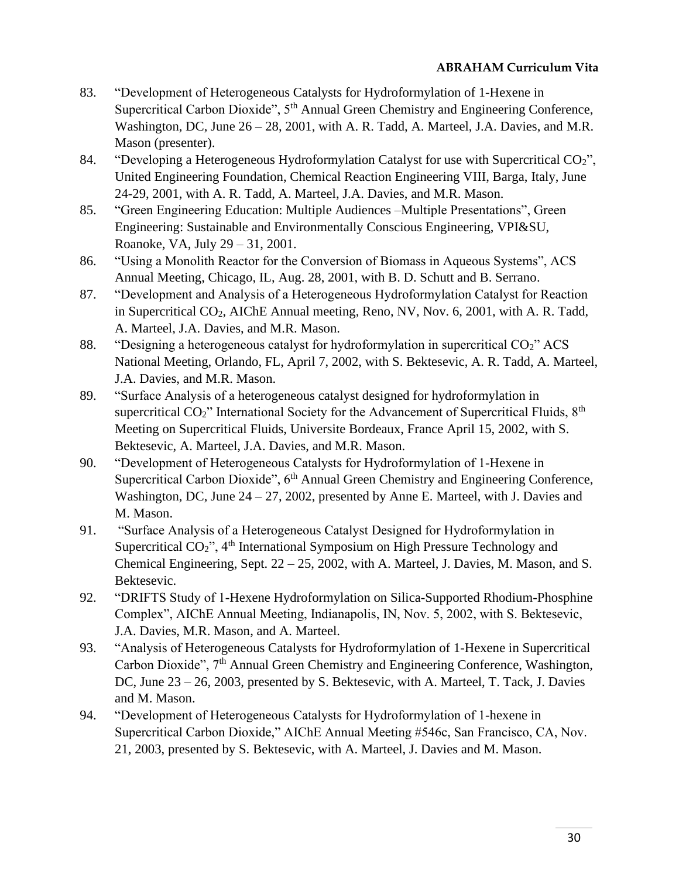83. "Development of Heterogeneous Catalysts for Hydroformylation of 1-Hexene in Supercritical Carbon Dioxide", 5th Annual Green Chemistry and Engineering Conference, Washington, DC, June 26 – 28, 2001, with A. R. Tadd, A. Marteel, J.A. Davies, and M.R. Mason (presenter).
84. "Developing a Heterogeneous Hydroformylation Catalyst for use with Supercritical $CO_2$", United Engineering Foundation, Chemical Reaction Engineering VIII, Barga, Italy, June 24-29, 2001, with A. R. Tadd, A. Marteel, J.A. Davies, and M.R. Mason.
85. "Green Engineering Education: Multiple Audiences –Multiple Presentations", Green Engineering: Sustainable and Environmentally Conscious Engineering, VPI&SU, Roanoke, VA, July 29 – 31, 2001.
86. "Using a Monolith Reactor for the Conversion of Biomass in Aqueous Systems", ACS Annual Meeting, Chicago, IL, Aug. 28, 2001, with B. D. Schutt and B. Serrano.
87. "Development and Analysis of a Heterogeneous Hydroformylation Catalyst for Reaction in Supercritical $CO_2$, AIChE Annual meeting, Reno, NV, Nov. 6, 2001, with A. R. Tadd, A. Marteel, J.A. Davies, and M.R. Mason.
88. "Designing a heterogeneous catalyst for hydroformylation in supercritical $CO_2$" ACS National Meeting, Orlando, FL, April 7, 2002, with S. Bektesevic, A. R. Tadd, A. Marteel, J.A. Davies, and M.R. Mason.
89. "Surface Analysis of a heterogeneous catalyst designed for hydroformylation in supercritical $CO_2$" International Society for the Advancement of Supercritical Fluids, 8th Meeting on Supercritical Fluids, Universite Bordeaux, France April 15, 2002, with S. Bektesevic, A. Marteel, J.A. Davies, and M.R. Mason.
90. "Development of Heterogeneous Catalysts for Hydroformylation of 1-Hexene in Supercritical Carbon Dioxide", 6th Annual Green Chemistry and Engineering Conference, Washington, DC, June 24 – 27, 2002, presented by Anne E. Marteel, with J. Davies and M. Mason.
91. "Surface Analysis of a Heterogeneous Catalyst Designed for Hydroformylation in Supercritical $CO_2$", 4th International Symposium on High Pressure Technology and Chemical Engineering, Sept. 22 – 25, 2002, with A. Marteel, J. Davies, M. Mason, and S. Bektesevic.
92. "DRIFTS Study of 1-Hexene Hydroformylation on Silica-Supported Rhodium-Phosphine Complex", AIChE Annual Meeting, Indianapolis, IN, Nov. 5, 2002, with S. Bektesevic, J.A. Davies, M.R. Mason, and A. Marteel.
93. "Analysis of Heterogeneous Catalysts for Hydroformylation of 1-Hexene in Supercritical Carbon Dioxide", 7th Annual Green Chemistry and Engineering Conference, Washington, DC, June 23 – 26, 2003, presented by S. Bektesevic, with A. Marteel, T. Tack, J. Davies and M. Mason.
94. "Development of Heterogeneous Catalysts for Hydroformylation of 1-hexene in Supercritical Carbon Dioxide," AIChE Annual Meeting #546c, San Francisco, CA, Nov. 21, 2003, presented by S. Bektesevic, with A. Marteel, J. Davies and M. Mason.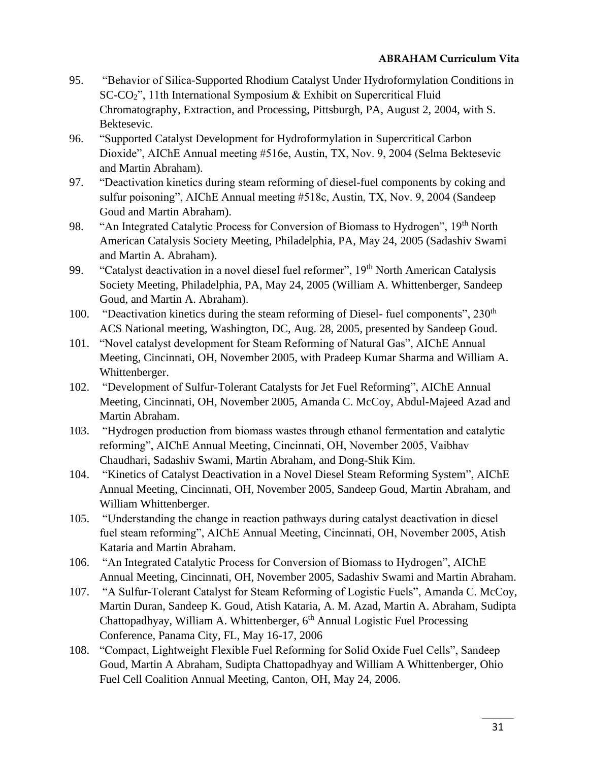95. "Behavior of Silica-Supported Rhodium Catalyst Under Hydroformylation Conditions in SC-$CO_2$", 11th International Symposium & Exhibit on Supercritical Fluid Chromatography, Extraction, and Processing, Pittsburgh, PA, August 2, 2004, with S. Bektesevic.
96. "Supported Catalyst Development for Hydroformylation in Supercritical Carbon Dioxide", AIChE Annual meeting #516e, Austin, TX, Nov. 9, 2004 (Selma Bektesevic and Martin Abraham).
97. "Deactivation kinetics during steam reforming of diesel-fuel components by coking and sulfur poisoning", AIChE Annual meeting #518c, Austin, TX, Nov. 9, 2004 (Sandeep Goud and Martin Abraham).
98. "An Integrated Catalytic Process for Conversion of Biomass to Hydrogen", 19th North American Catalysis Society Meeting, Philadelphia, PA, May 24, 2005 (Sadashiv Swami and Martin A. Abraham).
99. "Catalyst deactivation in a novel diesel fuel reformer", 19th North American Catalysis Society Meeting, Philadelphia, PA, May 24, 2005 (William A. Whittenberger, Sandeep Goud, and Martin A. Abraham).
100. "Deactivation kinetics during the steam reforming of Diesel- fuel components", 230th ACS National meeting, Washington, DC, Aug. 28, 2005, presented by Sandeep Goud.
101. "Novel catalyst development for Steam Reforming of Natural Gas", AIChE Annual Meeting, Cincinnati, OH, November 2005, with Pradeep Kumar Sharma and William A. Whittenberger.
102. "Development of Sulfur-Tolerant Catalysts for Jet Fuel Reforming", AIChE Annual Meeting, Cincinnati, OH, November 2005, Amanda C. McCoy, Abdul-Majeed Azad and Martin Abraham.
103. "Hydrogen production from biomass wastes through ethanol fermentation and catalytic reforming", AIChE Annual Meeting, Cincinnati, OH, November 2005, Vaibhav Chaudhari, Sadashiv Swami, Martin Abraham, and Dong-Shik Kim.
104. "Kinetics of Catalyst Deactivation in a Novel Diesel Steam Reforming System", AIChE Annual Meeting, Cincinnati, OH, November 2005, Sandeep Goud, Martin Abraham, and William Whittenberger.
105. "Understanding the change in reaction pathways during catalyst deactivation in diesel fuel steam reforming", AIChE Annual Meeting, Cincinnati, OH, November 2005, Atish Kataria and Martin Abraham.
106. "An Integrated Catalytic Process for Conversion of Biomass to Hydrogen", AIChE Annual Meeting, Cincinnati, OH, November 2005, Sadashiv Swami and Martin Abraham.
107. "A Sulfur-Tolerant Catalyst for Steam Reforming of Logistic Fuels", Amanda C. McCoy, Martin Duran, Sandeep K. Goud, Atish Kataria, A. M. Azad, Martin A. Abraham, Sudipta Chattopadhyay, William A. Whittenberger, 6th Annual Logistic Fuel Processing Conference, Panama City, FL, May 16-17, 2006
108. "Compact, Lightweight Flexible Fuel Reforming for Solid Oxide Fuel Cells", Sandeep Goud, Martin A Abraham, Sudipta Chattopadhyay and William A Whittenberger, Ohio Fuel Cell Coalition Annual Meeting, Canton, OH, May 24, 2006.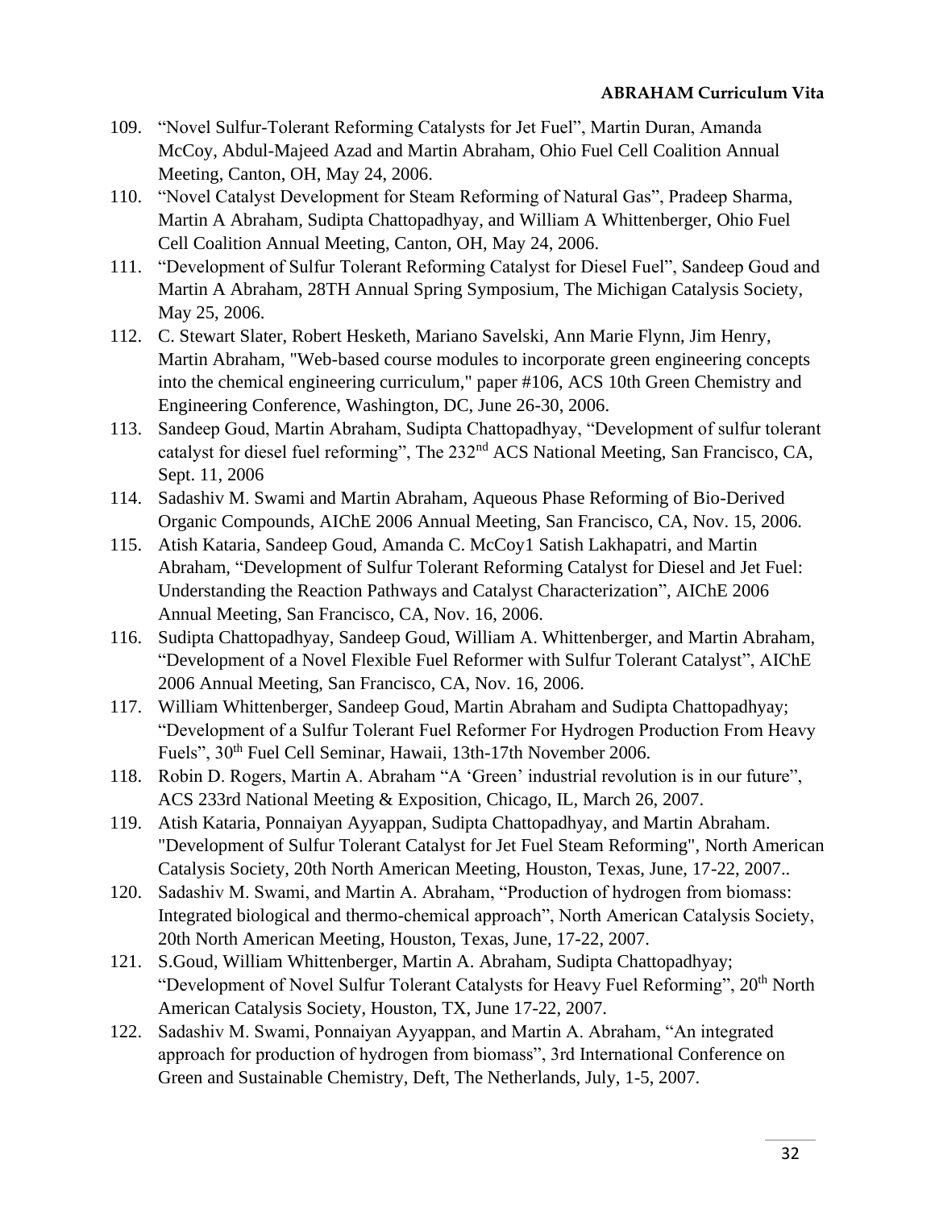109. "Novel Sulfur-Tolerant Reforming Catalysts for Jet Fuel", Martin Duran, Amanda McCoy, Abdul-Majeed Azad and Martin Abraham, Ohio Fuel Cell Coalition Annual Meeting, Canton, OH, May 24, 2006.
110. "Novel Catalyst Development for Steam Reforming of Natural Gas", Pradeep Sharma, Martin A Abraham, Sudipta Chattopadhyay, and William A Whittenberger, Ohio Fuel Cell Coalition Annual Meeting, Canton, OH, May 24, 2006.
111. "Development of Sulfur Tolerant Reforming Catalyst for Diesel Fuel", Sandeep Goud and Martin A Abraham, 28TH Annual Spring Symposium, The Michigan Catalysis Society, May 25, 2006.
112. C. Stewart Slater, Robert Hesketh, Mariano Savelski, Ann Marie Flynn, Jim Henry, Martin Abraham, "Web-based course modules to incorporate green engineering concepts into the chemical engineering curriculum," paper #106, ACS 10th Green Chemistry and Engineering Conference, Washington, DC, June 26-30, 2006.
113. Sandeep Goud, Martin Abraham, Sudipta Chattopadhyay, "Development of sulfur tolerant catalyst for diesel fuel reforming", The 232nd ACS National Meeting, San Francisco, CA, Sept. 11, 2006
114. Sadashiv M. Swami and Martin Abraham, Aqueous Phase Reforming of Bio-Derived Organic Compounds, AIChE 2006 Annual Meeting, San Francisco, CA, Nov. 15, 2006.
115. Atish Kataria, Sandeep Goud, Amanda C. McCoy1 Satish Lakhapatri, and Martin Abraham, "Development of Sulfur Tolerant Reforming Catalyst for Diesel and Jet Fuel: Understanding the Reaction Pathways and Catalyst Characterization", AIChE 2006 Annual Meeting, San Francisco, CA, Nov. 16, 2006.
116. Sudipta Chattopadhyay, Sandeep Goud, William A. Whittenberger, and Martin Abraham, "Development of a Novel Flexible Fuel Reformer with Sulfur Tolerant Catalyst", AIChE 2006 Annual Meeting, San Francisco, CA, Nov. 16, 2006.
117. William Whittenberger, Sandeep Goud, Martin Abraham and Sudipta Chattopadhyay; "Development of a Sulfur Tolerant Fuel Reformer For Hydrogen Production From Heavy Fuels", 30th Fuel Cell Seminar, Hawaii, 13th-17th November 2006.
118. Robin D. Rogers, Martin A. Abraham "A 'Green' industrial revolution is in our future", ACS 233rd National Meeting & Exposition, Chicago, IL, March 26, 2007.
119. Atish Kataria, Ponnaiyan Ayyappan, Sudipta Chattopadhyay, and Martin Abraham. "Development of Sulfur Tolerant Catalyst for Jet Fuel Steam Reforming", North American Catalysis Society, 20th North American Meeting, Houston, Texas, June, 17-22, 2007..
120. Sadashiv M. Swami, and Martin A. Abraham, "Production of hydrogen from biomass: Integrated biological and thermo-chemical approach", North American Catalysis Society, 20th North American Meeting, Houston, Texas, June, 17-22, 2007.
121. S.Goud, William Whittenberger, Martin A. Abraham, Sudipta Chattopadhyay; "Development of Novel Sulfur Tolerant Catalysts for Heavy Fuel Reforming", 20th North American Catalysis Society, Houston, TX, June 17-22, 2007.
122. Sadashiv M. Swami, Ponnaiyan Ayyappan, and Martin A. Abraham, "An integrated approach for production of hydrogen from biomass", 3rd International Conference on Green and Sustainable Chemistry, Deft, The Netherlands, July, 1-5, 2007.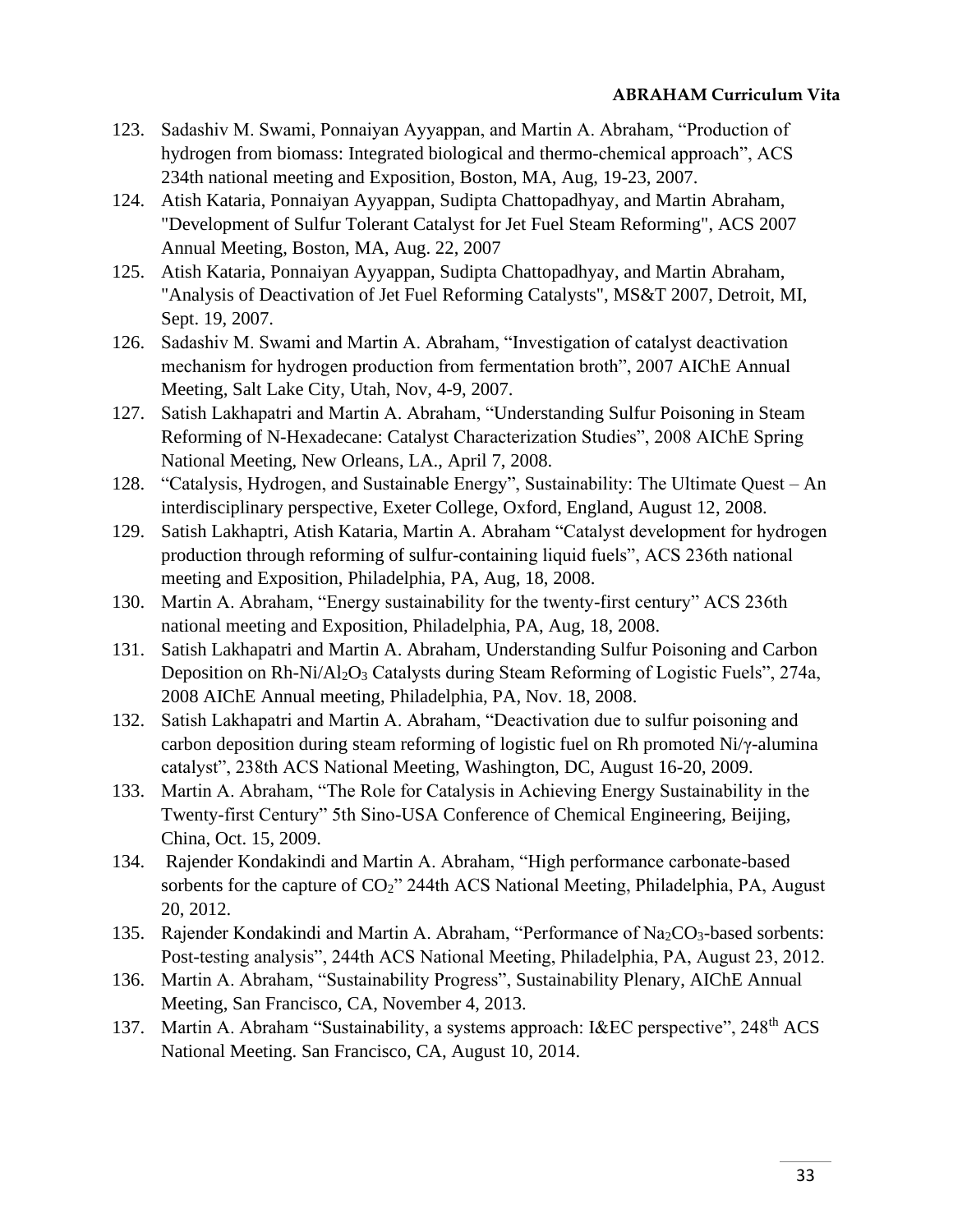123. Sadashiv M. Swami, Ponnaiyan Ayyappan, and Martin A. Abraham, "Production of hydrogen from biomass: Integrated biological and thermo-chemical approach", ACS 234th national meeting and Exposition, Boston, MA, Aug, 19-23, 2007.
124. Atish Kataria, Ponnaiyan Ayyappan, Sudipta Chattopadhyay, and Martin Abraham, "Development of Sulfur Tolerant Catalyst for Jet Fuel Steam Reforming", ACS 2007 Annual Meeting, Boston, MA, Aug. 22, 2007
125. Atish Kataria, Ponnaiyan Ayyappan, Sudipta Chattopadhyay, and Martin Abraham, "Analysis of Deactivation of Jet Fuel Reforming Catalysts", MS&T 2007, Detroit, MI, Sept. 19, 2007.
126. Sadashiv M. Swami and Martin A. Abraham, "Investigation of catalyst deactivation mechanism for hydrogen production from fermentation broth", 2007 AIChE Annual Meeting, Salt Lake City, Utah, Nov, 4-9, 2007.
127. Satish Lakhapatri and Martin A. Abraham, "Understanding Sulfur Poisoning in Steam Reforming of N-Hexadecane: Catalyst Characterization Studies", 2008 AIChE Spring National Meeting, New Orleans, LA., April 7, 2008.
128. "Catalysis, Hydrogen, and Sustainable Energy", Sustainability: The Ultimate Quest – An interdisciplinary perspective, Exeter College, Oxford, England, August 12, 2008.
129. Satish Lakhaptri, Atish Kataria, Martin A. Abraham "Catalyst development for hydrogen production through reforming of sulfur-containing liquid fuels", ACS 236th national meeting and Exposition, Philadelphia, PA, Aug, 18, 2008.
130. Martin A. Abraham, "Energy sustainability for the twenty-first century" ACS 236th national meeting and Exposition, Philadelphia, PA, Aug, 18, 2008.
131. Satish Lakhapatri and Martin A. Abraham, Understanding Sulfur Poisoning and Carbon Deposition on Rh-Ni/$Al_2O_3$ Catalysts during Steam Reforming of Logistic Fuels", 274a, 2008 AIChE Annual meeting, Philadelphia, PA, Nov. 18, 2008.
132. Satish Lakhapatri and Martin A. Abraham, "Deactivation due to sulfur poisoning and carbon deposition during steam reforming of logistic fuel on Rh promoted Ni/γ-alumina catalyst", 238th ACS National Meeting, Washington, DC, August 16-20, 2009.
133. Martin A. Abraham, "The Role for Catalysis in Achieving Energy Sustainability in the Twenty-first Century" 5th Sino-USA Conference of Chemical Engineering, Beijing, China, Oct. 15, 2009.
134. Rajender Kondakindi and Martin A. Abraham, "High performance carbonate-based sorbents for the capture of $CO_2$" 244th ACS National Meeting, Philadelphia, PA, August 20, 2012.
135. Rajender Kondakindi and Martin A. Abraham, "Performance of $Na_2CO_3$-based sorbents: Post-testing analysis", 244th ACS National Meeting, Philadelphia, PA, August 23, 2012.
136. Martin A. Abraham, "Sustainability Progress", Sustainability Plenary, AIChE Annual Meeting, San Francisco, CA, November 4, 2013.
137. Martin A. Abraham "Sustainability, a systems approach: I&EC perspective", 248th ACS National Meeting. San Francisco, CA, August 10, 2014.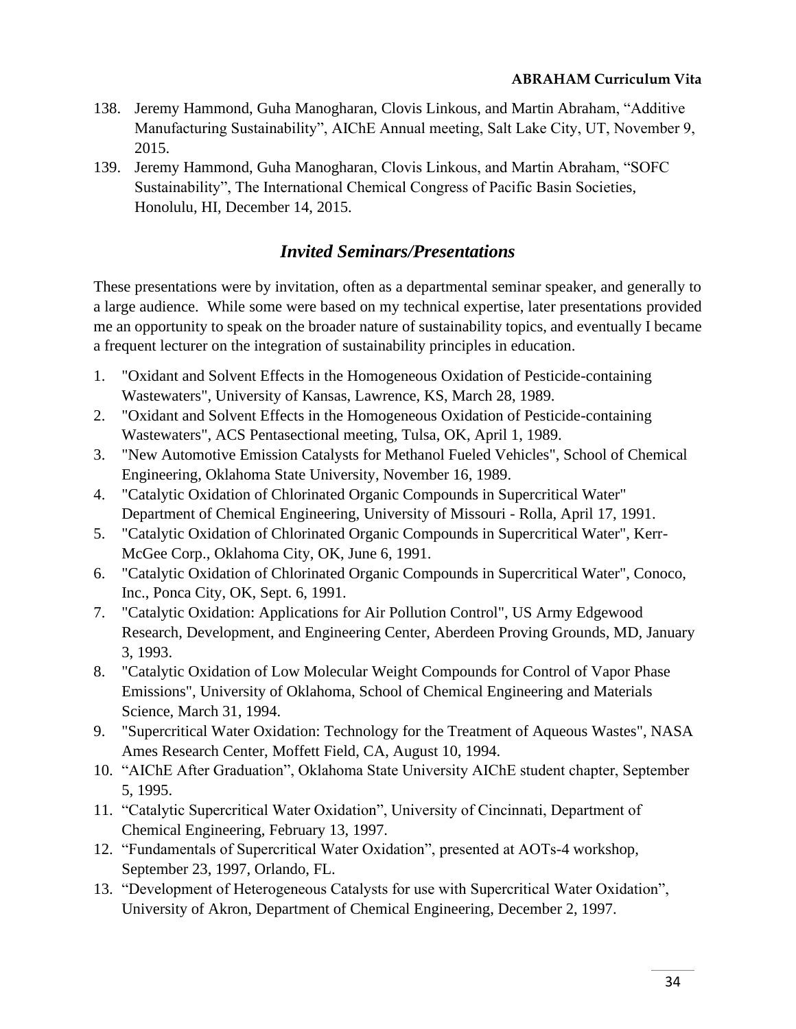138. Jeremy Hammond, Guha Manogharan, Clovis Linkous, and Martin Abraham, "Additive Manufacturing Sustainability", AIChE Annual meeting, Salt Lake City, UT, November 9, 2015.
139. Jeremy Hammond, Guha Manogharan, Clovis Linkous, and Martin Abraham, "SOFC Sustainability", The International Chemical Congress of Pacific Basin Societies, Honolulu, HI, December 14, 2015.

## *Invited Seminars/Presentations*

These presentations were by invitation, often as a departmental seminar speaker, and generally to a large audience. While some were based on my technical expertise, later presentations provided me an opportunity to speak on the broader nature of sustainability topics, and eventually I became a frequent lecturer on the integration of sustainability principles in education.

1. "Oxidant and Solvent Effects in the Homogeneous Oxidation of Pesticide-containing Wastewaters", University of Kansas, Lawrence, KS, March 28, 1989.
2. "Oxidant and Solvent Effects in the Homogeneous Oxidation of Pesticide-containing Wastewaters", ACS Pentasectional meeting, Tulsa, OK, April 1, 1989.
3. "New Automotive Emission Catalysts for Methanol Fueled Vehicles", School of Chemical Engineering, Oklahoma State University, November 16, 1989.
4. "Catalytic Oxidation of Chlorinated Organic Compounds in Supercritical Water" Department of Chemical Engineering, University of Missouri - Rolla, April 17, 1991.
5. "Catalytic Oxidation of Chlorinated Organic Compounds in Supercritical Water", Kerr-McGee Corp., Oklahoma City, OK, June 6, 1991.
6. "Catalytic Oxidation of Chlorinated Organic Compounds in Supercritical Water", Conoco, Inc., Ponca City, OK, Sept. 6, 1991.
7. "Catalytic Oxidation: Applications for Air Pollution Control", US Army Edgewood Research, Development, and Engineering Center, Aberdeen Proving Grounds, MD, January 3, 1993.
8. "Catalytic Oxidation of Low Molecular Weight Compounds for Control of Vapor Phase Emissions", University of Oklahoma, School of Chemical Engineering and Materials Science, March 31, 1994.
9. "Supercritical Water Oxidation: Technology for the Treatment of Aqueous Wastes", NASA Ames Research Center, Moffett Field, CA, August 10, 1994.
10. "AIChE After Graduation", Oklahoma State University AIChE student chapter, September 5, 1995.
11. "Catalytic Supercritical Water Oxidation", University of Cincinnati, Department of Chemical Engineering, February 13, 1997.
12. "Fundamentals of Supercritical Water Oxidation", presented at AOTs-4 workshop, September 23, 1997, Orlando, FL.
13. "Development of Heterogeneous Catalysts for use with Supercritical Water Oxidation", University of Akron, Department of Chemical Engineering, December 2, 1997.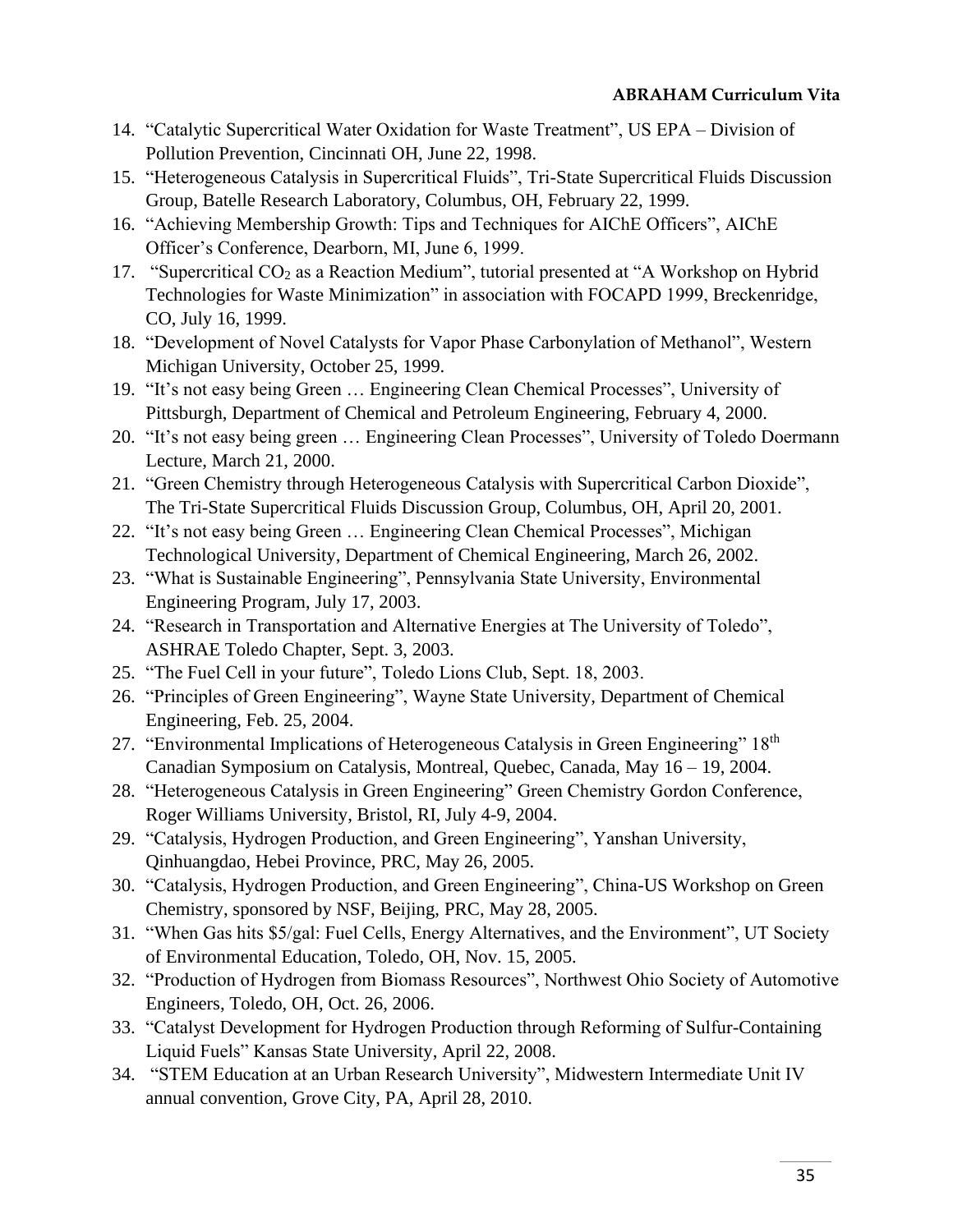14. "Catalytic Supercritical Water Oxidation for Waste Treatment", US EPA – Division of Pollution Prevention, Cincinnati OH, June 22, 1998.
15. "Heterogeneous Catalysis in Supercritical Fluids", Tri-State Supercritical Fluids Discussion Group, Batelle Research Laboratory, Columbus, OH, February 22, 1999.
16. "Achieving Membership Growth: Tips and Techniques for AIChE Officers", AIChE Officer's Conference, Dearborn, MI, June 6, 1999.
17. "Supercritical $CO_2$ as a Reaction Medium", tutorial presented at "A Workshop on Hybrid Technologies for Waste Minimization" in association with FOCAPD 1999, Breckenridge, CO, July 16, 1999.
18. "Development of Novel Catalysts for Vapor Phase Carbonylation of Methanol", Western Michigan University, October 25, 1999.
19. "It's not easy being Green … Engineering Clean Chemical Processes", University of Pittsburgh, Department of Chemical and Petroleum Engineering, February 4, 2000.
20. "It's not easy being green … Engineering Clean Processes", University of Toledo Doermann Lecture, March 21, 2000.
21. "Green Chemistry through Heterogeneous Catalysis with Supercritical Carbon Dioxide", The Tri-State Supercritical Fluids Discussion Group, Columbus, OH, April 20, 2001.
22. "It's not easy being Green … Engineering Clean Chemical Processes", Michigan Technological University, Department of Chemical Engineering, March 26, 2002.
23. "What is Sustainable Engineering", Pennsylvania State University, Environmental Engineering Program, July 17, 2003.
24. "Research in Transportation and Alternative Energies at The University of Toledo", ASHRAE Toledo Chapter, Sept. 3, 2003.
25. "The Fuel Cell in your future", Toledo Lions Club, Sept. 18, 2003.
26. "Principles of Green Engineering", Wayne State University, Department of Chemical Engineering, Feb. 25, 2004.
27. "Environmental Implications of Heterogeneous Catalysis in Green Engineering" 18th Canadian Symposium on Catalysis, Montreal, Quebec, Canada, May 16 – 19, 2004.
28. "Heterogeneous Catalysis in Green Engineering" Green Chemistry Gordon Conference, Roger Williams University, Bristol, RI, July 4-9, 2004.
29. "Catalysis, Hydrogen Production, and Green Engineering", Yanshan University, Qinhuangdao, Hebei Province, PRC, May 26, 2005.
30. "Catalysis, Hydrogen Production, and Green Engineering", China-US Workshop on Green Chemistry, sponsored by NSF, Beijing, PRC, May 28, 2005.
31. "When Gas hits $5/gal: Fuel Cells, Energy Alternatives, and the Environment", UT Society of Environmental Education, Toledo, OH, Nov. 15, 2005.
32. "Production of Hydrogen from Biomass Resources", Northwest Ohio Society of Automotive Engineers, Toledo, OH, Oct. 26, 2006.
33. "Catalyst Development for Hydrogen Production through Reforming of Sulfur-Containing Liquid Fuels" Kansas State University, April 22, 2008.
34. "STEM Education at an Urban Research University", Midwestern Intermediate Unit IV annual convention, Grove City, PA, April 28, 2010.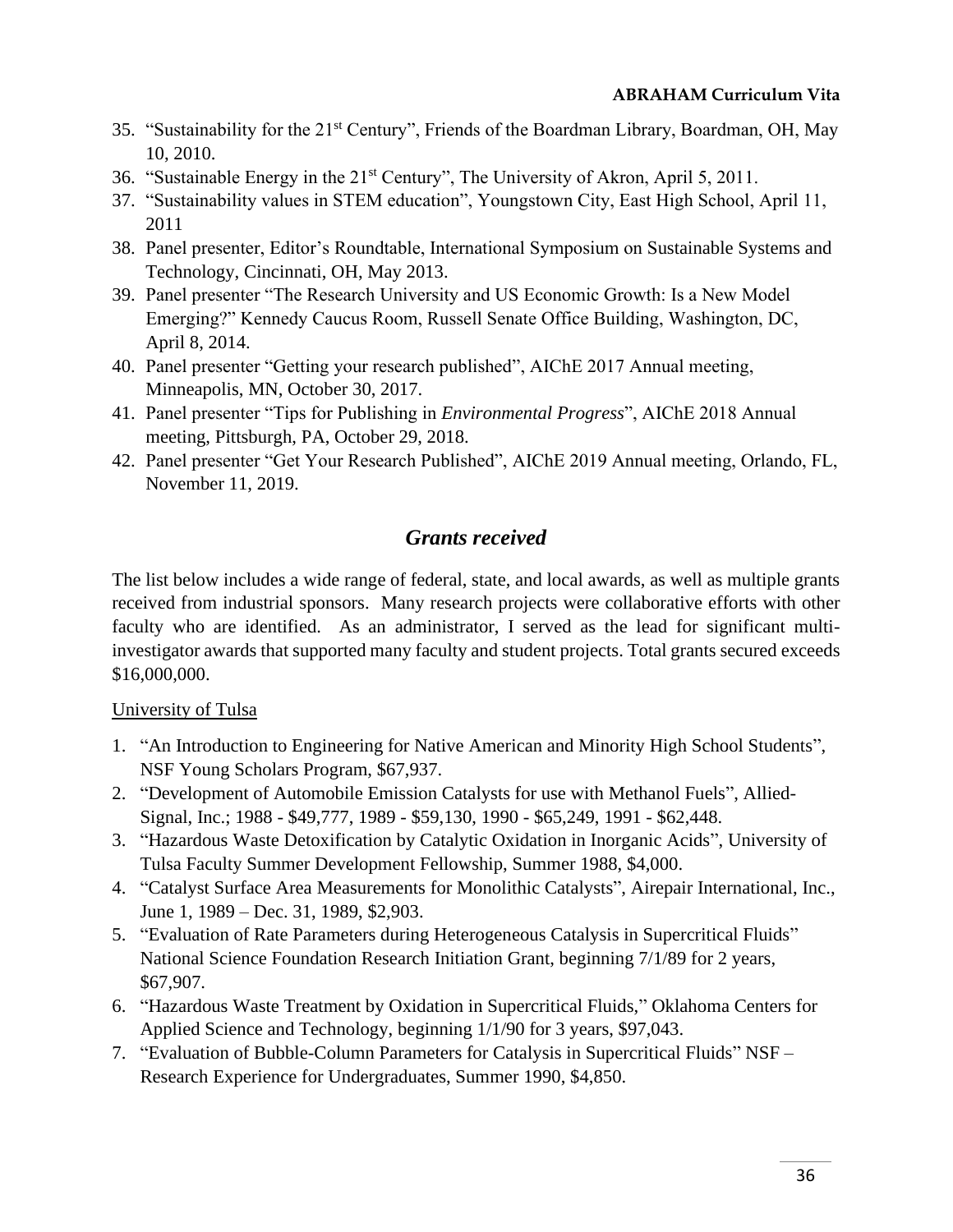35. "Sustainability for the 21st Century", Friends of the Boardman Library, Boardman, OH, May 10, 2010.
36. "Sustainable Energy in the 21st Century", The University of Akron, April 5, 2011.
37. "Sustainability values in STEM education", Youngstown City, East High School, April 11, 2011
38. Panel presenter, Editor's Roundtable, International Symposium on Sustainable Systems and Technology, Cincinnati, OH, May 2013.
39. Panel presenter "The Research University and US Economic Growth: Is a New Model Emerging?" Kennedy Caucus Room, Russell Senate Office Building, Washington, DC, April 8, 2014.
40. Panel presenter "Getting your research published", AIChE 2017 Annual meeting, Minneapolis, MN, October 30, 2017.
41. Panel presenter "Tips for Publishing in *Environmental Progress*", AIChE 2018 Annual meeting, Pittsburgh, PA, October 29, 2018.
42. Panel presenter "Get Your Research Published", AIChE 2019 Annual meeting, Orlando, FL, November 11, 2019.

## *Grants received*

The list below includes a wide range of federal, state, and local awards, as well as multiple grants received from industrial sponsors. Many research projects were collaborative efforts with other faculty who are identified. As an administrator, I served as the lead for significant multi-investigator awards that supported many faculty and student projects. Total grants secured exceeds $16,000,000.

University of Tulsa

1. "An Introduction to Engineering for Native American and Minority High School Students", NSF Young Scholars Program, $67,937.
2. "Development of Automobile Emission Catalysts for use with Methanol Fuels", Allied-Signal, Inc.; 1988 - $49,777, 1989 - $59,130, 1990 - $65,249, 1991 - $62,448.
3. "Hazardous Waste Detoxification by Catalytic Oxidation in Inorganic Acids", University of Tulsa Faculty Summer Development Fellowship, Summer 1988, $4,000.
4. "Catalyst Surface Area Measurements for Monolithic Catalysts", Airepair International, Inc., June 1, 1989 – Dec. 31, 1989, $2,903.
5. "Evaluation of Rate Parameters during Heterogeneous Catalysis in Supercritical Fluids" National Science Foundation Research Initiation Grant, beginning 7/1/89 for 2 years, $67,907.
6. "Hazardous Waste Treatment by Oxidation in Supercritical Fluids," Oklahoma Centers for Applied Science and Technology, beginning 1/1/90 for 3 years, $97,043.
7. "Evaluation of Bubble-Column Parameters for Catalysis in Supercritical Fluids" NSF – Research Experience for Undergraduates, Summer 1990, $4,850.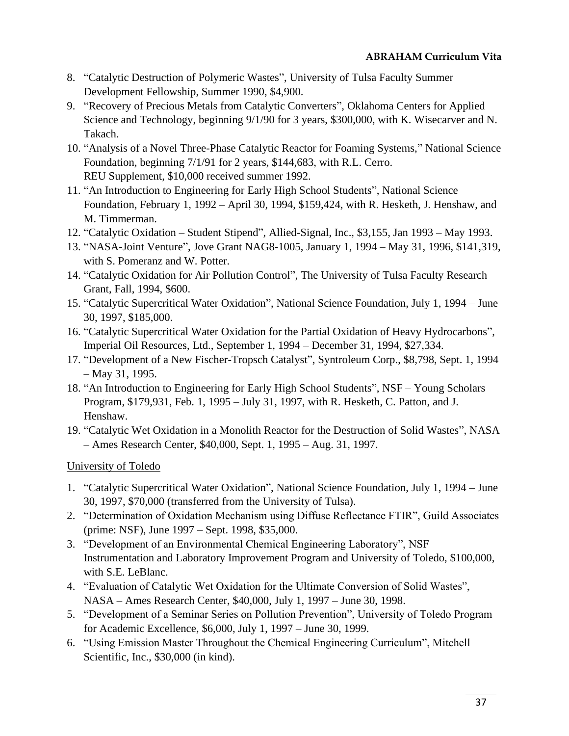8. "Catalytic Destruction of Polymeric Wastes", University of Tulsa Faculty Summer Development Fellowship, Summer 1990, $4,900.
9. "Recovery of Precious Metals from Catalytic Converters", Oklahoma Centers for Applied Science and Technology, beginning 9/1/90 for 3 years, $300,000, with K. Wisecarver and N. Takach.
10. "Analysis of a Novel Three-Phase Catalytic Reactor for Foaming Systems," National Science Foundation, beginning 7/1/91 for 2 years, $144,683, with R.L. Cerro.
    REU Supplement, $10,000 received summer 1992.
11. "An Introduction to Engineering for Early High School Students", National Science Foundation, February 1, 1992 – April 30, 1994, $159,424, with R. Hesketh, J. Henshaw, and M. Timmerman.
12. "Catalytic Oxidation – Student Stipend", Allied-Signal, Inc., $3,155, Jan 1993 – May 1993.
13. "NASA-Joint Venture", Jove Grant NAG8-1005, January 1, 1994 – May 31, 1996, $141,319, with S. Pomeranz and W. Potter.
14. "Catalytic Oxidation for Air Pollution Control", The University of Tulsa Faculty Research Grant, Fall, 1994, $600.
15. "Catalytic Supercritical Water Oxidation", National Science Foundation, July 1, 1994 – June 30, 1997, $185,000.
16. "Catalytic Supercritical Water Oxidation for the Partial Oxidation of Heavy Hydrocarbons", Imperial Oil Resources, Ltd., September 1, 1994 – December 31, 1994, $27,334.
17. "Development of a New Fischer-Tropsch Catalyst", Syntroleum Corp., $8,798, Sept. 1, 1994 – May 31, 1995.
18. "An Introduction to Engineering for Early High School Students", NSF – Young Scholars Program, $179,931, Feb. 1, 1995 – July 31, 1997, with R. Hesketh, C. Patton, and J. Henshaw.
19. "Catalytic Wet Oxidation in a Monolith Reactor for the Destruction of Solid Wastes", NASA – Ames Research Center, $40,000, Sept. 1, 1995 – Aug. 31, 1997.

<u>University of Toledo</u>

1. "Catalytic Supercritical Water Oxidation", National Science Foundation, July 1, 1994 – June 30, 1997, $70,000 (transferred from the University of Tulsa).
2. "Determination of Oxidation Mechanism using Diffuse Reflectance FTIR", Guild Associates (prime: NSF), June 1997 – Sept. 1998, $35,000.
3. "Development of an Environmental Chemical Engineering Laboratory", NSF Instrumentation and Laboratory Improvement Program and University of Toledo, $100,000, with S.E. LeBlanc.
4. "Evaluation of Catalytic Wet Oxidation for the Ultimate Conversion of Solid Wastes", NASA – Ames Research Center, $40,000, July 1, 1997 – June 30, 1998.
5. "Development of a Seminar Series on Pollution Prevention", University of Toledo Program for Academic Excellence, $6,000, July 1, 1997 – June 30, 1999.
6. "Using Emission Master Throughout the Chemical Engineering Curriculum", Mitchell Scientific, Inc., $30,000 (in kind).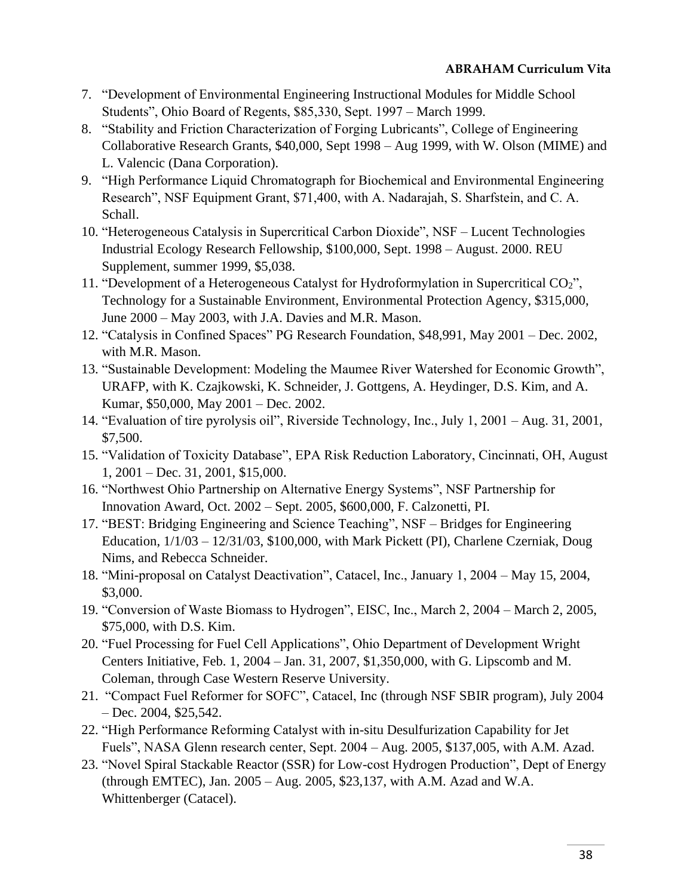7. “Development of Environmental Engineering Instructional Modules for Middle School Students”, Ohio Board of Regents, $85,330, Sept. 1997 – March 1999.
8. “Stability and Friction Characterization of Forging Lubricants”, College of Engineering Collaborative Research Grants, $40,000, Sept 1998 – Aug 1999, with W. Olson (MIME) and L. Valencic (Dana Corporation).
9. “High Performance Liquid Chromatograph for Biochemical and Environmental Engineering Research”, NSF Equipment Grant, $71,400, with A. Nadarajah, S. Sharfstein, and C. A. Schall.
10. “Heterogeneous Catalysis in Supercritical Carbon Dioxide”, NSF – Lucent Technologies Industrial Ecology Research Fellowship, $100,000, Sept. 1998 – August. 2000. REU Supplement, summer 1999, $5,038.
11. “Development of a Heterogeneous Catalyst for Hydroformylation in Supercritical $CO_2$”, Technology for a Sustainable Environment, Environmental Protection Agency, $315,000, June 2000 – May 2003, with J.A. Davies and M.R. Mason.
12. “Catalysis in Confined Spaces” PG Research Foundation, $48,991, May 2001 – Dec. 2002, with M.R. Mason.
13. “Sustainable Development: Modeling the Maumee River Watershed for Economic Growth”, URAFP, with K. Czajkowski, K. Schneider, J. Gottgens, A. Heydinger, D.S. Kim, and A. Kumar, $50,000, May 2001 – Dec. 2002.
14. “Evaluation of tire pyrolysis oil”, Riverside Technology, Inc., July 1, 2001 – Aug. 31, 2001, $7,500.
15. “Validation of Toxicity Database”, EPA Risk Reduction Laboratory, Cincinnati, OH, August 1, 2001 – Dec. 31, 2001, $15,000.
16. “Northwest Ohio Partnership on Alternative Energy Systems”, NSF Partnership for Innovation Award, Oct. 2002 – Sept. 2005, $600,000, F. Calzonetti, PI.
17. “BEST: Bridging Engineering and Science Teaching”, NSF – Bridges for Engineering Education, 1/1/03 – 12/31/03, $100,000, with Mark Pickett (PI), Charlene Czerniak, Doug Nims, and Rebecca Schneider.
18. “Mini-proposal on Catalyst Deactivation”, Catacel, Inc., January 1, 2004 – May 15, 2004, $3,000.
19. “Conversion of Waste Biomass to Hydrogen”, EISC, Inc., March 2, 2004 – March 2, 2005, $75,000, with D.S. Kim.
20. “Fuel Processing for Fuel Cell Applications”, Ohio Department of Development Wright Centers Initiative, Feb. 1, 2004 – Jan. 31, 2007, $1,350,000, with G. Lipscomb and M. Coleman, through Case Western Reserve University.
21. “Compact Fuel Reformer for SOFC”, Catacel, Inc (through NSF SBIR program), July 2004 – Dec. 2004, $25,542.
22. “High Performance Reforming Catalyst with in-situ Desulfurization Capability for Jet Fuels”, NASA Glenn research center, Sept. 2004 – Aug. 2005, $137,005, with A.M. Azad.
23. “Novel Spiral Stackable Reactor (SSR) for Low-cost Hydrogen Production”, Dept of Energy (through EMTEC), Jan. 2005 – Aug. 2005, $23,137, with A.M. Azad and W.A. Whittenberger (Catacel).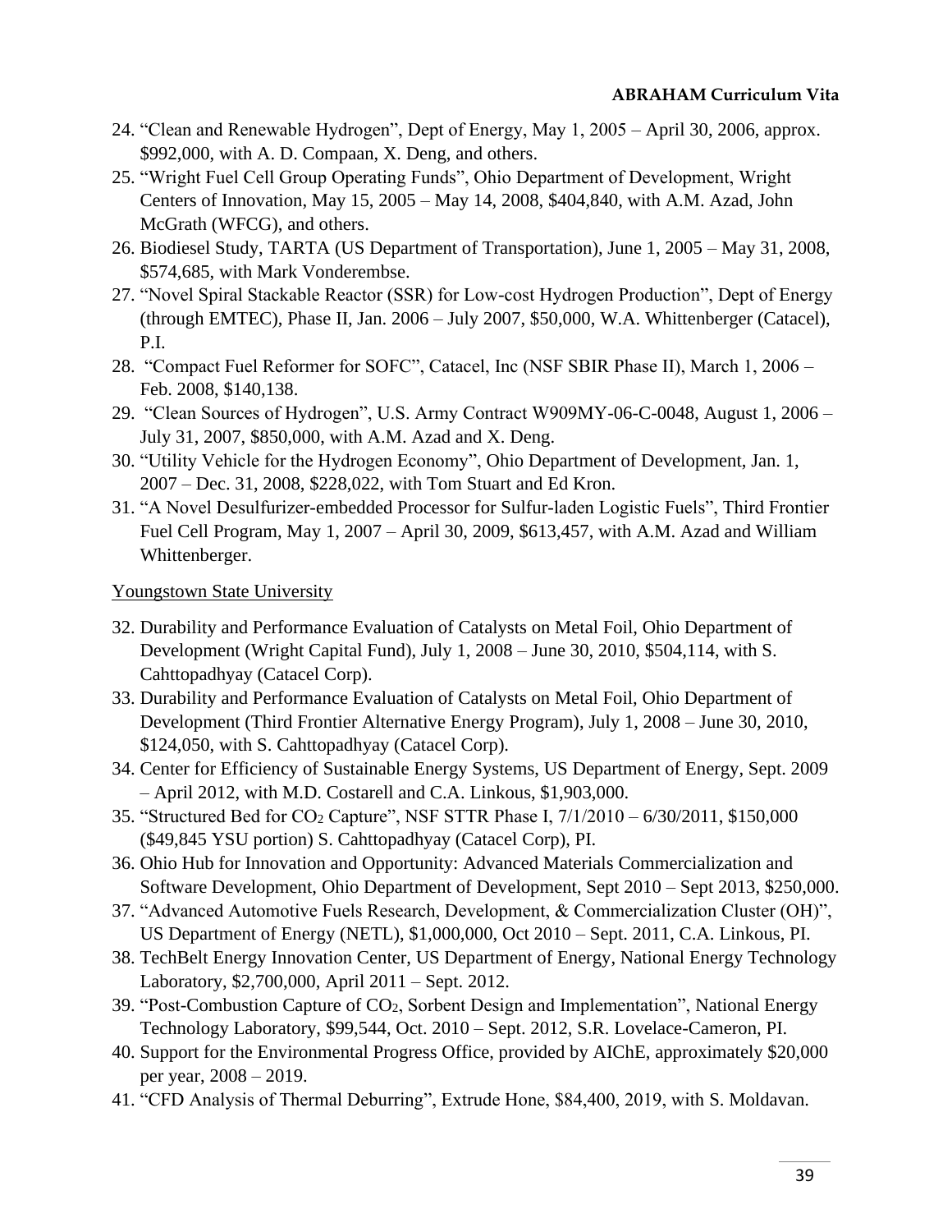24. "Clean and Renewable Hydrogen", Dept of Energy, May 1, 2005 – April 30, 2006, approx. $992,000, with A. D. Compaan, X. Deng, and others.
25. "Wright Fuel Cell Group Operating Funds", Ohio Department of Development, Wright Centers of Innovation, May 15, 2005 – May 14, 2008, $404,840, with A.M. Azad, John McGrath (WFCG), and others.
26. Biodiesel Study, TARTA (US Department of Transportation), June 1, 2005 – May 31, 2008, $574,685, with Mark Vonderembse.
27. "Novel Spiral Stackable Reactor (SSR) for Low-cost Hydrogen Production", Dept of Energy (through EMTEC), Phase II, Jan. 2006 – July 2007, $50,000, W.A. Whittenberger (Catacel), P.I.
28. "Compact Fuel Reformer for SOFC", Catacel, Inc (NSF SBIR Phase II), March 1, 2006 – Feb. 2008, $140,138.
29. "Clean Sources of Hydrogen", U.S. Army Contract W909MY-06-C-0048, August 1, 2006 – July 31, 2007, $850,000, with A.M. Azad and X. Deng.
30. "Utility Vehicle for the Hydrogen Economy", Ohio Department of Development, Jan. 1, 2007 – Dec. 31, 2008, $228,022, with Tom Stuart and Ed Kron.
31. "A Novel Desulfurizer-embedded Processor for Sulfur-laden Logistic Fuels", Third Frontier Fuel Cell Program, May 1, 2007 – April 30, 2009, $613,457, with A.M. Azad and William Whittenberger.

<u>Youngstown State University</u>

32. Durability and Performance Evaluation of Catalysts on Metal Foil, Ohio Department of Development (Wright Capital Fund), July 1, 2008 – June 30, 2010, $504,114, with S. Cahttopadhyay (Catacel Corp).
33. Durability and Performance Evaluation of Catalysts on Metal Foil, Ohio Department of Development (Third Frontier Alternative Energy Program), July 1, 2008 – June 30, 2010, $124,050, with S. Cahttopadhyay (Catacel Corp).
34. Center for Efficiency of Sustainable Energy Systems, US Department of Energy, Sept. 2009 – April 2012, with M.D. Costarell and C.A. Linkous, $1,903,000.
35. "Structured Bed for $CO_2$ Capture", NSF STTR Phase I, 7/1/2010 – 6/30/2011, $150,000 ($49,845 YSU portion) S. Cahttopadhyay (Catacel Corp), PI.
36. Ohio Hub for Innovation and Opportunity: Advanced Materials Commercialization and Software Development, Ohio Department of Development, Sept 2010 – Sept 2013, $250,000.
37. "Advanced Automotive Fuels Research, Development, & Commercialization Cluster (OH)", US Department of Energy (NETL), $1,000,000, Oct 2010 – Sept. 2011, C.A. Linkous, PI.
38. TechBelt Energy Innovation Center, US Department of Energy, National Energy Technology Laboratory, $2,700,000, April 2011 – Sept. 2012.
39. "Post-Combustion Capture of $CO_2$, Sorbent Design and Implementation", National Energy Technology Laboratory, $99,544, Oct. 2010 – Sept. 2012, S.R. Lovelace-Cameron, PI.
40. Support for the Environmental Progress Office, provided by AIChE, approximately $20,000 per year, 2008 – 2019.
41. "CFD Analysis of Thermal Deburring", Extrude Hone, $84,400, 2019, with S. Moldavan.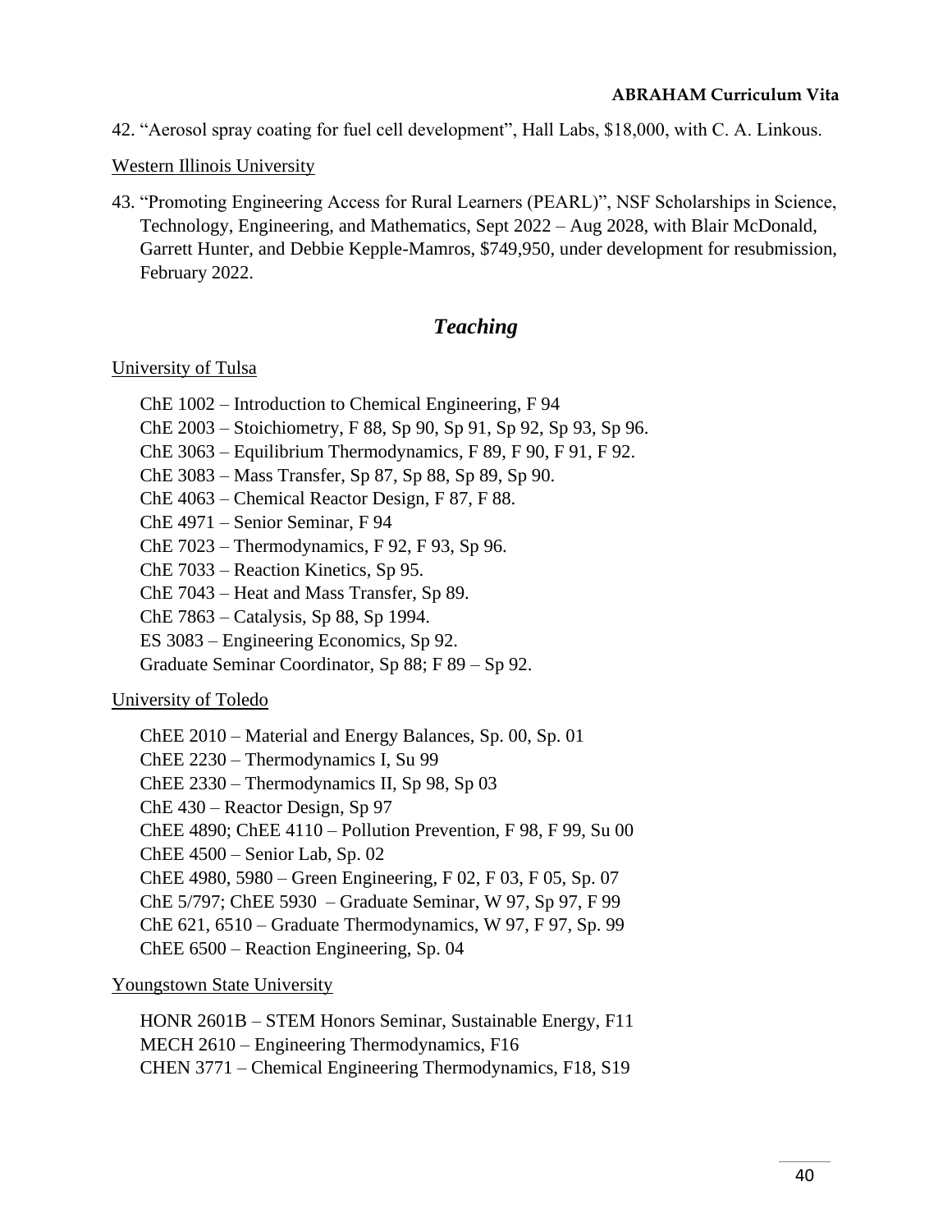42. "Aerosol spray coating for fuel cell development", Hall Labs, $18,000, with C. A. Linkous.

<u>Western Illinois University</u>

43. "Promoting Engineering Access for Rural Learners (PEARL)", NSF Scholarships in Science, Technology, Engineering, and Mathematics, Sept 2022 – Aug 2028, with Blair McDonald, Garrett Hunter, and Debbie Kepple-Mamros, $749,950, under development for resubmission, February 2022.

## *Teaching*

<u>University of Tulsa</u>

ChE 1002 – Introduction to Chemical Engineering, F 94
ChE 2003 – Stoichiometry, F 88, Sp 90, Sp 91, Sp 92, Sp 93, Sp 96.
ChE 3063 – Equilibrium Thermodynamics, F 89, F 90, F 91, F 92.
ChE 3083 – Mass Transfer, Sp 87, Sp 88, Sp 89, Sp 90.
ChE 4063 – Chemical Reactor Design, F 87, F 88.
ChE 4971 – Senior Seminar, F 94
ChE 7023 – Thermodynamics, F 92, F 93, Sp 96.
ChE 7033 – Reaction Kinetics, Sp 95.
ChE 7043 – Heat and Mass Transfer, Sp 89.
ChE 7863 – Catalysis, Sp 88, Sp 1994.
ES 3083 – Engineering Economics, Sp 92.
Graduate Seminar Coordinator, Sp 88; F 89 – Sp 92.

<u>University of Toledo</u>

ChEE 2010 – Material and Energy Balances, Sp. 00, Sp. 01
ChEE 2230 – Thermodynamics I, Su 99
ChEE 2330 – Thermodynamics II, Sp 98, Sp 03
ChE 430 – Reactor Design, Sp 97
ChEE 4890; ChEE 4110 – Pollution Prevention, F 98, F 99, Su 00
ChEE 4500 – Senior Lab, Sp. 02
ChEE 4980, 5980 – Green Engineering, F 02, F 03, F 05, Sp. 07
ChE 5/797; ChEE 5930 – Graduate Seminar, W 97, Sp 97, F 99
ChE 621, 6510 – Graduate Thermodynamics, W 97, F 97, Sp. 99
ChEE 6500 – Reaction Engineering, Sp. 04

<u>Youngstown State University</u>

HONR 2601B – STEM Honors Seminar, Sustainable Energy, F11
MECH 2610 – Engineering Thermodynamics, F16
CHEN 3771 – Chemical Engineering Thermodynamics, F18, S19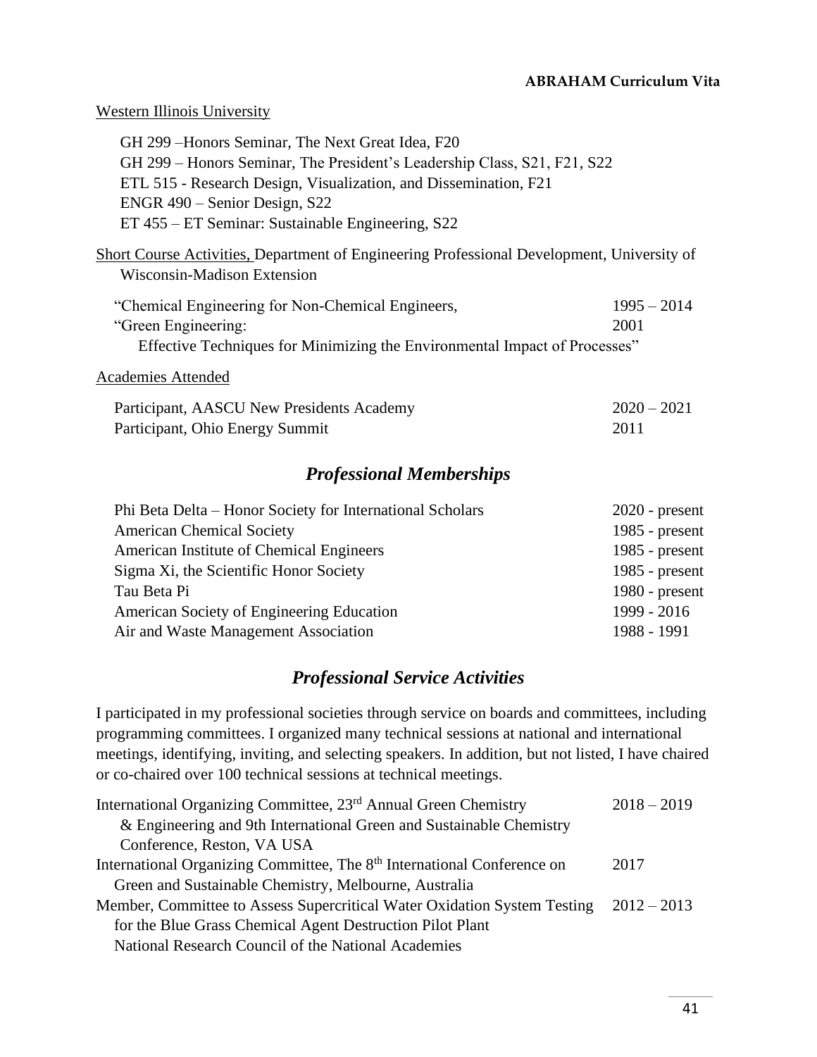Western Illinois University

GH 299 –Honors Seminar, The Next Great Idea, F20
GH 299 – Honors Seminar, The President's Leadership Class, S21, F21, S22
ETL 515 - Research Design, Visualization, and Dissemination, F21
ENGR 490 – Senior Design, S22
ET 455 – ET Seminar: Sustainable Engineering, S22

Short Course Activities, Department of Engineering Professional Development, University of Wisconsin-Madison Extension

| | |
|---|---|
| "Chemical Engineering for Non-Chemical Engineers, | 1995 – 2014 |
| "Green Engineering: Effective Techniques for Minimizing the Environmental Impact of Processes" | 2001 |

Academies Attended

| | |
|---|---|
| Participant, AASCU New Presidents Academy | 2020 – 2021 |
| Participant, Ohio Energy Summit | 2011 |

## *Professional Memberships*

| | |
|---|---|
| Phi Beta Delta – Honor Society for International Scholars | 2020 - present |
| American Chemical Society | 1985 - present |
| American Institute of Chemical Engineers | 1985 - present |
| Sigma Xi, the Scientific Honor Society | 1985 - present |
| Tau Beta Pi | 1980 - present |
| American Society of Engineering Education | 1999 - 2016 |
| Air and Waste Management Association | 1988 - 1991 |

## *Professional Service Activities*

I participated in my professional societies through service on boards and committees, including programming committees. I organized many technical sessions at national and international meetings, identifying, inviting, and selecting speakers. In addition, but not listed, I have chaired or co-chaired over 100 technical sessions at technical meetings.

| | |
|---|---|
| International Organizing Committee, 23rd Annual Green Chemistry & Engineering and 9th International Green and Sustainable Chemistry Conference, Reston, VA USA | 2018 – 2019 |
| International Organizing Committee, The 8th International Conference on Green and Sustainable Chemistry, Melbourne, Australia | 2017 |
| Member, Committee to Assess Supercritical Water Oxidation System Testing for the Blue Grass Chemical Agent Destruction Pilot Plant National Research Council of the National Academies | 2012 – 2013 |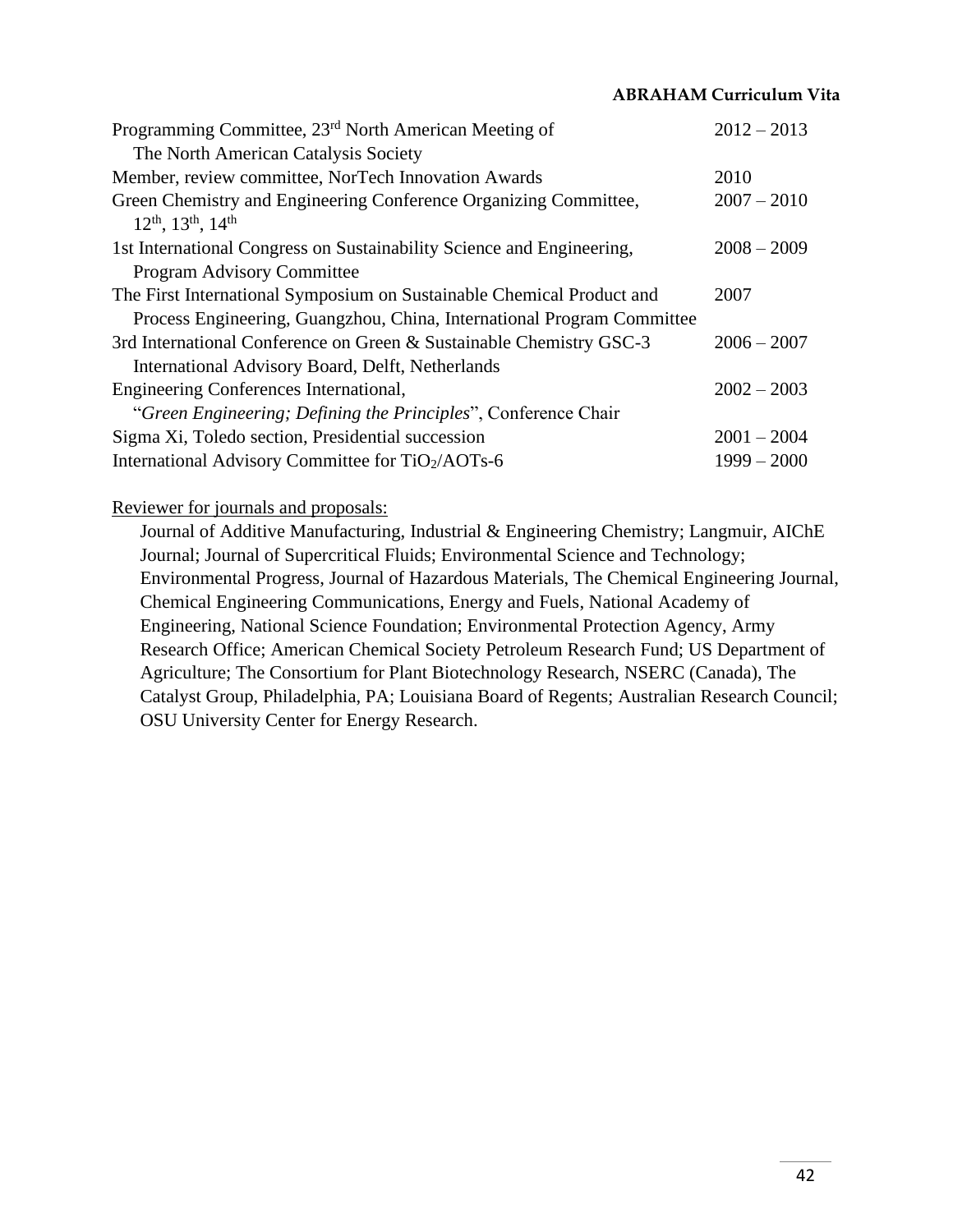| | |
|---|---|
| Programming Committee, 23rd North American Meeting of The North American Catalysis Society | 2012 – 2013 |
| Member, review committee, NorTech Innovation Awards | 2010 |
| Green Chemistry and Engineering Conference Organizing Committee, 12th, 13th, 14th | 2007 – 2010 |
| 1st International Congress on Sustainability Science and Engineering, Program Advisory Committee | 2008 – 2009 |
| The First International Symposium on Sustainable Chemical Product and Process Engineering, Guangzhou, China, International Program Committee | 2007 |
| 3rd International Conference on Green & Sustainable Chemistry GSC-3 International Advisory Board, Delft, Netherlands | 2006 – 2007 |
| Engineering Conferences International, "*Green Engineering; Defining the Principles*", Conference Chair | 2002 – 2003 |
| Sigma Xi, Toledo section, Presidential succession | 2001 – 2004 |
| International Advisory Committee for $TiO_2$/AOTs-6 | 1999 – 2000 |

<u>Reviewer for journals and proposals:</u>

Journal of Additive Manufacturing, Industrial & Engineering Chemistry; Langmuir, AIChE Journal; Journal of Supercritical Fluids; Environmental Science and Technology; Environmental Progress, Journal of Hazardous Materials, The Chemical Engineering Journal, Chemical Engineering Communications, Energy and Fuels, National Academy of Engineering, National Science Foundation; Environmental Protection Agency, Army Research Office; American Chemical Society Petroleum Research Fund; US Department of Agriculture; The Consortium for Plant Biotechnology Research, NSERC (Canada), The Catalyst Group, Philadelphia, PA; Louisiana Board of Regents; Australian Research Council; OSU University Center for Energy Research.